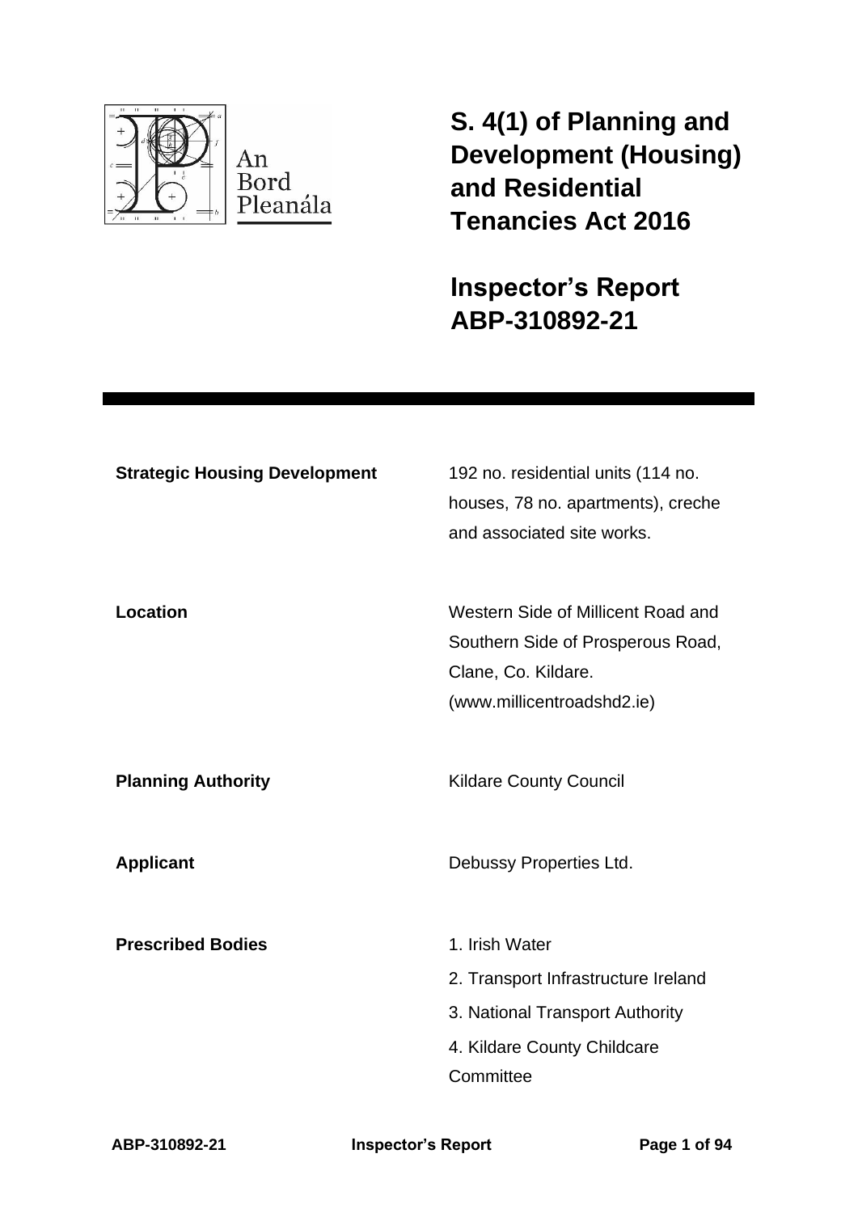An Bord Pleanála

# S. 4(1) of Planning and Development (Housing) and Residential Tenancies Act 2016

# Inspector's Report ABP-310892-21

| | |
|---|---|
| **Strategic Housing Development** | 192 no. residential units (114 no. houses, 78 no. apartments), creche and associated site works. |
| **Location** | Western Side of Millicent Road and Southern Side of Prosperous Road, Clane, Co. Kildare. (www.millicentroadshd2.ie) |
| **Planning Authority** | Kildare County Council |
| **Applicant** | Debussy Properties Ltd. |
| **Prescribed Bodies** | 1. Irish Water<br>2. Transport Infrastructure Ireland<br>3. National Transport Authority<br>4. Kildare County Childcare Committee |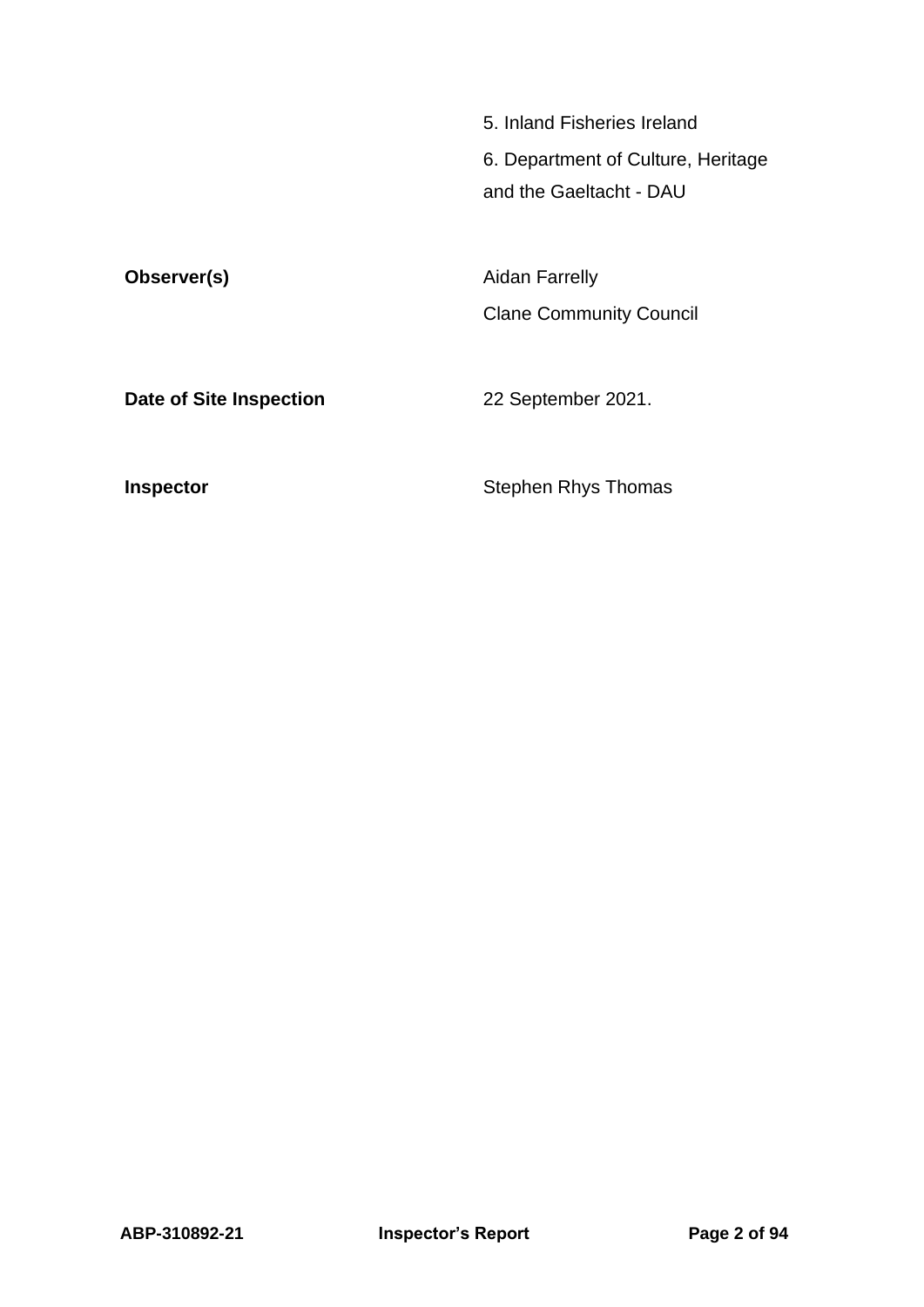| | |
|---|---|
| | 5. Inland Fisheries Ireland |
| | 6. Department of Culture, Heritage and the Gaeltacht - DAU |
| **Observer(s)** | Aidan Farrelly<br>Clane Community Council |
| **Date of Site Inspection** | 22 September 2021. |
| **Inspector** | Stephen Rhys Thomas |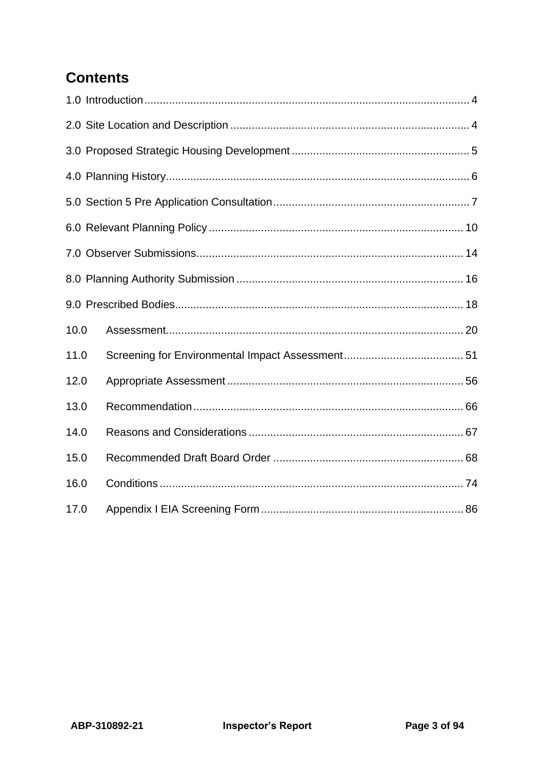## Contents

1.0 Introduction ........................................................................................................ 4

2.0 Site Location and Description ............................................................................ 4

3.0 Proposed Strategic Housing Development ......................................................... 5

4.0 Planning History.................................................................................................. 6

5.0 Section 5 Pre Application Consultation ............................................................... 7

6.0 Relevant Planning Policy .................................................................................. 10

7.0 Observer Submissions...................................................................................... 14

8.0 Planning Authority Submission ......................................................................... 16

9.0 Prescribed Bodies............................................................................................. 18

10.0 Assessment................................................................................................ 20

11.0 Screening for Environmental Impact Assessment ...................................... 51

12.0 Appropriate Assessment ............................................................................ 56

13.0 Recommendation ....................................................................................... 66

14.0 Reasons and Considerations ..................................................................... 67

15.0 Recommended Draft Board Order ............................................................. 68

16.0 Conditions .................................................................................................. 74

17.0 Appendix I EIA Screening Form ................................................................. 86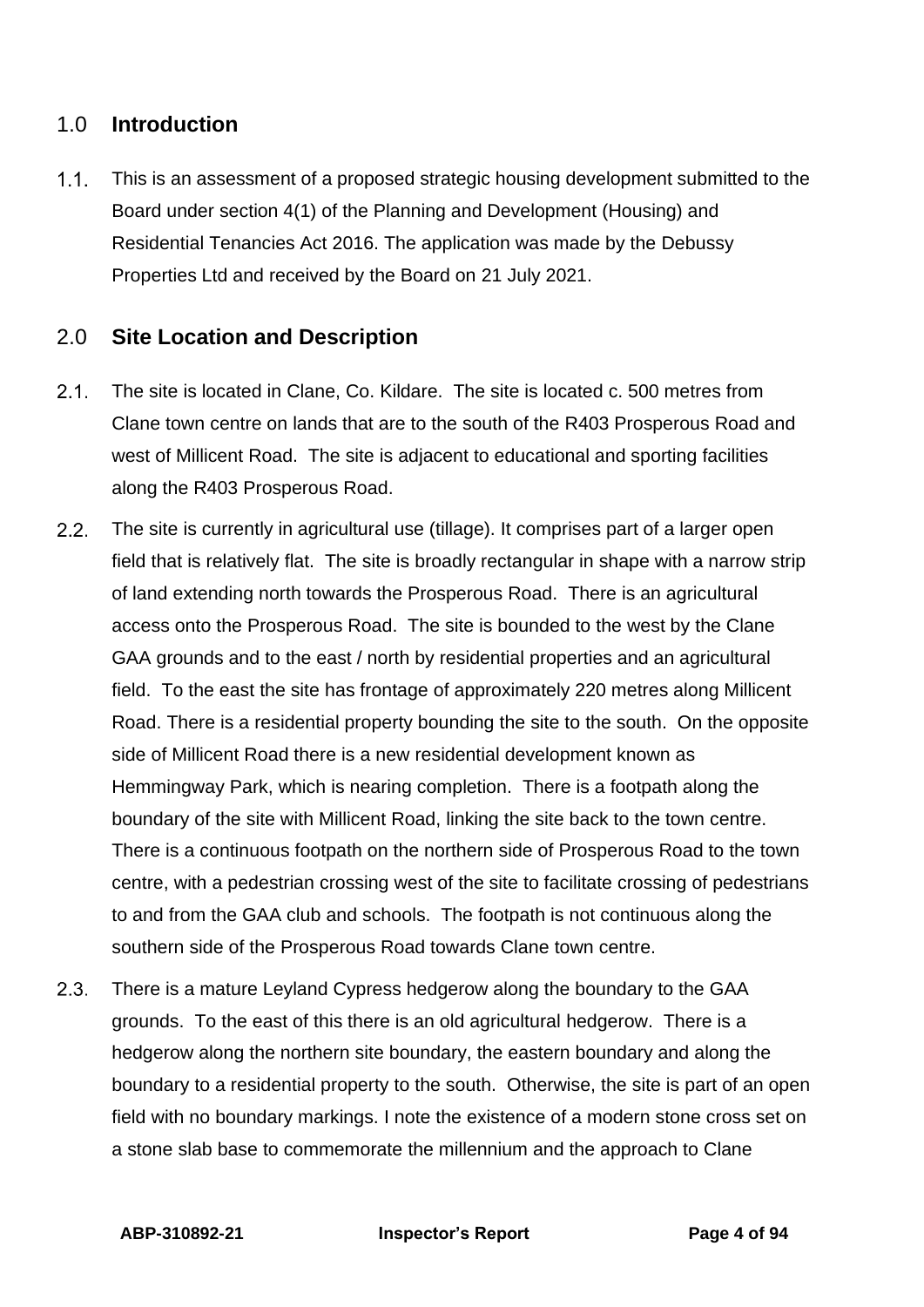## 1.0 **Introduction**

1.1. This is an assessment of a proposed strategic housing development submitted to the Board under section 4(1) of the Planning and Development (Housing) and Residential Tenancies Act 2016. The application was made by the Debussy Properties Ltd and received by the Board on 21 July 2021.

## 2.0 **Site Location and Description**

2.1. The site is located in Clane, Co. Kildare. The site is located c. 500 metres from Clane town centre on lands that are to the south of the R403 Prosperous Road and west of Millicent Road. The site is adjacent to educational and sporting facilities along the R403 Prosperous Road.

2.2. The site is currently in agricultural use (tillage). It comprises part of a larger open field that is relatively flat. The site is broadly rectangular in shape with a narrow strip of land extending north towards the Prosperous Road. There is an agricultural access onto the Prosperous Road. The site is bounded to the west by the Clane GAA grounds and to the east / north by residential properties and an agricultural field. To the east the site has frontage of approximately 220 metres along Millicent Road. There is a residential property bounding the site to the south. On the opposite side of Millicent Road there is a new residential development known as Hemmingway Park, which is nearing completion. There is a footpath along the boundary of the site with Millicent Road, linking the site back to the town centre. There is a continuous footpath on the northern side of Prosperous Road to the town centre, with a pedestrian crossing west of the site to facilitate crossing of pedestrians to and from the GAA club and schools. The footpath is not continuous along the southern side of the Prosperous Road towards Clane town centre.

2.3. There is a mature Leyland Cypress hedgerow along the boundary to the GAA grounds. To the east of this there is an old agricultural hedgerow. There is a hedgerow along the northern site boundary, the eastern boundary and along the boundary to a residential property to the south. Otherwise, the site is part of an open field with no boundary markings. I note the existence of a modern stone cross set on a stone slab base to commemorate the millennium and the approach to Clane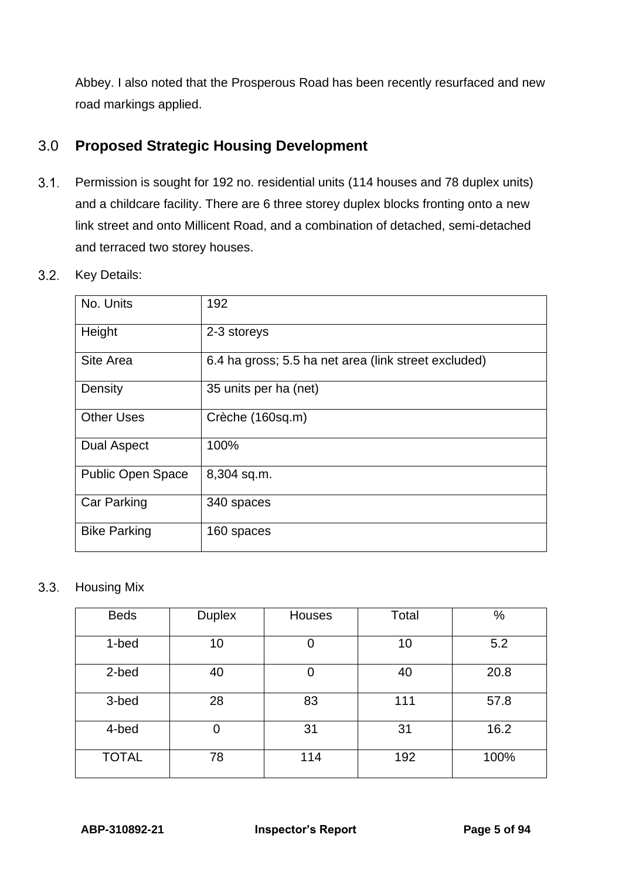Abbey. I also noted that the Prosperous Road has been recently resurfaced and new road markings applied.

## 3.0 Proposed Strategic Housing Development

3.1. Permission is sought for 192 no. residential units (114 houses and 78 duplex units) and a childcare facility. There are 6 three storey duplex blocks fronting onto a new link street and onto Millicent Road, and a combination of detached, semi-detached and terraced two storey houses.

3.2. Key Details:

| No. Units | 192 |
|---|---|
| Height | 2-3 storeys |
| Site Area | 6.4 ha gross; 5.5 ha net area (link street excluded) |
| Density | 35 units per ha (net) |
| Other Uses | Crèche (160sq.m) |
| Dual Aspect | 100% |
| Public Open Space | 8,304 sq.m. |
| Car Parking | 340 spaces |
| Bike Parking | 160 spaces |

3.3. Housing Mix

| Beds | Duplex | Houses | Total | % |
|---|---|---|---|---|
| 1-bed | 10 | 0 | 10 | 5.2 |
| 2-bed | 40 | 0 | 40 | 20.8 |
| 3-bed | 28 | 83 | 111 | 57.8 |
| 4-bed | 0 | 31 | 31 | 16.2 |
| TOTAL | 78 | 114 | 192 | 100% |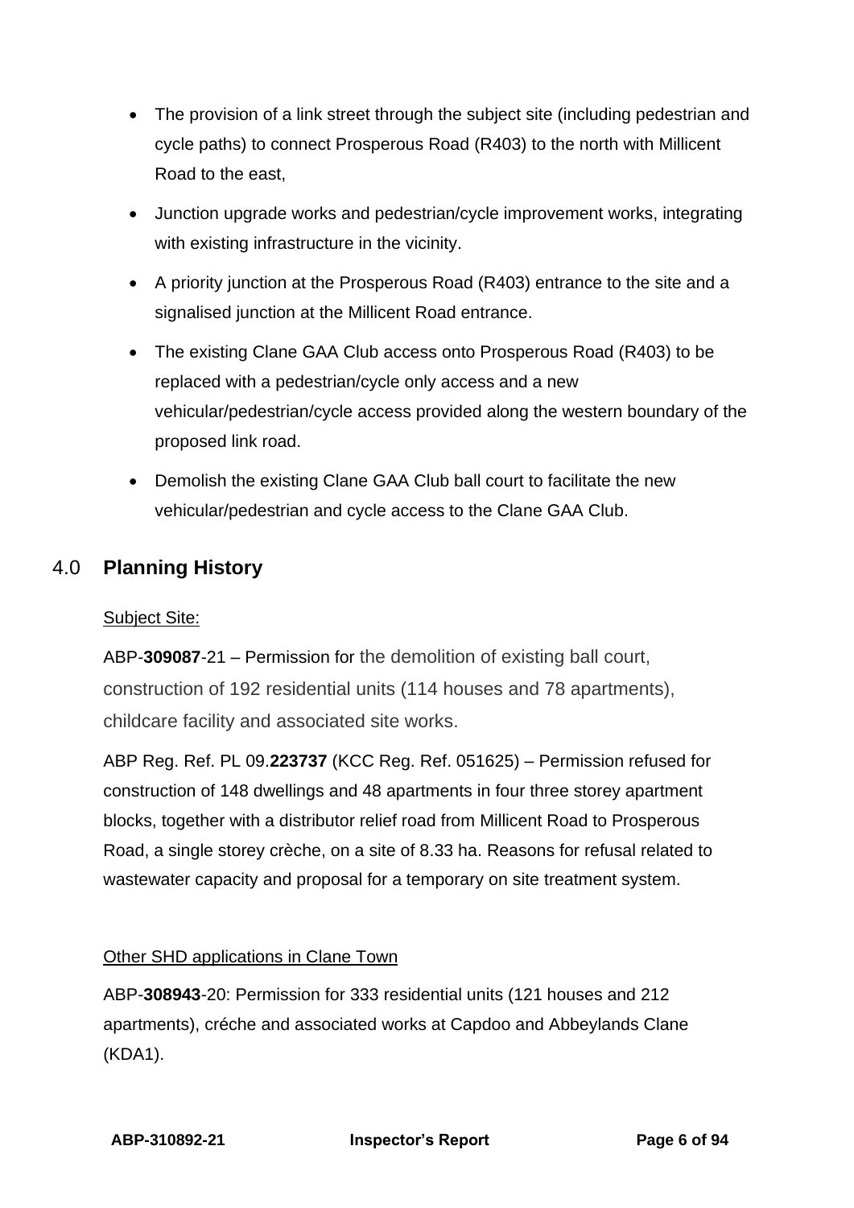- The provision of a link street through the subject site (including pedestrian and cycle paths) to connect Prosperous Road (R403) to the north with Millicent Road to the east,
- Junction upgrade works and pedestrian/cycle improvement works, integrating with existing infrastructure in the vicinity.
- A priority junction at the Prosperous Road (R403) entrance to the site and a signalised junction at the Millicent Road entrance.
- The existing Clane GAA Club access onto Prosperous Road (R403) to be replaced with a pedestrian/cycle only access and a new vehicular/pedestrian/cycle access provided along the western boundary of the proposed link road.
- Demolish the existing Clane GAA Club ball court to facilitate the new vehicular/pedestrian and cycle access to the Clane GAA Club.

## 4.0 **Planning History**

Subject Site:

ABP-**309087**-21 – Permission for the demolition of existing ball court, construction of 192 residential units (114 houses and 78 apartments), childcare facility and associated site works.

ABP Reg. Ref. PL 09.**223737** (KCC Reg. Ref. 051625) – Permission refused for construction of 148 dwellings and 48 apartments in four three storey apartment blocks, together with a distributor relief road from Millicent Road to Prosperous Road, a single storey crèche, on a site of 8.33 ha. Reasons for refusal related to wastewater capacity and proposal for a temporary on site treatment system.

Other SHD applications in Clane Town

ABP-**308943**-20: Permission for 333 residential units (121 houses and 212 apartments), créche and associated works at Capdoo and Abbeylands Clane (KDA1).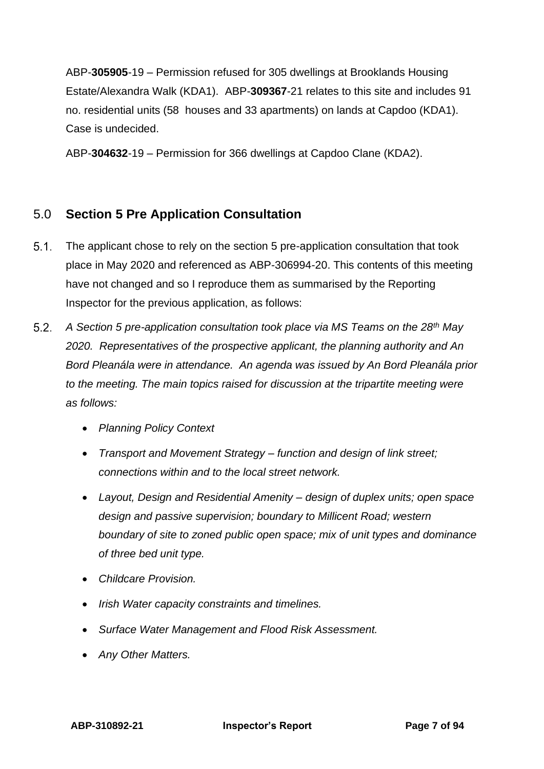ABP-**305905**-19 – Permission refused for 305 dwellings at Brooklands Housing Estate/Alexandra Walk (KDA1). ABP-**309367**-21 relates to this site and includes 91 no. residential units (58 houses and 33 apartments) on lands at Capdoo (KDA1). Case is undecided.

ABP-**304632**-19 – Permission for 366 dwellings at Capdoo Clane (KDA2).

## 5.0 Section 5 Pre Application Consultation

5.1. The applicant chose to rely on the section 5 pre-application consultation that took place in May 2020 and referenced as ABP-306994-20. This contents of this meeting have not changed and so I reproduce them as summarised by the Reporting Inspector for the previous application, as follows:

5.2. *A Section 5 pre-application consultation took place via MS Teams on the 28th May 2020. Representatives of the prospective applicant, the planning authority and An Bord Pleanála were in attendance. An agenda was issued by An Bord Pleanála prior to the meeting. The main topics raised for discussion at the tripartite meeting were as follows:*

- *Planning Policy Context*
- *Transport and Movement Strategy – function and design of link street; connections within and to the local street network.*
- *Layout, Design and Residential Amenity – design of duplex units; open space design and passive supervision; boundary to Millicent Road; western boundary of site to zoned public open space; mix of unit types and dominance of three bed unit type.*
- *Childcare Provision.*
- *Irish Water capacity constraints and timelines.*
- *Surface Water Management and Flood Risk Assessment.*
- *Any Other Matters.*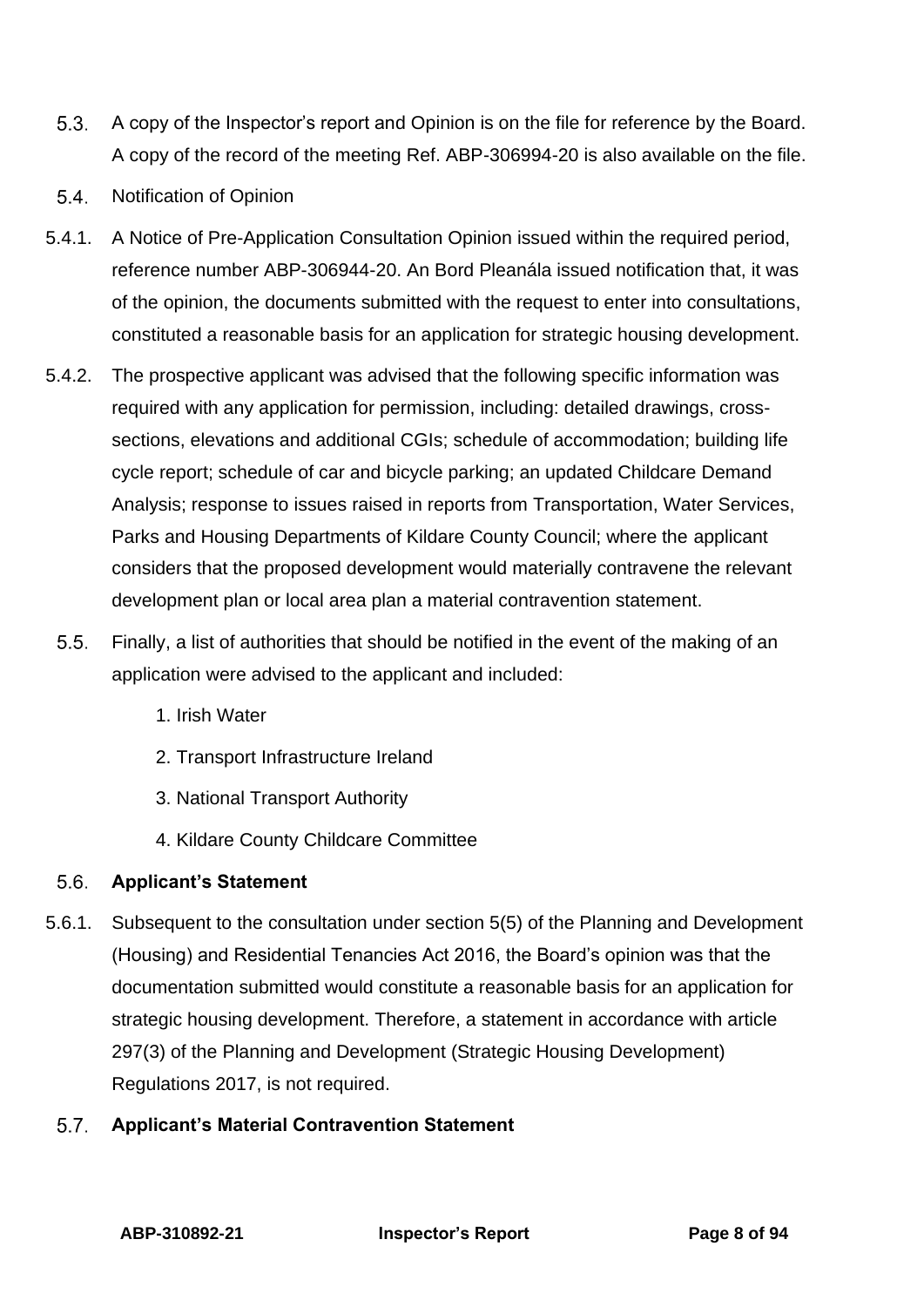5.3. A copy of the Inspector's report and Opinion is on the file for reference by the Board. A copy of the record of the meeting Ref. ABP-306994-20 is also available on the file.

5.4. Notification of Opinion

5.4.1. A Notice of Pre-Application Consultation Opinion issued within the required period, reference number ABP-306944-20. An Bord Pleanála issued notification that, it was of the opinion, the documents submitted with the request to enter into consultations, constituted a reasonable basis for an application for strategic housing development.

5.4.2. The prospective applicant was advised that the following specific information was required with any application for permission, including: detailed drawings, cross-sections, elevations and additional CGIs; schedule of accommodation; building life cycle report; schedule of car and bicycle parking; an updated Childcare Demand Analysis; response to issues raised in reports from Transportation, Water Services, Parks and Housing Departments of Kildare County Council; where the applicant considers that the proposed development would materially contravene the relevant development plan or local area plan a material contravention statement.

5.5. Finally, a list of authorities that should be notified in the event of the making of an application were advised to the applicant and included:

1. Irish Water
2. Transport Infrastructure Ireland
3. National Transport Authority
4. Kildare County Childcare Committee

## 5.6. Applicant's Statement

5.6.1. Subsequent to the consultation under section 5(5) of the Planning and Development (Housing) and Residential Tenancies Act 2016, the Board's opinion was that the documentation submitted would constitute a reasonable basis for an application for strategic housing development. Therefore, a statement in accordance with article 297(3) of the Planning and Development (Strategic Housing Development) Regulations 2017, is not required.

## 5.7. Applicant's Material Contravention Statement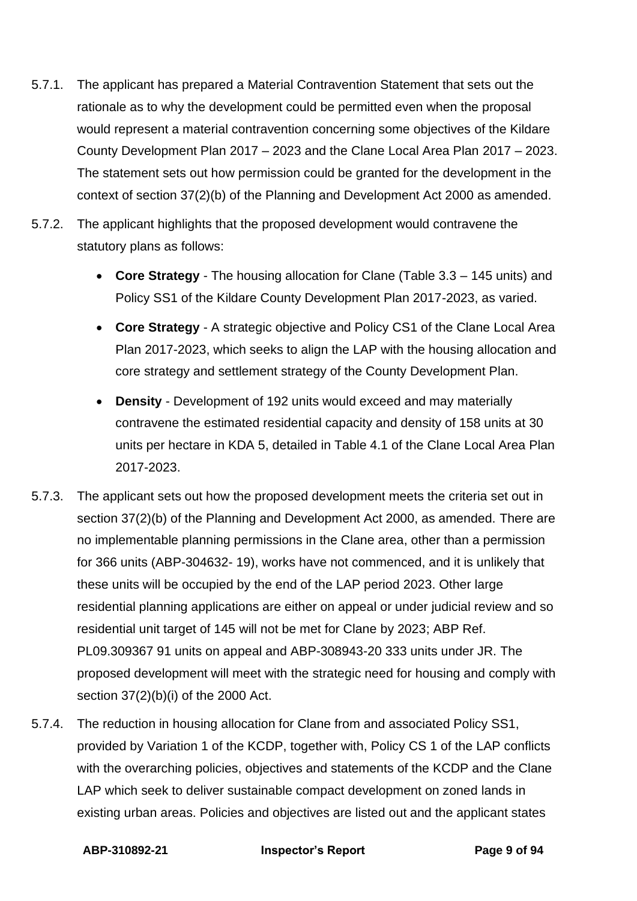5.7.1. The applicant has prepared a Material Contravention Statement that sets out the rationale as to why the development could be permitted even when the proposal would represent a material contravention concerning some objectives of the Kildare County Development Plan 2017 – 2023 and the Clane Local Area Plan 2017 – 2023. The statement sets out how permission could be granted for the development in the context of section 37(2)(b) of the Planning and Development Act 2000 as amended.

5.7.2. The applicant highlights that the proposed development would contravene the statutory plans as follows:

- **Core Strategy** - The housing allocation for Clane (Table 3.3 – 145 units) and Policy SS1 of the Kildare County Development Plan 2017-2023, as varied.
- **Core Strategy** - A strategic objective and Policy CS1 of the Clane Local Area Plan 2017-2023, which seeks to align the LAP with the housing allocation and core strategy and settlement strategy of the County Development Plan.
- **Density** - Development of 192 units would exceed and may materially contravene the estimated residential capacity and density of 158 units at 30 units per hectare in KDA 5, detailed in Table 4.1 of the Clane Local Area Plan 2017-2023.

5.7.3. The applicant sets out how the proposed development meets the criteria set out in section 37(2)(b) of the Planning and Development Act 2000, as amended. There are no implementable planning permissions in the Clane area, other than a permission for 366 units (ABP-304632- 19), works have not commenced, and it is unlikely that these units will be occupied by the end of the LAP period 2023. Other large residential planning applications are either on appeal or under judicial review and so residential unit target of 145 will not be met for Clane by 2023; ABP Ref. PL09.309367 91 units on appeal and ABP-308943-20 333 units under JR. The proposed development will meet with the strategic need for housing and comply with section 37(2)(b)(i) of the 2000 Act.

5.7.4. The reduction in housing allocation for Clane from and associated Policy SS1, provided by Variation 1 of the KCDP, together with, Policy CS 1 of the LAP conflicts with the overarching policies, objectives and statements of the KCDP and the Clane LAP which seek to deliver sustainable compact development on zoned lands in existing urban areas. Policies and objectives are listed out and the applicant states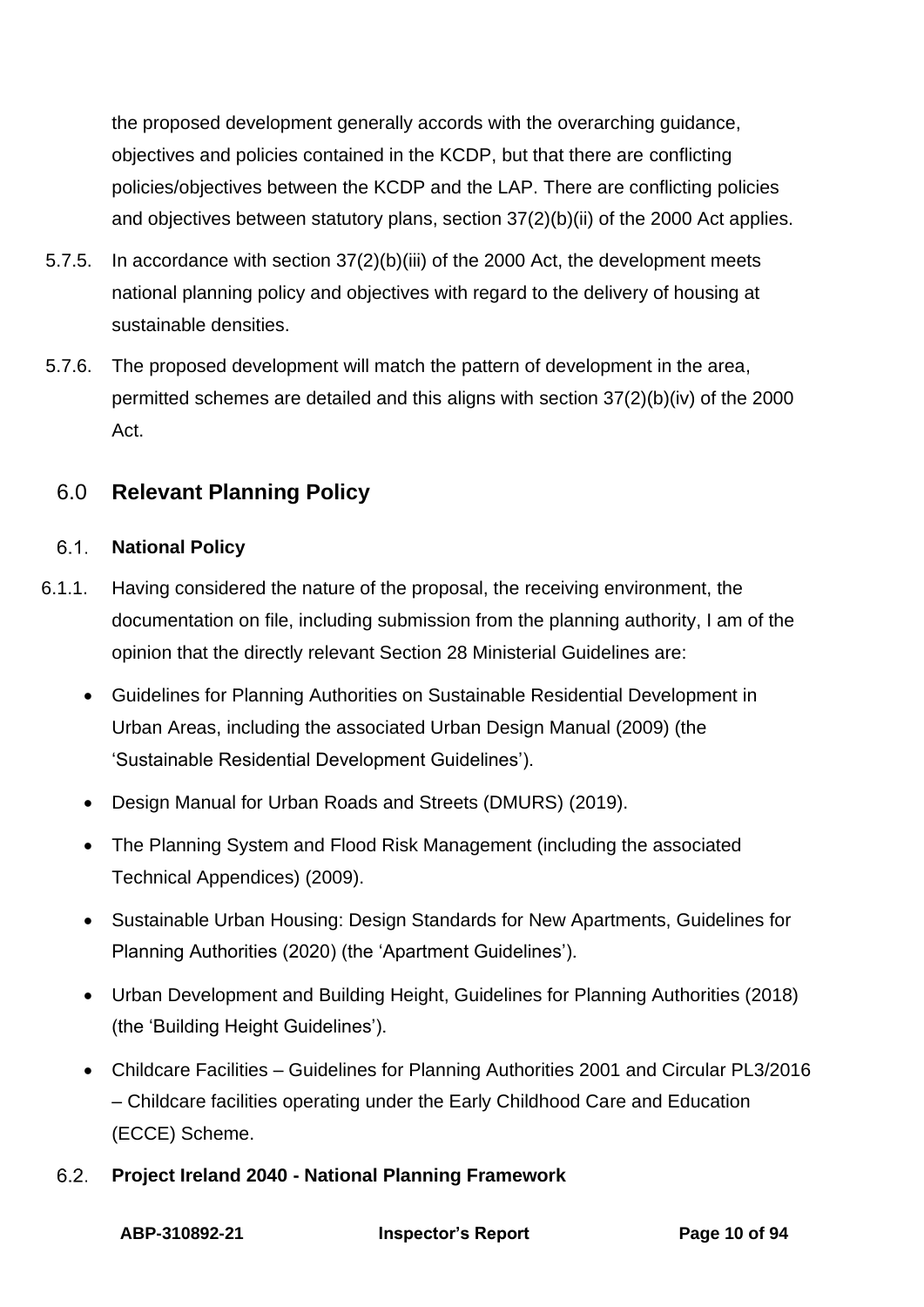the proposed development generally accords with the overarching guidance, objectives and policies contained in the KCDP, but that there are conflicting policies/objectives between the KCDP and the LAP. There are conflicting policies and objectives between statutory plans, section 37(2)(b)(ii) of the 2000 Act applies.

5.7.5. In accordance with section 37(2)(b)(iii) of the 2000 Act, the development meets national planning policy and objectives with regard to the delivery of housing at sustainable densities.

5.7.6. The proposed development will match the pattern of development in the area, permitted schemes are detailed and this aligns with section 37(2)(b)(iv) of the 2000 Act.

## 6.0 Relevant Planning Policy

### 6.1. National Policy

6.1.1. Having considered the nature of the proposal, the receiving environment, the documentation on file, including submission from the planning authority, I am of the opinion that the directly relevant Section 28 Ministerial Guidelines are:

- Guidelines for Planning Authorities on Sustainable Residential Development in Urban Areas, including the associated Urban Design Manual (2009) (the 'Sustainable Residential Development Guidelines').
- Design Manual for Urban Roads and Streets (DMURS) (2019).
- The Planning System and Flood Risk Management (including the associated Technical Appendices) (2009).
- Sustainable Urban Housing: Design Standards for New Apartments, Guidelines for Planning Authorities (2020) (the 'Apartment Guidelines').
- Urban Development and Building Height, Guidelines for Planning Authorities (2018) (the 'Building Height Guidelines').
- Childcare Facilities – Guidelines for Planning Authorities 2001 and Circular PL3/2016 – Childcare facilities operating under the Early Childhood Care and Education (ECCE) Scheme.

### 6.2. Project Ireland 2040 - National Planning Framework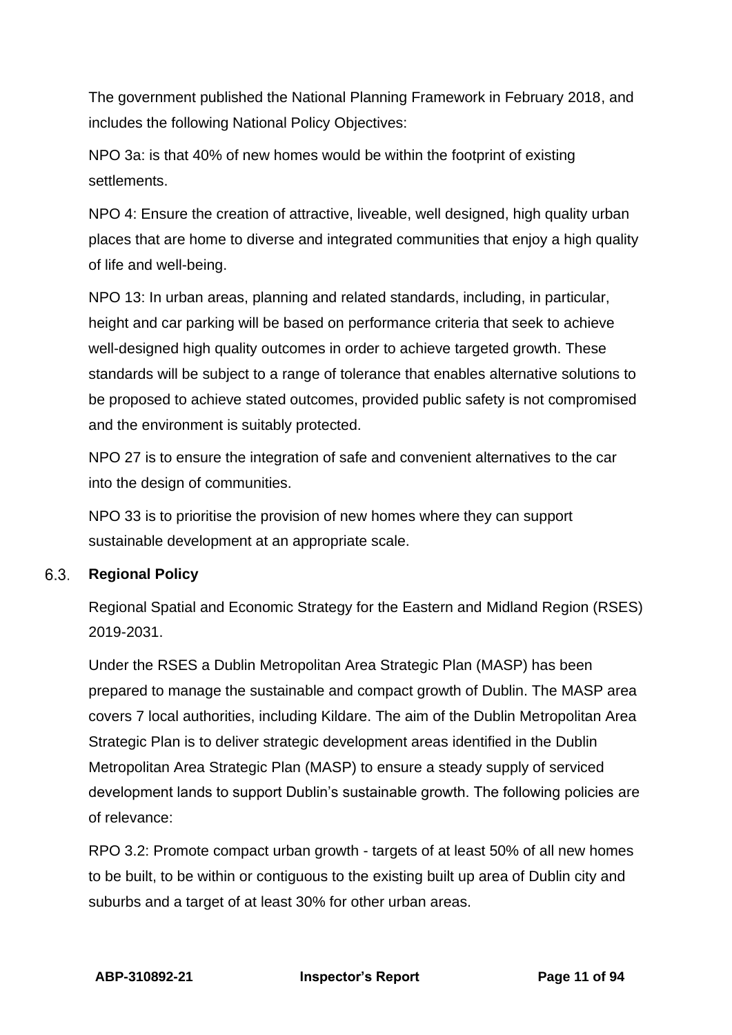The government published the National Planning Framework in February 2018, and includes the following National Policy Objectives:

NPO 3a: is that 40% of new homes would be within the footprint of existing settlements.

NPO 4: Ensure the creation of attractive, liveable, well designed, high quality urban places that are home to diverse and integrated communities that enjoy a high quality of life and well-being.

NPO 13: In urban areas, planning and related standards, including, in particular, height and car parking will be based on performance criteria that seek to achieve well-designed high quality outcomes in order to achieve targeted growth. These standards will be subject to a range of tolerance that enables alternative solutions to be proposed to achieve stated outcomes, provided public safety is not compromised and the environment is suitably protected.

NPO 27 is to ensure the integration of safe and convenient alternatives to the car into the design of communities.

NPO 33 is to prioritise the provision of new homes where they can support sustainable development at an appropriate scale.

## 6.3. Regional Policy

Regional Spatial and Economic Strategy for the Eastern and Midland Region (RSES) 2019-2031.

Under the RSES a Dublin Metropolitan Area Strategic Plan (MASP) has been prepared to manage the sustainable and compact growth of Dublin. The MASP area covers 7 local authorities, including Kildare. The aim of the Dublin Metropolitan Area Strategic Plan is to deliver strategic development areas identified in the Dublin Metropolitan Area Strategic Plan (MASP) to ensure a steady supply of serviced development lands to support Dublin's sustainable growth. The following policies are of relevance:

RPO 3.2: Promote compact urban growth - targets of at least 50% of all new homes to be built, to be within or contiguous to the existing built up area of Dublin city and suburbs and a target of at least 30% for other urban areas.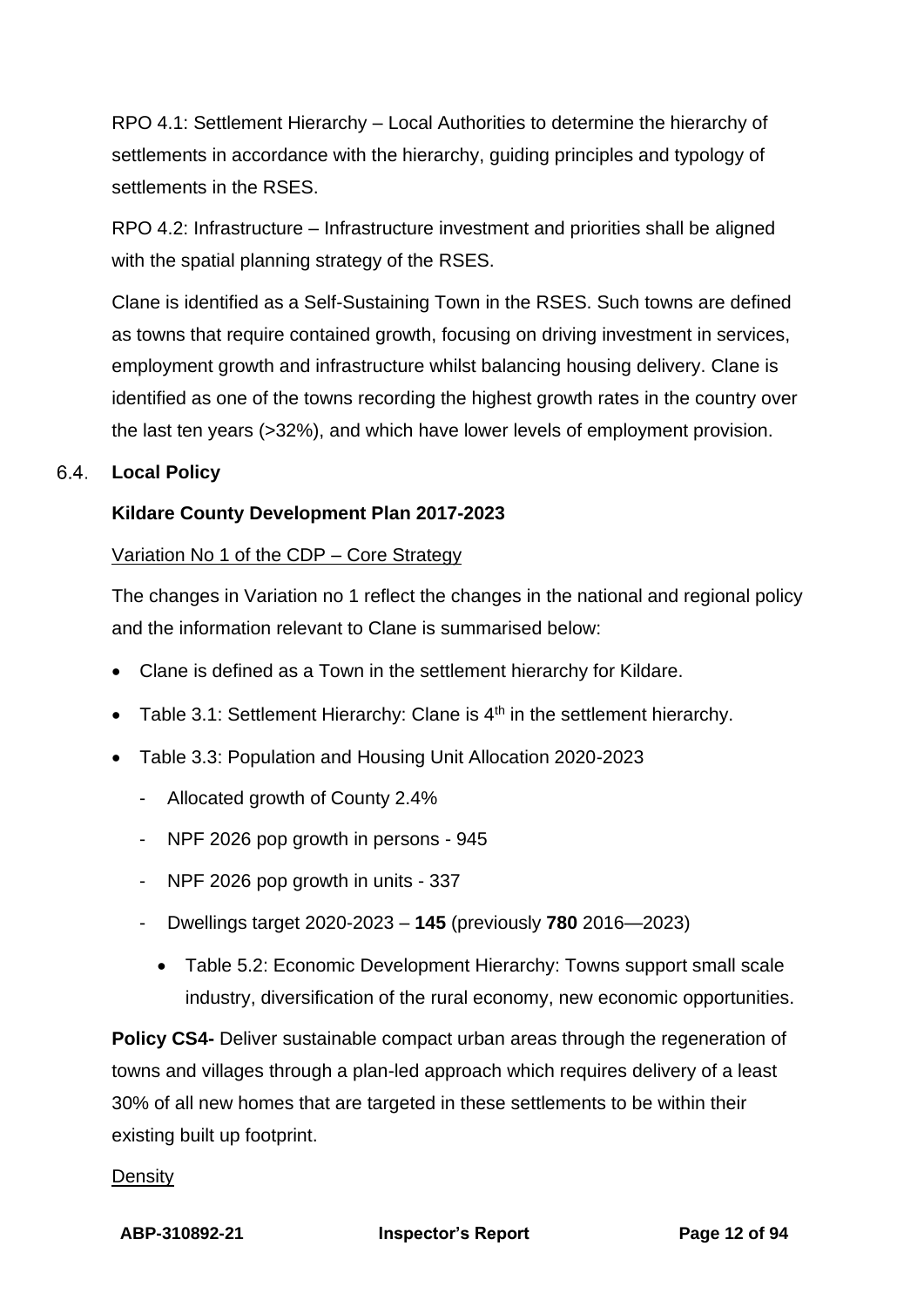RPO 4.1: Settlement Hierarchy – Local Authorities to determine the hierarchy of settlements in accordance with the hierarchy, guiding principles and typology of settlements in the RSES.

RPO 4.2: Infrastructure – Infrastructure investment and priorities shall be aligned with the spatial planning strategy of the RSES.

Clane is identified as a Self-Sustaining Town in the RSES. Such towns are defined as towns that require contained growth, focusing on driving investment in services, employment growth and infrastructure whilst balancing housing delivery. Clane is identified as one of the towns recording the highest growth rates in the country over the last ten years (>32%), and which have lower levels of employment provision.

## 6.4. Local Policy

**Kildare County Development Plan 2017-2023**

Variation No 1 of the CDP – Core Strategy

The changes in Variation no 1 reflect the changes in the national and regional policy and the information relevant to Clane is summarised below:

- Clane is defined as a Town in the settlement hierarchy for Kildare.
- Table 3.1: Settlement Hierarchy: Clane is 4th in the settlement hierarchy.
- Table 3.3: Population and Housing Unit Allocation 2020-2023
  - Allocated growth of County 2.4%
  - NPF 2026 pop growth in persons - 945
  - NPF 2026 pop growth in units - 337
  - Dwellings target 2020-2023 – **145** (previously **780** 2016—2023)
    - Table 5.2: Economic Development Hierarchy: Towns support small scale industry, diversification of the rural economy, new economic opportunities.

**Policy CS4-** Deliver sustainable compact urban areas through the regeneration of towns and villages through a plan-led approach which requires delivery of a least 30% of all new homes that are targeted in these settlements to be within their existing built up footprint.

Density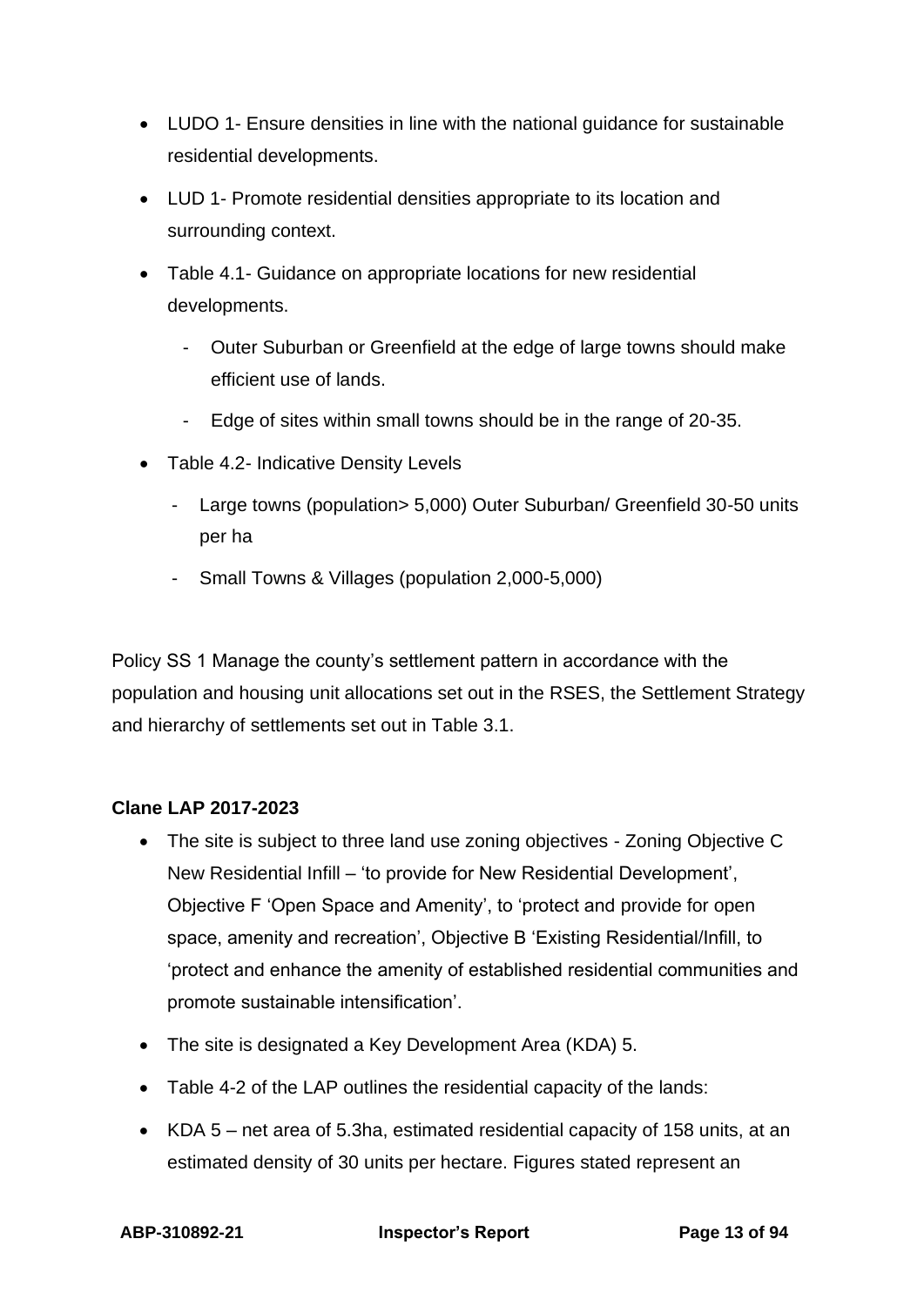- LUDO 1- Ensure densities in line with the national guidance for sustainable residential developments.
- LUD 1- Promote residential densities appropriate to its location and surrounding context.
- Table 4.1- Guidance on appropriate locations for new residential developments.
  - Outer Suburban or Greenfield at the edge of large towns should make efficient use of lands.
  - Edge of sites within small towns should be in the range of 20-35.
- Table 4.2- Indicative Density Levels
  - Large towns (population> 5,000) Outer Suburban/ Greenfield 30-50 units per ha
  - Small Towns & Villages (population 2,000-5,000)

Policy SS 1 Manage the county's settlement pattern in accordance with the population and housing unit allocations set out in the RSES, the Settlement Strategy and hierarchy of settlements set out in Table 3.1.

**Clane LAP 2017-2023**

- The site is subject to three land use zoning objectives - Zoning Objective C New Residential Infill – 'to provide for New Residential Development', Objective F 'Open Space and Amenity', to 'protect and provide for open space, amenity and recreation', Objective B 'Existing Residential/Infill, to 'protect and enhance the amenity of established residential communities and promote sustainable intensification'.
- The site is designated a Key Development Area (KDA) 5.
- Table 4-2 of the LAP outlines the residential capacity of the lands:
- KDA 5 – net area of 5.3ha, estimated residential capacity of 158 units, at an estimated density of 30 units per hectare. Figures stated represent an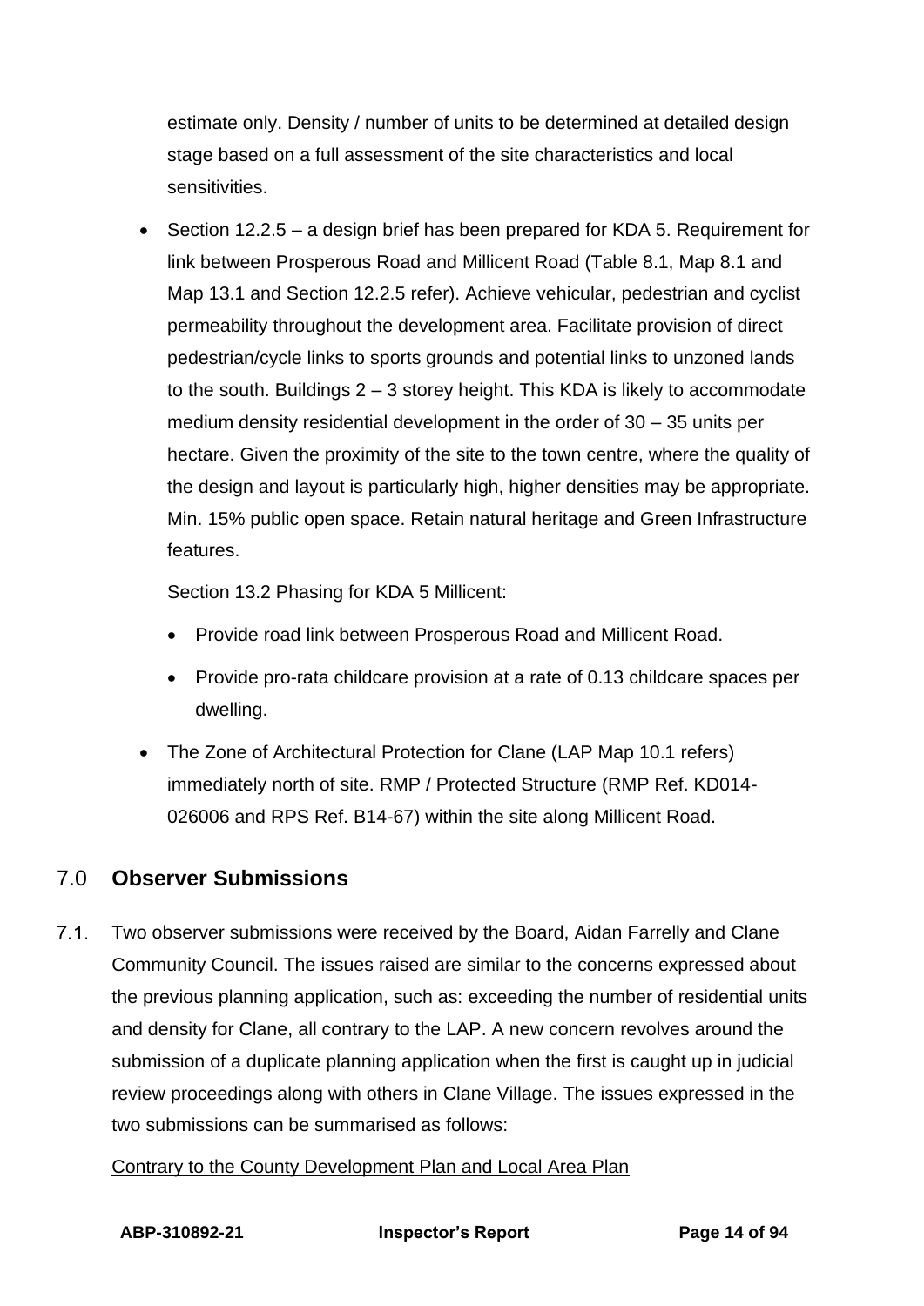estimate only. Density / number of units to be determined at detailed design stage based on a full assessment of the site characteristics and local sensitivities.

- Section 12.2.5 – a design brief has been prepared for KDA 5. Requirement for link between Prosperous Road and Millicent Road (Table 8.1, Map 8.1 and Map 13.1 and Section 12.2.5 refer). Achieve vehicular, pedestrian and cyclist permeability throughout the development area. Facilitate provision of direct pedestrian/cycle links to sports grounds and potential links to unzoned lands to the south. Buildings 2 – 3 storey height. This KDA is likely to accommodate medium density residential development in the order of 30 – 35 units per hectare. Given the proximity of the site to the town centre, where the quality of the design and layout is particularly high, higher densities may be appropriate. Min. 15% public open space. Retain natural heritage and Green Infrastructure features.

  Section 13.2 Phasing for KDA 5 Millicent:

  - Provide road link between Prosperous Road and Millicent Road.
  - Provide pro-rata childcare provision at a rate of 0.13 childcare spaces per dwelling.

- The Zone of Architectural Protection for Clane (LAP Map 10.1 refers) immediately north of site. RMP / Protected Structure (RMP Ref. KD014-026006 and RPS Ref. B14-67) within the site along Millicent Road.

## 7.0 Observer Submissions

7.1. Two observer submissions were received by the Board, Aidan Farrelly and Clane Community Council. The issues raised are similar to the concerns expressed about the previous planning application, such as: exceeding the number of residential units and density for Clane, all contrary to the LAP. A new concern revolves around the submission of a duplicate planning application when the first is caught up in judicial review proceedings along with others in Clane Village. The issues expressed in the two submissions can be summarised as follows:

<u>Contrary to the County Development Plan and Local Area Plan</u>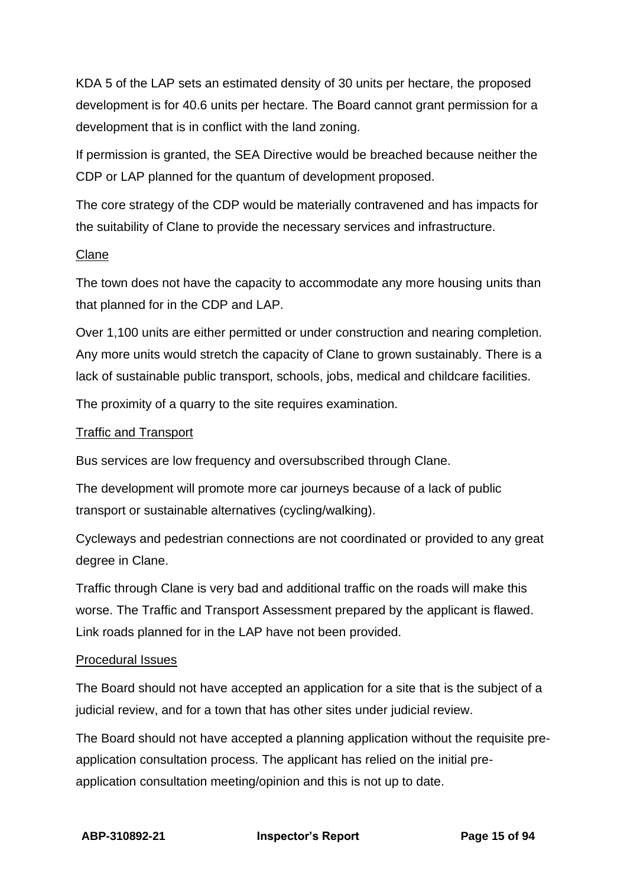KDA 5 of the LAP sets an estimated density of 30 units per hectare, the proposed development is for 40.6 units per hectare. The Board cannot grant permission for a development that is in conflict with the land zoning.

If permission is granted, the SEA Directive would be breached because neither the CDP or LAP planned for the quantum of development proposed.

The core strategy of the CDP would be materially contravened and has impacts for the suitability of Clane to provide the necessary services and infrastructure.

<u>Clane</u>

The town does not have the capacity to accommodate any more housing units than that planned for in the CDP and LAP.

Over 1,100 units are either permitted or under construction and nearing completion. Any more units would stretch the capacity of Clane to grown sustainably. There is a lack of sustainable public transport, schools, jobs, medical and childcare facilities.

The proximity of a quarry to the site requires examination.

<u>Traffic and Transport</u>

Bus services are low frequency and oversubscribed through Clane.

The development will promote more car journeys because of a lack of public transport or sustainable alternatives (cycling/walking).

Cycleways and pedestrian connections are not coordinated or provided to any great degree in Clane.

Traffic through Clane is very bad and additional traffic on the roads will make this worse. The Traffic and Transport Assessment prepared by the applicant is flawed. Link roads planned for in the LAP have not been provided.

<u>Procedural Issues</u>

The Board should not have accepted an application for a site that is the subject of a judicial review, and for a town that has other sites under judicial review.

The Board should not have accepted a planning application without the requisite pre-application consultation process. The applicant has relied on the initial pre-application consultation meeting/opinion and this is not up to date.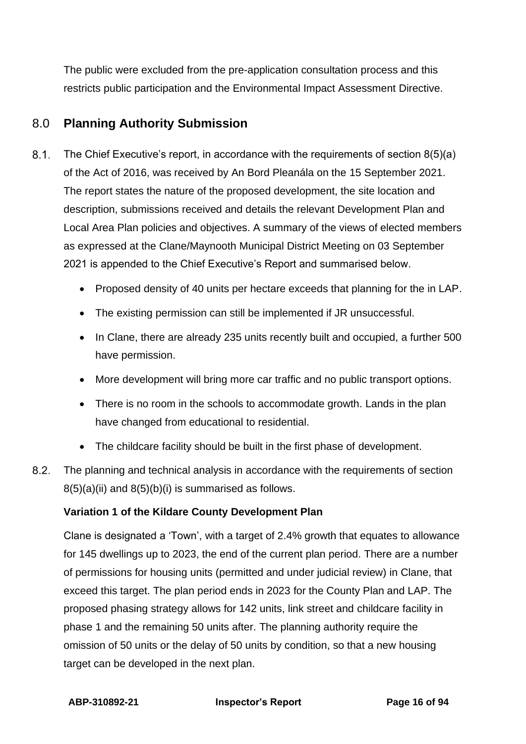The public were excluded from the pre-application consultation process and this restricts public participation and the Environmental Impact Assessment Directive.

## 8.0 Planning Authority Submission

8.1. The Chief Executive's report, in accordance with the requirements of section 8(5)(a) of the Act of 2016, was received by An Bord Pleanála on the 15 September 2021. The report states the nature of the proposed development, the site location and description, submissions received and details the relevant Development Plan and Local Area Plan policies and objectives. A summary of the views of elected members as expressed at the Clane/Maynooth Municipal District Meeting on 03 September 2021 is appended to the Chief Executive's Report and summarised below.

- Proposed density of 40 units per hectare exceeds that planning for the in LAP.
- The existing permission can still be implemented if JR unsuccessful.
- In Clane, there are already 235 units recently built and occupied, a further 500 have permission.
- More development will bring more car traffic and no public transport options.
- There is no room in the schools to accommodate growth. Lands in the plan have changed from educational to residential.
- The childcare facility should be built in the first phase of development.

8.2. The planning and technical analysis in accordance with the requirements of section 8(5)(a)(ii) and 8(5)(b)(i) is summarised as follows.

**Variation 1 of the Kildare County Development Plan**

Clane is designated a 'Town', with a target of 2.4% growth that equates to allowance for 145 dwellings up to 2023, the end of the current plan period. There are a number of permissions for housing units (permitted and under judicial review) in Clane, that exceed this target. The plan period ends in 2023 for the County Plan and LAP. The proposed phasing strategy allows for 142 units, link street and childcare facility in phase 1 and the remaining 50 units after. The planning authority require the omission of 50 units or the delay of 50 units by condition, so that a new housing target can be developed in the next plan.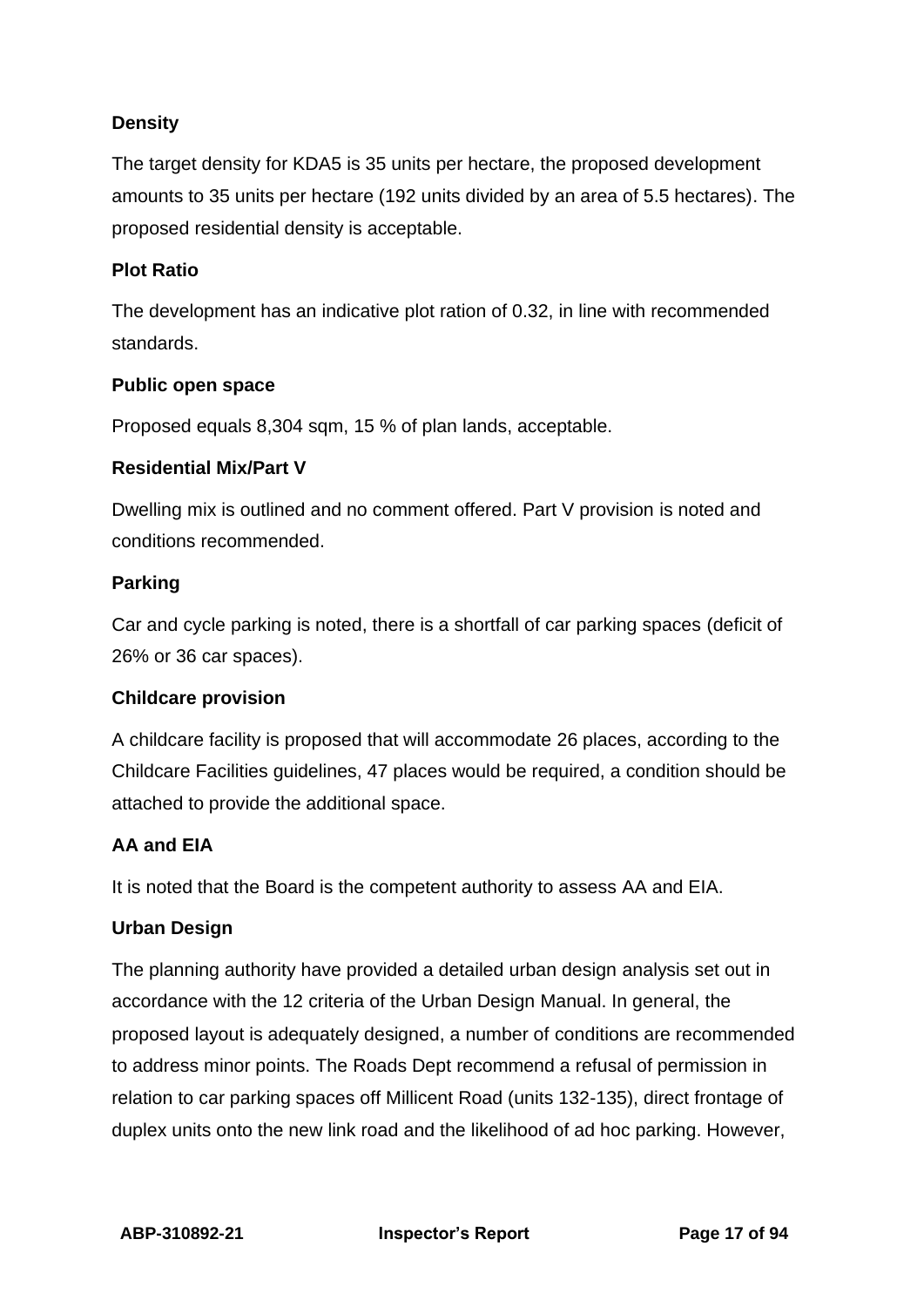**Density**

The target density for KDA5 is 35 units per hectare, the proposed development amounts to 35 units per hectare (192 units divided by an area of 5.5 hectares). The proposed residential density is acceptable.

**Plot Ratio**

The development has an indicative plot ration of 0.32, in line with recommended standards.

**Public open space**

Proposed equals 8,304 sqm, 15 % of plan lands, acceptable.

**Residential Mix/Part V**

Dwelling mix is outlined and no comment offered. Part V provision is noted and conditions recommended.

**Parking**

Car and cycle parking is noted, there is a shortfall of car parking spaces (deficit of 26% or 36 car spaces).

**Childcare provision**

A childcare facility is proposed that will accommodate 26 places, according to the Childcare Facilities guidelines, 47 places would be required, a condition should be attached to provide the additional space.

**AA and EIA**

It is noted that the Board is the competent authority to assess AA and EIA.

**Urban Design**

The planning authority have provided a detailed urban design analysis set out in accordance with the 12 criteria of the Urban Design Manual. In general, the proposed layout is adequately designed, a number of conditions are recommended to address minor points. The Roads Dept recommend a refusal of permission in relation to car parking spaces off Millicent Road (units 132-135), direct frontage of duplex units onto the new link road and the likelihood of ad hoc parking. However,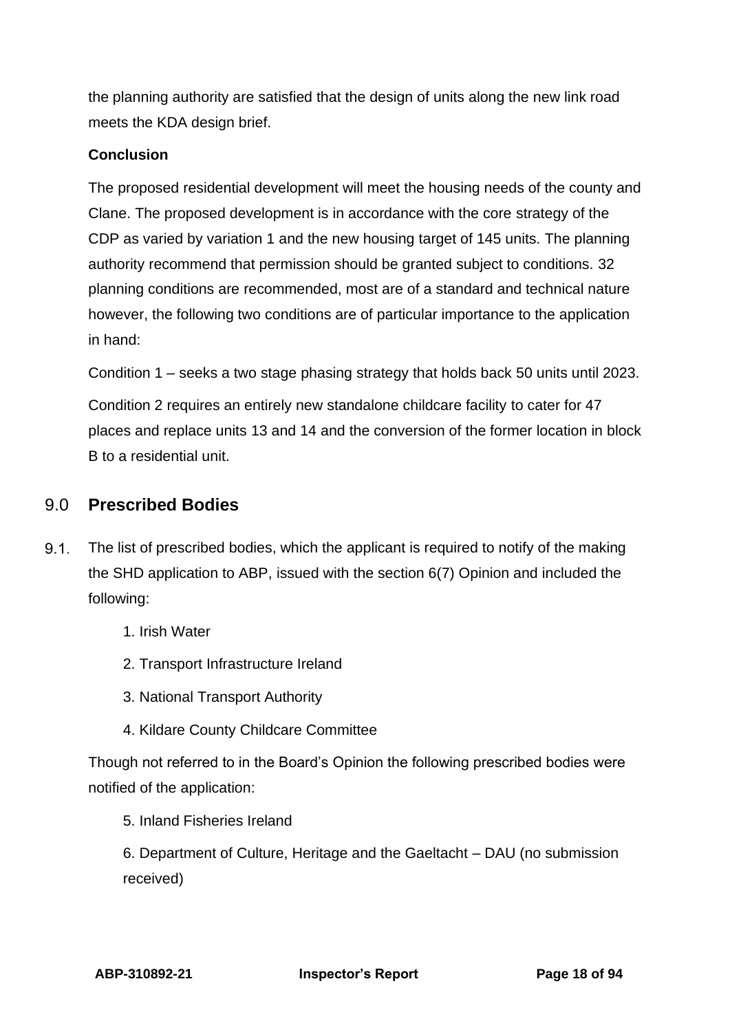the planning authority are satisfied that the design of units along the new link road meets the KDA design brief.

**Conclusion**

The proposed residential development will meet the housing needs of the county and Clane. The proposed development is in accordance with the core strategy of the CDP as varied by variation 1 and the new housing target of 145 units. The planning authority recommend that permission should be granted subject to conditions. 32 planning conditions are recommended, most are of a standard and technical nature however, the following two conditions are of particular importance to the application in hand:

Condition 1 – seeks a two stage phasing strategy that holds back 50 units until 2023.

Condition 2 requires an entirely new standalone childcare facility to cater for 47 places and replace units 13 and 14 and the conversion of the former location in block B to a residential unit.

## 9.0 Prescribed Bodies

9.1. The list of prescribed bodies, which the applicant is required to notify of the making the SHD application to ABP, issued with the section 6(7) Opinion and included the following:

1. Irish Water
2. Transport Infrastructure Ireland
3. National Transport Authority
4. Kildare County Childcare Committee

Though not referred to in the Board's Opinion the following prescribed bodies were notified of the application:

5. Inland Fisheries Ireland
6. Department of Culture, Heritage and the Gaeltacht – DAU (no submission received)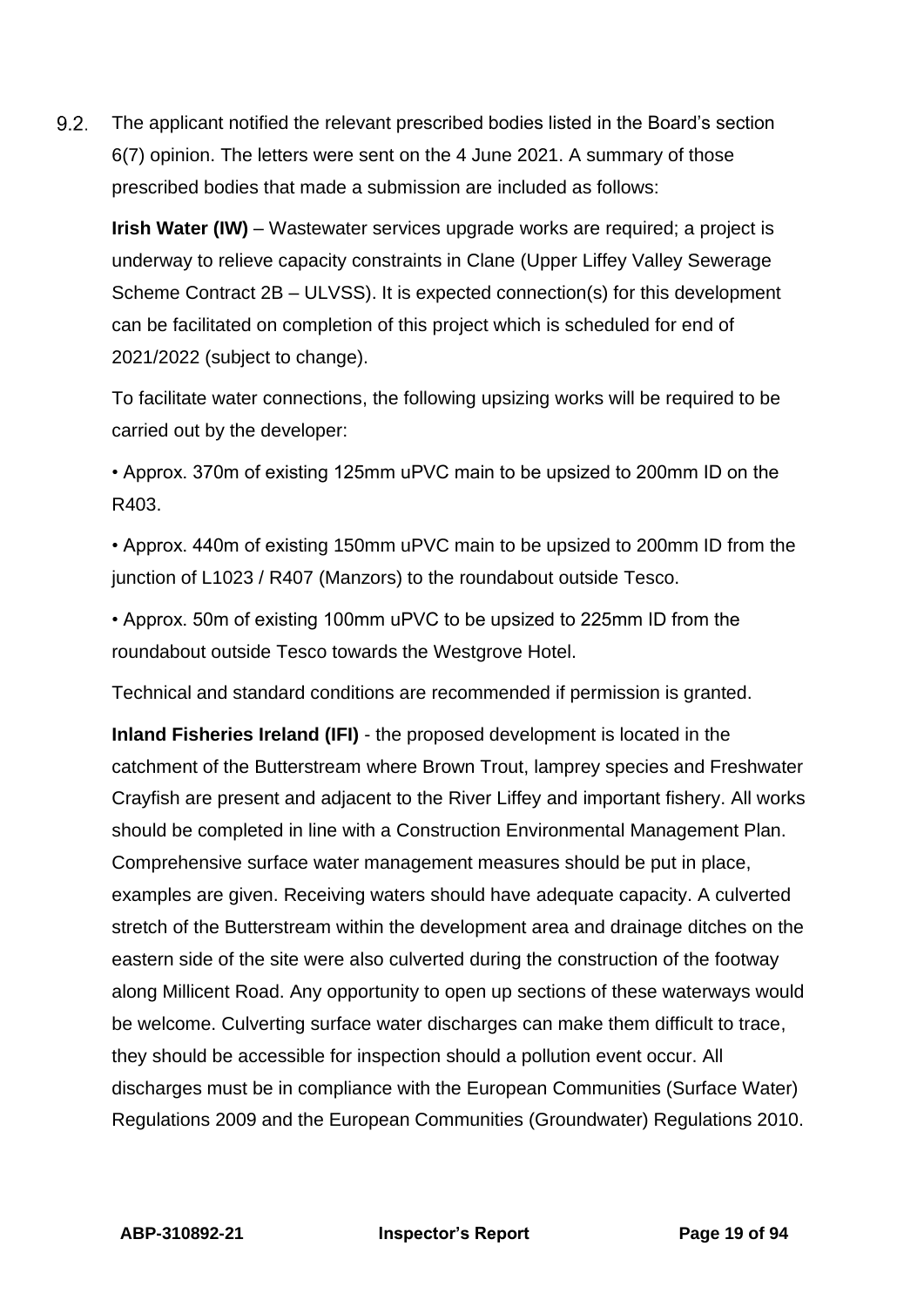9.2. The applicant notified the relevant prescribed bodies listed in the Board's section 6(7) opinion. The letters were sent on the 4 June 2021. A summary of those prescribed bodies that made a submission are included as follows:

**Irish Water (IW)** – Wastewater services upgrade works are required; a project is underway to relieve capacity constraints in Clane (Upper Liffey Valley Sewerage Scheme Contract 2B – ULVSS). It is expected connection(s) for this development can be facilitated on completion of this project which is scheduled for end of 2021/2022 (subject to change).

To facilitate water connections, the following upsizing works will be required to be carried out by the developer:

- Approx. 370m of existing 125mm uPVC main to be upsized to 200mm ID on the R403.
- Approx. 440m of existing 150mm uPVC main to be upsized to 200mm ID from the junction of L1023 / R407 (Manzors) to the roundabout outside Tesco.
- Approx. 50m of existing 100mm uPVC to be upsized to 225mm ID from the roundabout outside Tesco towards the Westgrove Hotel.

Technical and standard conditions are recommended if permission is granted.

**Inland Fisheries Ireland (IFI)** - the proposed development is located in the catchment of the Butterstream where Brown Trout, lamprey species and Freshwater Crayfish are present and adjacent to the River Liffey and important fishery. All works should be completed in line with a Construction Environmental Management Plan. Comprehensive surface water management measures should be put in place, examples are given. Receiving waters should have adequate capacity. A culverted stretch of the Butterstream within the development area and drainage ditches on the eastern side of the site were also culverted during the construction of the footway along Millicent Road. Any opportunity to open up sections of these waterways would be welcome. Culverting surface water discharges can make them difficult to trace, they should be accessible for inspection should a pollution event occur. All discharges must be in compliance with the European Communities (Surface Water) Regulations 2009 and the European Communities (Groundwater) Regulations 2010.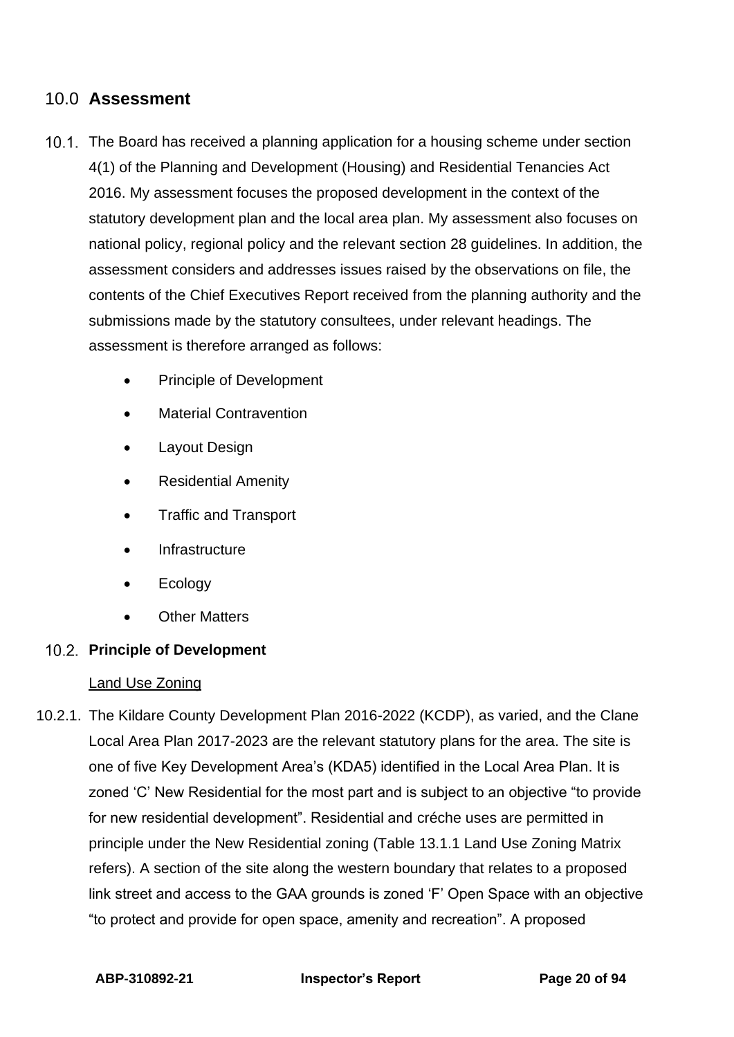## 10.0 Assessment

10.1. The Board has received a planning application for a housing scheme under section 4(1) of the Planning and Development (Housing) and Residential Tenancies Act 2016. My assessment focuses the proposed development in the context of the statutory development plan and the local area plan. My assessment also focuses on national policy, regional policy and the relevant section 28 guidelines. In addition, the assessment considers and addresses issues raised by the observations on file, the contents of the Chief Executives Report received from the planning authority and the submissions made by the statutory consultees, under relevant headings. The assessment is therefore arranged as follows:

- Principle of Development
- Material Contravention
- Layout Design
- Residential Amenity
- Traffic and Transport
- Infrastructure
- Ecology
- Other Matters

### 10.2. Principle of Development

Land Use Zoning

10.2.1. The Kildare County Development Plan 2016-2022 (KCDP), as varied, and the Clane Local Area Plan 2017-2023 are the relevant statutory plans for the area. The site is one of five Key Development Area's (KDA5) identified in the Local Area Plan. It is zoned 'C' New Residential for the most part and is subject to an objective "to provide for new residential development". Residential and créche uses are permitted in principle under the New Residential zoning (Table 13.1.1 Land Use Zoning Matrix refers). A section of the site along the western boundary that relates to a proposed link street and access to the GAA grounds is zoned 'F' Open Space with an objective "to protect and provide for open space, amenity and recreation". A proposed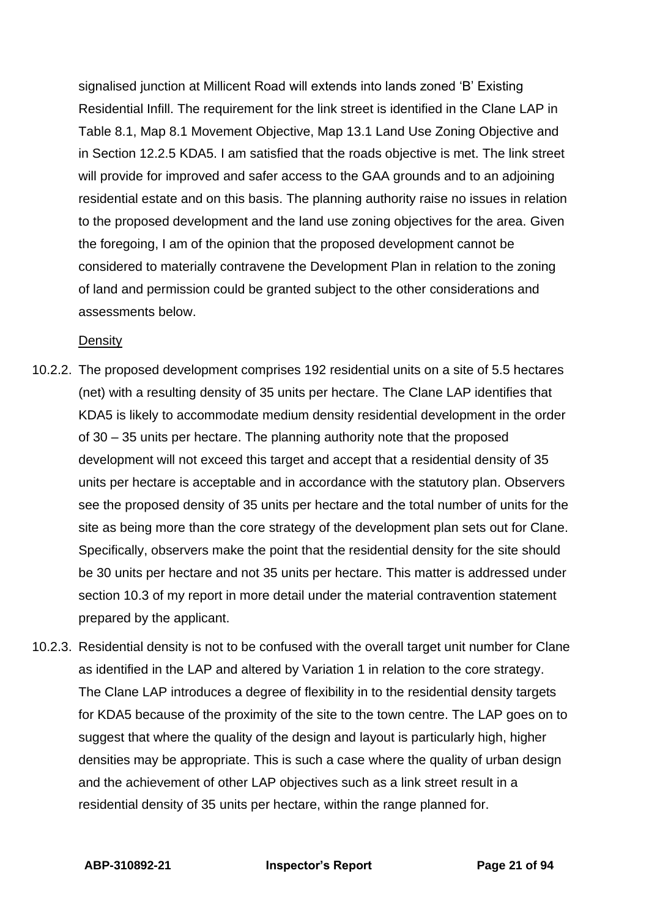signalised junction at Millicent Road will extends into lands zoned 'B' Existing Residential Infill. The requirement for the link street is identified in the Clane LAP in Table 8.1, Map 8.1 Movement Objective, Map 13.1 Land Use Zoning Objective and in Section 12.2.5 KDA5. I am satisfied that the roads objective is met. The link street will provide for improved and safer access to the GAA grounds and to an adjoining residential estate and on this basis. The planning authority raise no issues in relation to the proposed development and the land use zoning objectives for the area. Given the foregoing, I am of the opinion that the proposed development cannot be considered to materially contravene the Development Plan in relation to the zoning of land and permission could be granted subject to the other considerations and assessments below.

<u>Density</u>

10.2.2. The proposed development comprises 192 residential units on a site of 5.5 hectares (net) with a resulting density of 35 units per hectare. The Clane LAP identifies that KDA5 is likely to accommodate medium density residential development in the order of 30 – 35 units per hectare. The planning authority note that the proposed development will not exceed this target and accept that a residential density of 35 units per hectare is acceptable and in accordance with the statutory plan. Observers see the proposed density of 35 units per hectare and the total number of units for the site as being more than the core strategy of the development plan sets out for Clane. Specifically, observers make the point that the residential density for the site should be 30 units per hectare and not 35 units per hectare. This matter is addressed under section 10.3 of my report in more detail under the material contravention statement prepared by the applicant.

10.2.3. Residential density is not to be confused with the overall target unit number for Clane as identified in the LAP and altered by Variation 1 in relation to the core strategy. The Clane LAP introduces a degree of flexibility in to the residential density targets for KDA5 because of the proximity of the site to the town centre. The LAP goes on to suggest that where the quality of the design and layout is particularly high, higher densities may be appropriate. This is such a case where the quality of urban design and the achievement of other LAP objectives such as a link street result in a residential density of 35 units per hectare, within the range planned for.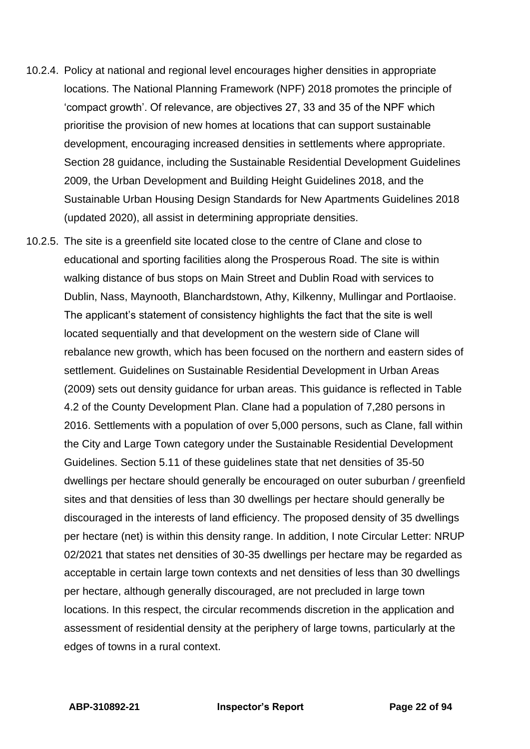10.2.4. Policy at national and regional level encourages higher densities in appropriate locations. The National Planning Framework (NPF) 2018 promotes the principle of 'compact growth'. Of relevance, are objectives 27, 33 and 35 of the NPF which prioritise the provision of new homes at locations that can support sustainable development, encouraging increased densities in settlements where appropriate. Section 28 guidance, including the Sustainable Residential Development Guidelines 2009, the Urban Development and Building Height Guidelines 2018, and the Sustainable Urban Housing Design Standards for New Apartments Guidelines 2018 (updated 2020), all assist in determining appropriate densities.

10.2.5. The site is a greenfield site located close to the centre of Clane and close to educational and sporting facilities along the Prosperous Road. The site is within walking distance of bus stops on Main Street and Dublin Road with services to Dublin, Nass, Maynooth, Blanchardstown, Athy, Kilkenny, Mullingar and Portlaoise. The applicant's statement of consistency highlights the fact that the site is well located sequentially and that development on the western side of Clane will rebalance new growth, which has been focused on the northern and eastern sides of settlement. Guidelines on Sustainable Residential Development in Urban Areas (2009) sets out density guidance for urban areas. This guidance is reflected in Table 4.2 of the County Development Plan. Clane had a population of 7,280 persons in 2016. Settlements with a population of over 5,000 persons, such as Clane, fall within the City and Large Town category under the Sustainable Residential Development Guidelines. Section 5.11 of these guidelines state that net densities of 35-50 dwellings per hectare should generally be encouraged on outer suburban / greenfield sites and that densities of less than 30 dwellings per hectare should generally be discouraged in the interests of land efficiency. The proposed density of 35 dwellings per hectare (net) is within this density range. In addition, I note Circular Letter: NRUP 02/2021 that states net densities of 30-35 dwellings per hectare may be regarded as acceptable in certain large town contexts and net densities of less than 30 dwellings per hectare, although generally discouraged, are not precluded in large town locations. In this respect, the circular recommends discretion in the application and assessment of residential density at the periphery of large towns, particularly at the edges of towns in a rural context.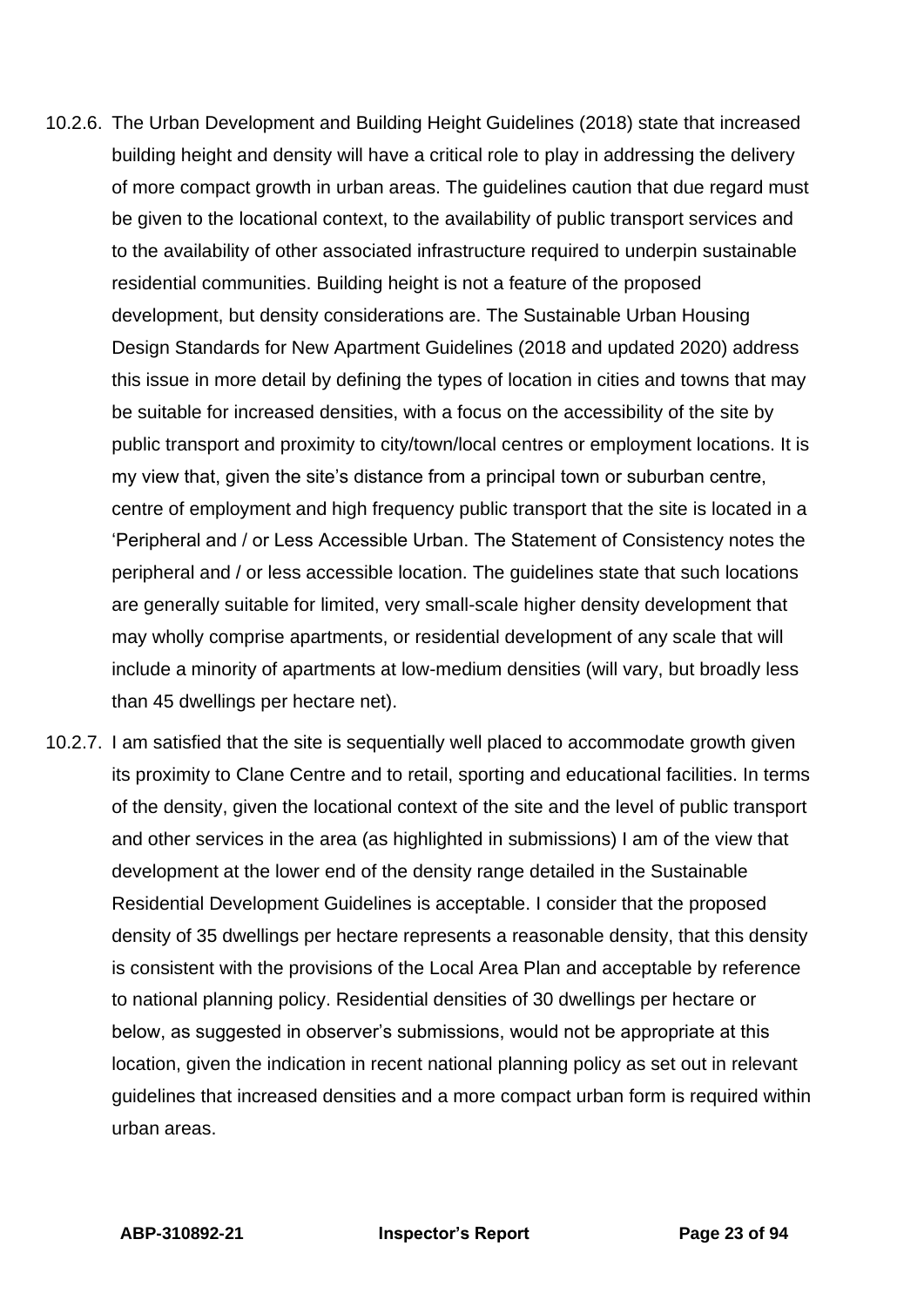10.2.6. The Urban Development and Building Height Guidelines (2018) state that increased building height and density will have a critical role to play in addressing the delivery of more compact growth in urban areas. The guidelines caution that due regard must be given to the locational context, to the availability of public transport services and to the availability of other associated infrastructure required to underpin sustainable residential communities. Building height is not a feature of the proposed development, but density considerations are. The Sustainable Urban Housing Design Standards for New Apartment Guidelines (2018 and updated 2020) address this issue in more detail by defining the types of location in cities and towns that may be suitable for increased densities, with a focus on the accessibility of the site by public transport and proximity to city/town/local centres or employment locations. It is my view that, given the site's distance from a principal town or suburban centre, centre of employment and high frequency public transport that the site is located in a 'Peripheral and / or Less Accessible Urban. The Statement of Consistency notes the peripheral and / or less accessible location. The guidelines state that such locations are generally suitable for limited, very small-scale higher density development that may wholly comprise apartments, or residential development of any scale that will include a minority of apartments at low-medium densities (will vary, but broadly less than 45 dwellings per hectare net).

10.2.7. I am satisfied that the site is sequentially well placed to accommodate growth given its proximity to Clane Centre and to retail, sporting and educational facilities. In terms of the density, given the locational context of the site and the level of public transport and other services in the area (as highlighted in submissions) I am of the view that development at the lower end of the density range detailed in the Sustainable Residential Development Guidelines is acceptable. I consider that the proposed density of 35 dwellings per hectare represents a reasonable density, that this density is consistent with the provisions of the Local Area Plan and acceptable by reference to national planning policy. Residential densities of 30 dwellings per hectare or below, as suggested in observer's submissions, would not be appropriate at this location, given the indication in recent national planning policy as set out in relevant guidelines that increased densities and a more compact urban form is required within urban areas.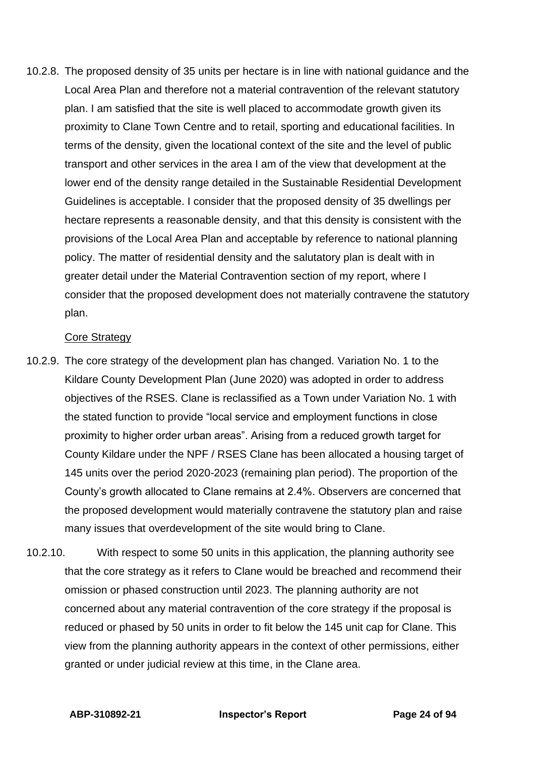10.2.8. The proposed density of 35 units per hectare is in line with national guidance and the Local Area Plan and therefore not a material contravention of the relevant statutory plan. I am satisfied that the site is well placed to accommodate growth given its proximity to Clane Town Centre and to retail, sporting and educational facilities. In terms of the density, given the locational context of the site and the level of public transport and other services in the area I am of the view that development at the lower end of the density range detailed in the Sustainable Residential Development Guidelines is acceptable. I consider that the proposed density of 35 dwellings per hectare represents a reasonable density, and that this density is consistent with the provisions of the Local Area Plan and acceptable by reference to national planning policy. The matter of residential density and the salutatory plan is dealt with in greater detail under the Material Contravention section of my report, where I consider that the proposed development does not materially contravene the statutory plan.

Core Strategy

10.2.9. The core strategy of the development plan has changed. Variation No. 1 to the Kildare County Development Plan (June 2020) was adopted in order to address objectives of the RSES. Clane is reclassified as a Town under Variation No. 1 with the stated function to provide "local service and employment functions in close proximity to higher order urban areas". Arising from a reduced growth target for County Kildare under the NPF / RSES Clane has been allocated a housing target of 145 units over the period 2020-2023 (remaining plan period). The proportion of the County's growth allocated to Clane remains at 2.4%. Observers are concerned that the proposed development would materially contravene the statutory plan and raise many issues that overdevelopment of the site would bring to Clane.

10.2.10. With respect to some 50 units in this application, the planning authority see that the core strategy as it refers to Clane would be breached and recommend their omission or phased construction until 2023. The planning authority are not concerned about any material contravention of the core strategy if the proposal is reduced or phased by 50 units in order to fit below the 145 unit cap for Clane. This view from the planning authority appears in the context of other permissions, either granted or under judicial review at this time, in the Clane area.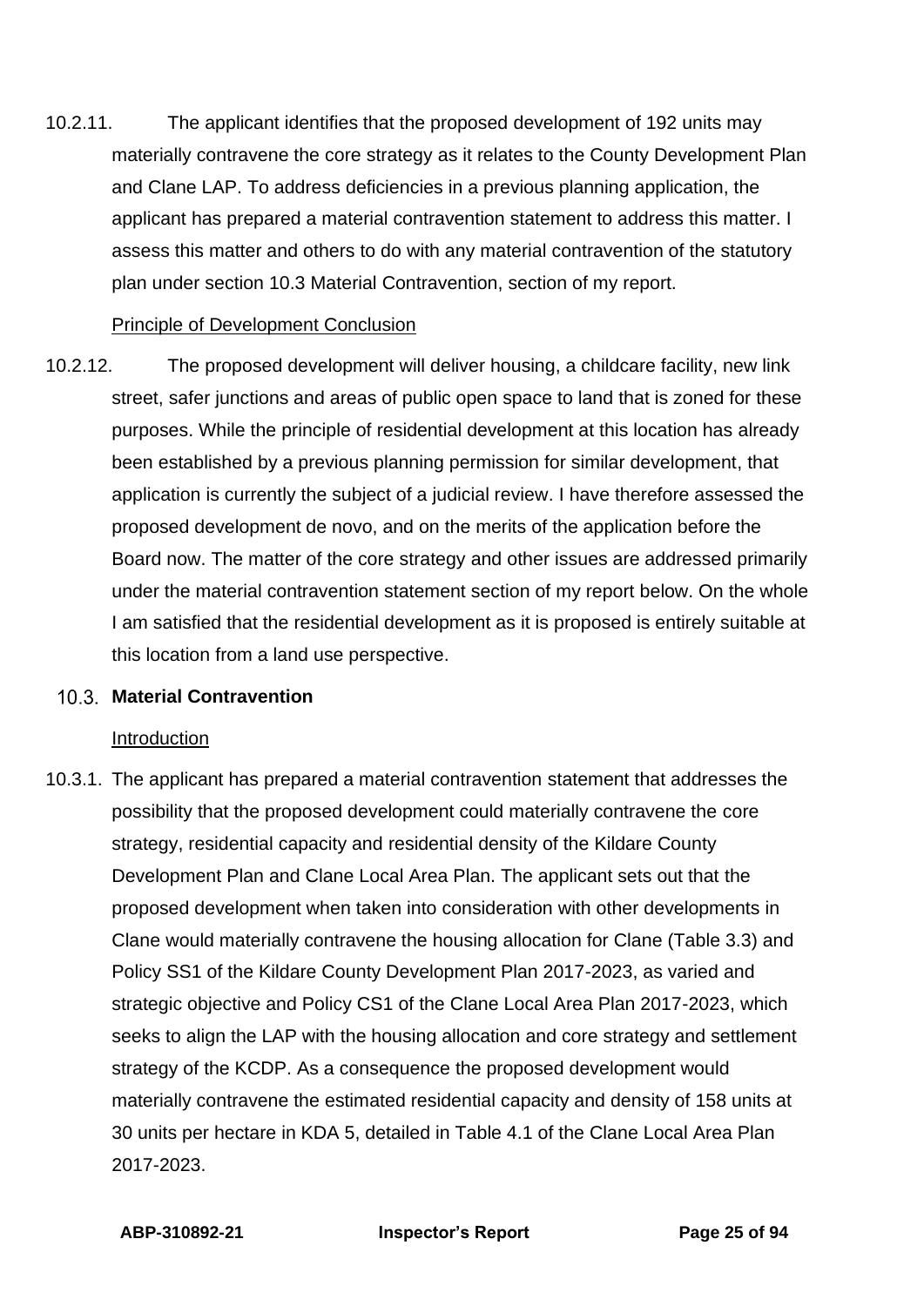10.2.11. The applicant identifies that the proposed development of 192 units may materially contravene the core strategy as it relates to the County Development Plan and Clane LAP. To address deficiencies in a previous planning application, the applicant has prepared a material contravention statement to address this matter. I assess this matter and others to do with any material contravention of the statutory plan under section 10.3 Material Contravention, section of my report.

Principle of Development Conclusion

10.2.12. The proposed development will deliver housing, a childcare facility, new link street, safer junctions and areas of public open space to land that is zoned for these purposes. While the principle of residential development at this location has already been established by a previous planning permission for similar development, that application is currently the subject of a judicial review. I have therefore assessed the proposed development de novo, and on the merits of the application before the Board now. The matter of the core strategy and other issues are addressed primarily under the material contravention statement section of my report below. On the whole I am satisfied that the residential development as it is proposed is entirely suitable at this location from a land use perspective.

### 10.3. Material Contravention

Introduction

10.3.1. The applicant has prepared a material contravention statement that addresses the possibility that the proposed development could materially contravene the core strategy, residential capacity and residential density of the Kildare County Development Plan and Clane Local Area Plan. The applicant sets out that the proposed development when taken into consideration with other developments in Clane would materially contravene the housing allocation for Clane (Table 3.3) and Policy SS1 of the Kildare County Development Plan 2017-2023, as varied and strategic objective and Policy CS1 of the Clane Local Area Plan 2017-2023, which seeks to align the LAP with the housing allocation and core strategy and settlement strategy of the KCDP. As a consequence the proposed development would materially contravene the estimated residential capacity and density of 158 units at 30 units per hectare in KDA 5, detailed in Table 4.1 of the Clane Local Area Plan 2017-2023.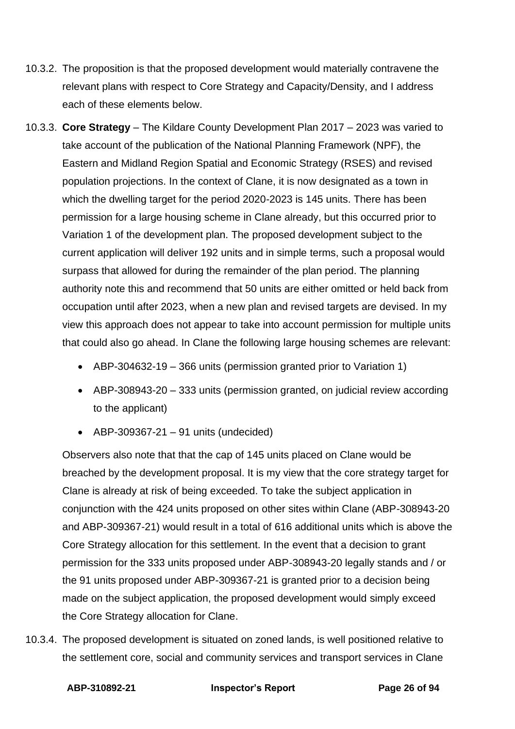10.3.2. The proposition is that the proposed development would materially contravene the relevant plans with respect to Core Strategy and Capacity/Density, and I address each of these elements below.

10.3.3. **Core Strategy** – The Kildare County Development Plan 2017 – 2023 was varied to take account of the publication of the National Planning Framework (NPF), the Eastern and Midland Region Spatial and Economic Strategy (RSES) and revised population projections. In the context of Clane, it is now designated as a town in which the dwelling target for the period 2020-2023 is 145 units. There has been permission for a large housing scheme in Clane already, but this occurred prior to Variation 1 of the development plan. The proposed development subject to the current application will deliver 192 units and in simple terms, such a proposal would surpass that allowed for during the remainder of the plan period. The planning authority note this and recommend that 50 units are either omitted or held back from occupation until after 2023, when a new plan and revised targets are devised. In my view this approach does not appear to take into account permission for multiple units that could also go ahead. In Clane the following large housing schemes are relevant:

- ABP-304632-19 – 366 units (permission granted prior to Variation 1)
- ABP-308943-20 – 333 units (permission granted, on judicial review according to the applicant)
- ABP-309367-21 – 91 units (undecided)

Observers also note that that the cap of 145 units placed on Clane would be breached by the development proposal. It is my view that the core strategy target for Clane is already at risk of being exceeded. To take the subject application in conjunction with the 424 units proposed on other sites within Clane (ABP-308943-20 and ABP-309367-21) would result in a total of 616 additional units which is above the Core Strategy allocation for this settlement. In the event that a decision to grant permission for the 333 units proposed under ABP-308943-20 legally stands and / or the 91 units proposed under ABP-309367-21 is granted prior to a decision being made on the subject application, the proposed development would simply exceed the Core Strategy allocation for Clane.

10.3.4. The proposed development is situated on zoned lands, is well positioned relative to the settlement core, social and community services and transport services in Clane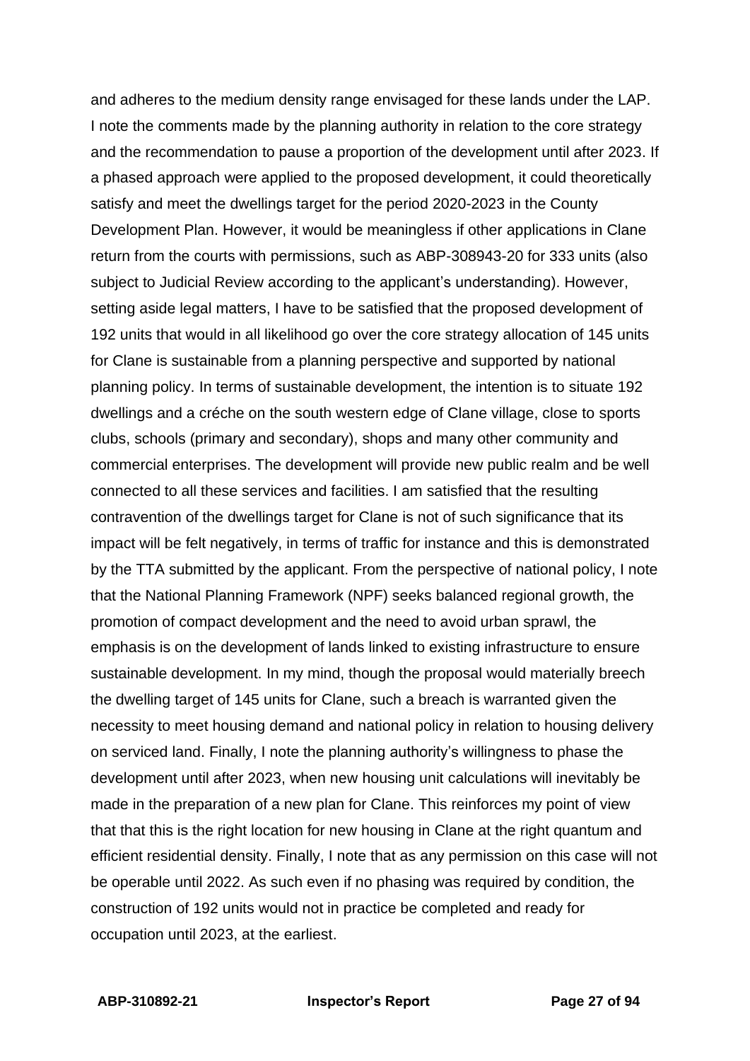and adheres to the medium density range envisaged for these lands under the LAP. I note the comments made by the planning authority in relation to the core strategy and the recommendation to pause a proportion of the development until after 2023. If a phased approach were applied to the proposed development, it could theoretically satisfy and meet the dwellings target for the period 2020-2023 in the County Development Plan. However, it would be meaningless if other applications in Clane return from the courts with permissions, such as ABP-308943-20 for 333 units (also subject to Judicial Review according to the applicant's understanding). However, setting aside legal matters, I have to be satisfied that the proposed development of 192 units that would in all likelihood go over the core strategy allocation of 145 units for Clane is sustainable from a planning perspective and supported by national planning policy. In terms of sustainable development, the intention is to situate 192 dwellings and a créche on the south western edge of Clane village, close to sports clubs, schools (primary and secondary), shops and many other community and commercial enterprises. The development will provide new public realm and be well connected to all these services and facilities. I am satisfied that the resulting contravention of the dwellings target for Clane is not of such significance that its impact will be felt negatively, in terms of traffic for instance and this is demonstrated by the TTA submitted by the applicant. From the perspective of national policy, I note that the National Planning Framework (NPF) seeks balanced regional growth, the promotion of compact development and the need to avoid urban sprawl, the emphasis is on the development of lands linked to existing infrastructure to ensure sustainable development. In my mind, though the proposal would materially breech the dwelling target of 145 units for Clane, such a breach is warranted given the necessity to meet housing demand and national policy in relation to housing delivery on serviced land. Finally, I note the planning authority's willingness to phase the development until after 2023, when new housing unit calculations will inevitably be made in the preparation of a new plan for Clane. This reinforces my point of view that that this is the right location for new housing in Clane at the right quantum and efficient residential density. Finally, I note that as any permission on this case will not be operable until 2022. As such even if no phasing was required by condition, the construction of 192 units would not in practice be completed and ready for occupation until 2023, at the earliest.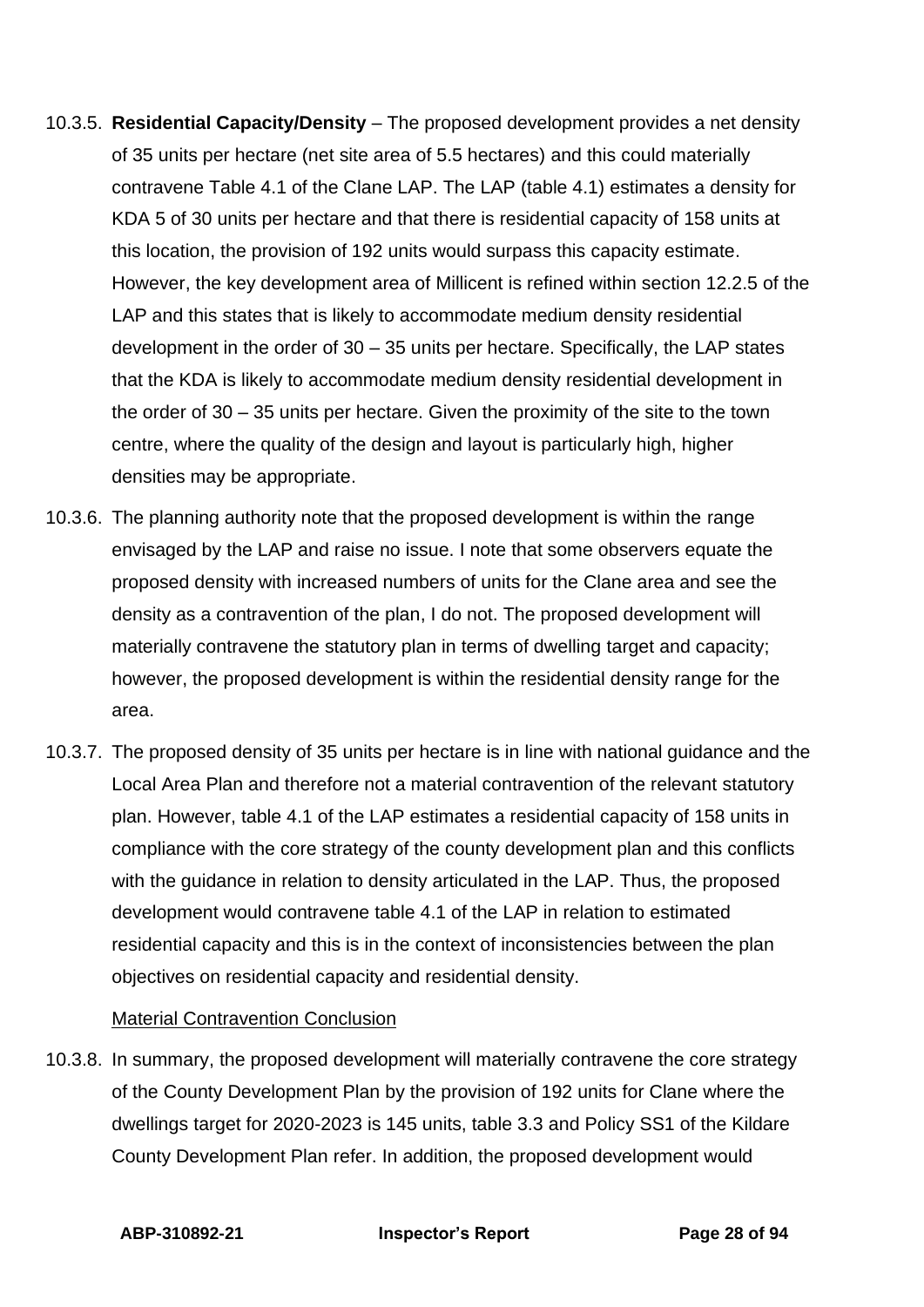10.3.5. **Residential Capacity/Density** – The proposed development provides a net density of 35 units per hectare (net site area of 5.5 hectares) and this could materially contravene Table 4.1 of the Clane LAP. The LAP (table 4.1) estimates a density for KDA 5 of 30 units per hectare and that there is residential capacity of 158 units at this location, the provision of 192 units would surpass this capacity estimate. However, the key development area of Millicent is refined within section 12.2.5 of the LAP and this states that is likely to accommodate medium density residential development in the order of 30 – 35 units per hectare. Specifically, the LAP states that the KDA is likely to accommodate medium density residential development in the order of 30 – 35 units per hectare. Given the proximity of the site to the town centre, where the quality of the design and layout is particularly high, higher densities may be appropriate.

10.3.6. The planning authority note that the proposed development is within the range envisaged by the LAP and raise no issue. I note that some observers equate the proposed density with increased numbers of units for the Clane area and see the density as a contravention of the plan, I do not. The proposed development will materially contravene the statutory plan in terms of dwelling target and capacity; however, the proposed development is within the residential density range for the area.

10.3.7. The proposed density of 35 units per hectare is in line with national guidance and the Local Area Plan and therefore not a material contravention of the relevant statutory plan. However, table 4.1 of the LAP estimates a residential capacity of 158 units in compliance with the core strategy of the county development plan and this conflicts with the guidance in relation to density articulated in the LAP. Thus, the proposed development would contravene table 4.1 of the LAP in relation to estimated residential capacity and this is in the context of inconsistencies between the plan objectives on residential capacity and residential density.

Material Contravention Conclusion

10.3.8. In summary, the proposed development will materially contravene the core strategy of the County Development Plan by the provision of 192 units for Clane where the dwellings target for 2020-2023 is 145 units, table 3.3 and Policy SS1 of the Kildare County Development Plan refer. In addition, the proposed development would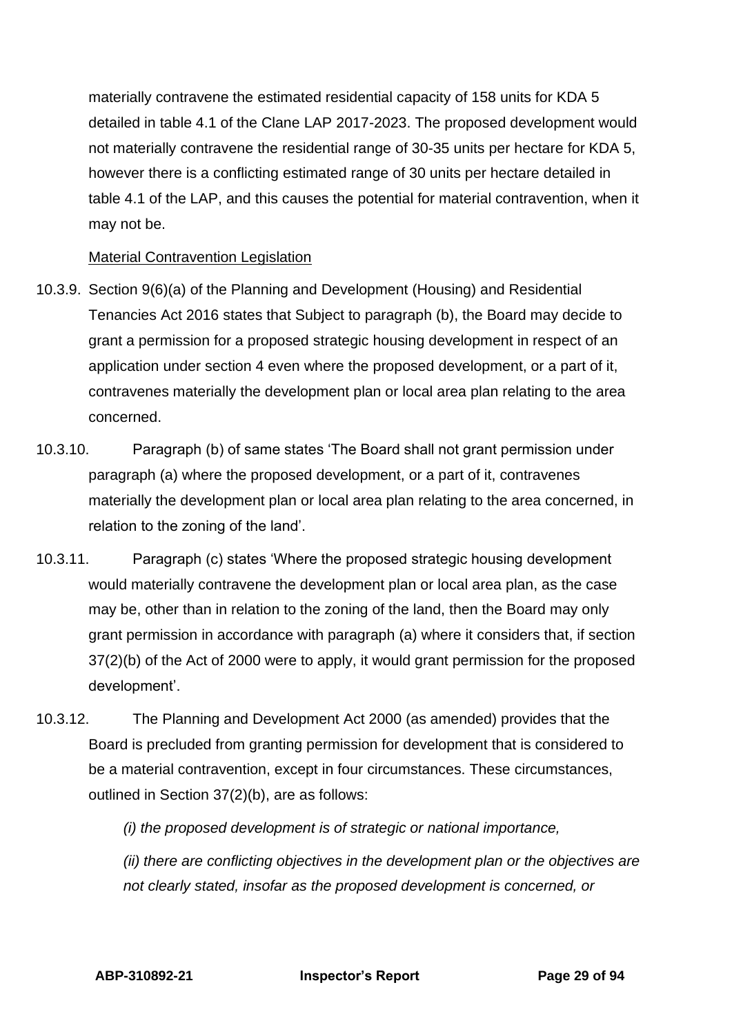materially contravene the estimated residential capacity of 158 units for KDA 5 detailed in table 4.1 of the Clane LAP 2017-2023. The proposed development would not materially contravene the residential range of 30-35 units per hectare for KDA 5, however there is a conflicting estimated range of 30 units per hectare detailed in table 4.1 of the LAP, and this causes the potential for material contravention, when it may not be.

Material Contravention Legislation

10.3.9. Section 9(6)(a) of the Planning and Development (Housing) and Residential Tenancies Act 2016 states that Subject to paragraph (b), the Board may decide to grant a permission for a proposed strategic housing development in respect of an application under section 4 even where the proposed development, or a part of it, contravenes materially the development plan or local area plan relating to the area concerned.

10.3.10. Paragraph (b) of same states 'The Board shall not grant permission under paragraph (a) where the proposed development, or a part of it, contravenes materially the development plan or local area plan relating to the area concerned, in relation to the zoning of the land'.

10.3.11. Paragraph (c) states 'Where the proposed strategic housing development would materially contravene the development plan or local area plan, as the case may be, other than in relation to the zoning of the land, then the Board may only grant permission in accordance with paragraph (a) where it considers that, if section 37(2)(b) of the Act of 2000 were to apply, it would grant permission for the proposed development'.

10.3.12. The Planning and Development Act 2000 (as amended) provides that the Board is precluded from granting permission for development that is considered to be a material contravention, except in four circumstances. These circumstances, outlined in Section 37(2)(b), are as follows:

*(i) the proposed development is of strategic or national importance,*

*(ii) there are conflicting objectives in the development plan or the objectives are not clearly stated, insofar as the proposed development is concerned, or*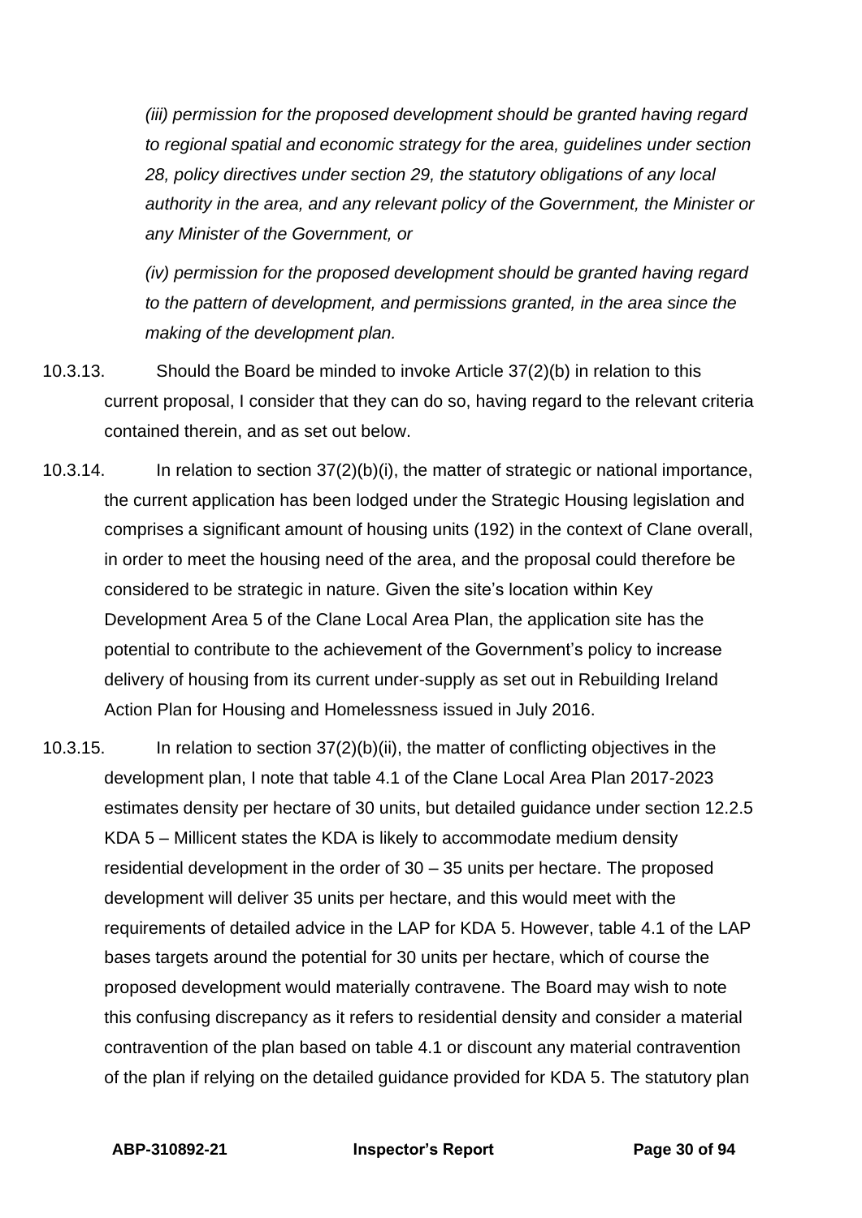*(iii) permission for the proposed development should be granted having regard to regional spatial and economic strategy for the area, guidelines under section 28, policy directives under section 29, the statutory obligations of any local authority in the area, and any relevant policy of the Government, the Minister or any Minister of the Government, or*

*(iv) permission for the proposed development should be granted having regard to the pattern of development, and permissions granted, in the area since the making of the development plan.*

10.3.13. Should the Board be minded to invoke Article 37(2)(b) in relation to this current proposal, I consider that they can do so, having regard to the relevant criteria contained therein, and as set out below.

10.3.14. In relation to section 37(2)(b)(i), the matter of strategic or national importance, the current application has been lodged under the Strategic Housing legislation and comprises a significant amount of housing units (192) in the context of Clane overall, in order to meet the housing need of the area, and the proposal could therefore be considered to be strategic in nature. Given the site's location within Key Development Area 5 of the Clane Local Area Plan, the application site has the potential to contribute to the achievement of the Government's policy to increase delivery of housing from its current under-supply as set out in Rebuilding Ireland Action Plan for Housing and Homelessness issued in July 2016.

10.3.15. In relation to section 37(2)(b)(ii), the matter of conflicting objectives in the development plan, I note that table 4.1 of the Clane Local Area Plan 2017-2023 estimates density per hectare of 30 units, but detailed guidance under section 12.2.5 KDA 5 – Millicent states the KDA is likely to accommodate medium density residential development in the order of 30 – 35 units per hectare. The proposed development will deliver 35 units per hectare, and this would meet with the requirements of detailed advice in the LAP for KDA 5. However, table 4.1 of the LAP bases targets around the potential for 30 units per hectare, which of course the proposed development would materially contravene. The Board may wish to note this confusing discrepancy as it refers to residential density and consider a material contravention of the plan based on table 4.1 or discount any material contravention of the plan if relying on the detailed guidance provided for KDA 5. The statutory plan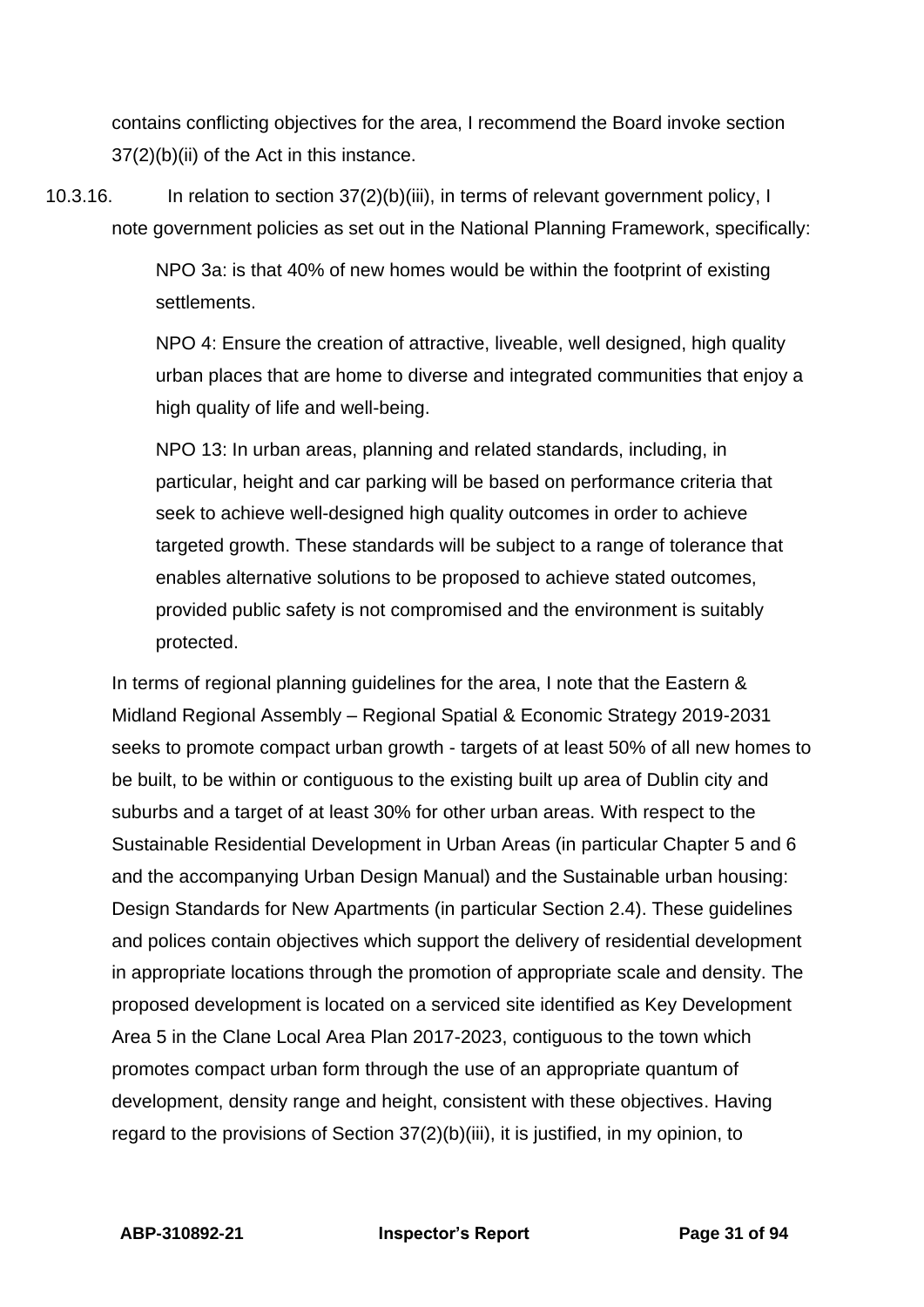contains conflicting objectives for the area, I recommend the Board invoke section 37(2)(b)(ii) of the Act in this instance.

10.3.16. In relation to section 37(2)(b)(iii), in terms of relevant government policy, I note government policies as set out in the National Planning Framework, specifically:

> NPO 3a: is that 40% of new homes would be within the footprint of existing settlements.
>
> NPO 4: Ensure the creation of attractive, liveable, well designed, high quality urban places that are home to diverse and integrated communities that enjoy a high quality of life and well-being.
>
> NPO 13: In urban areas, planning and related standards, including, in particular, height and car parking will be based on performance criteria that seek to achieve well-designed high quality outcomes in order to achieve targeted growth. These standards will be subject to a range of tolerance that enables alternative solutions to be proposed to achieve stated outcomes, provided public safety is not compromised and the environment is suitably protected.

In terms of regional planning guidelines for the area, I note that the Eastern & Midland Regional Assembly – Regional Spatial & Economic Strategy 2019-2031 seeks to promote compact urban growth - targets of at least 50% of all new homes to be built, to be within or contiguous to the existing built up area of Dublin city and suburbs and a target of at least 30% for other urban areas. With respect to the Sustainable Residential Development in Urban Areas (in particular Chapter 5 and 6 and the accompanying Urban Design Manual) and the Sustainable urban housing: Design Standards for New Apartments (in particular Section 2.4). These guidelines and polices contain objectives which support the delivery of residential development in appropriate locations through the promotion of appropriate scale and density. The proposed development is located on a serviced site identified as Key Development Area 5 in the Clane Local Area Plan 2017-2023, contiguous to the town which promotes compact urban form through the use of an appropriate quantum of development, density range and height, consistent with these objectives. Having regard to the provisions of Section 37(2)(b)(iii), it is justified, in my opinion, to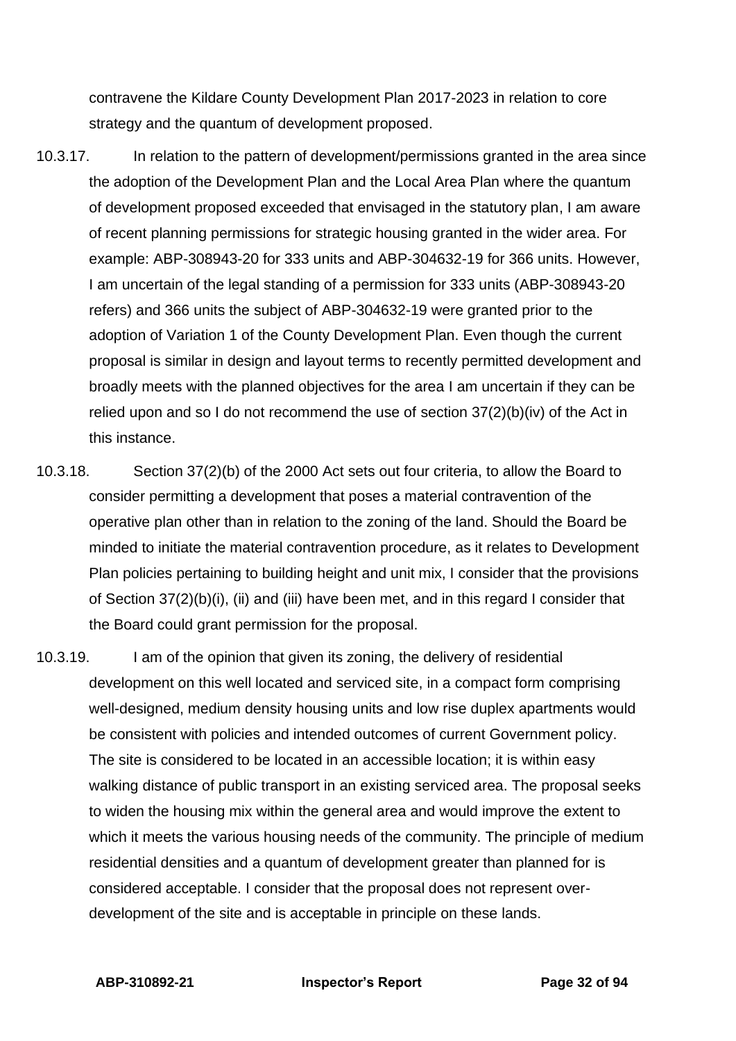contravene the Kildare County Development Plan 2017-2023 in relation to core strategy and the quantum of development proposed.

10.3.17. In relation to the pattern of development/permissions granted in the area since the adoption of the Development Plan and the Local Area Plan where the quantum of development proposed exceeded that envisaged in the statutory plan, I am aware of recent planning permissions for strategic housing granted in the wider area. For example: ABP-308943-20 for 333 units and ABP-304632-19 for 366 units. However, I am uncertain of the legal standing of a permission for 333 units (ABP-308943-20 refers) and 366 units the subject of ABP-304632-19 were granted prior to the adoption of Variation 1 of the County Development Plan. Even though the current proposal is similar in design and layout terms to recently permitted development and broadly meets with the planned objectives for the area I am uncertain if they can be relied upon and so I do not recommend the use of section 37(2)(b)(iv) of the Act in this instance.

10.3.18. Section 37(2)(b) of the 2000 Act sets out four criteria, to allow the Board to consider permitting a development that poses a material contravention of the operative plan other than in relation to the zoning of the land. Should the Board be minded to initiate the material contravention procedure, as it relates to Development Plan policies pertaining to building height and unit mix, I consider that the provisions of Section 37(2)(b)(i), (ii) and (iii) have been met, and in this regard I consider that the Board could grant permission for the proposal.

10.3.19. I am of the opinion that given its zoning, the delivery of residential development on this well located and serviced site, in a compact form comprising well-designed, medium density housing units and low rise duplex apartments would be consistent with policies and intended outcomes of current Government policy. The site is considered to be located in an accessible location; it is within easy walking distance of public transport in an existing serviced area. The proposal seeks to widen the housing mix within the general area and would improve the extent to which it meets the various housing needs of the community. The principle of medium residential densities and a quantum of development greater than planned for is considered acceptable. I consider that the proposal does not represent over-development of the site and is acceptable in principle on these lands.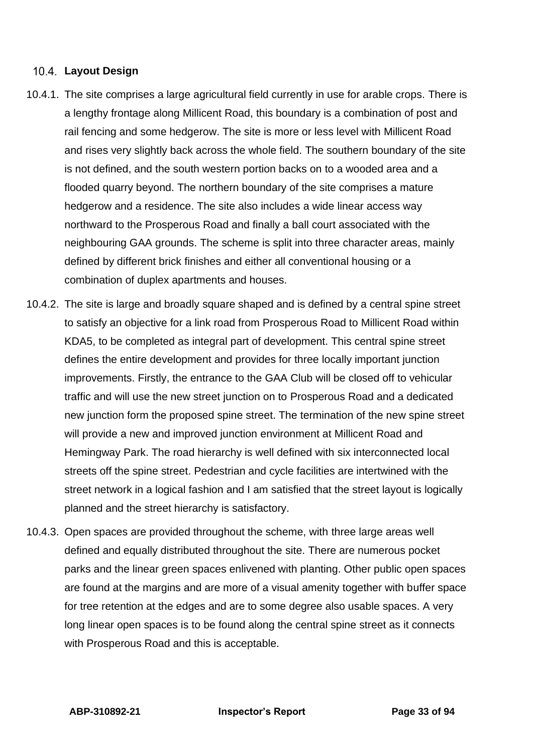### 10.4. Layout Design

10.4.1. The site comprises a large agricultural field currently in use for arable crops. There is a lengthy frontage along Millicent Road, this boundary is a combination of post and rail fencing and some hedgerow. The site is more or less level with Millicent Road and rises very slightly back across the whole field. The southern boundary of the site is not defined, and the south western portion backs on to a wooded area and a flooded quarry beyond. The northern boundary of the site comprises a mature hedgerow and a residence. The site also includes a wide linear access way northward to the Prosperous Road and finally a ball court associated with the neighbouring GAA grounds. The scheme is split into three character areas, mainly defined by different brick finishes and either all conventional housing or a combination of duplex apartments and houses.

10.4.2. The site is large and broadly square shaped and is defined by a central spine street to satisfy an objective for a link road from Prosperous Road to Millicent Road within KDA5, to be completed as integral part of development. This central spine street defines the entire development and provides for three locally important junction improvements. Firstly, the entrance to the GAA Club will be closed off to vehicular traffic and will use the new street junction on to Prosperous Road and a dedicated new junction form the proposed spine street. The termination of the new spine street will provide a new and improved junction environment at Millicent Road and Hemingway Park. The road hierarchy is well defined with six interconnected local streets off the spine street. Pedestrian and cycle facilities are intertwined with the street network in a logical fashion and I am satisfied that the street layout is logically planned and the street hierarchy is satisfactory.

10.4.3. Open spaces are provided throughout the scheme, with three large areas well defined and equally distributed throughout the site. There are numerous pocket parks and the linear green spaces enlivened with planting. Other public open spaces are found at the margins and are more of a visual amenity together with buffer space for tree retention at the edges and are to some degree also usable spaces. A very long linear open spaces is to be found along the central spine street as it connects with Prosperous Road and this is acceptable.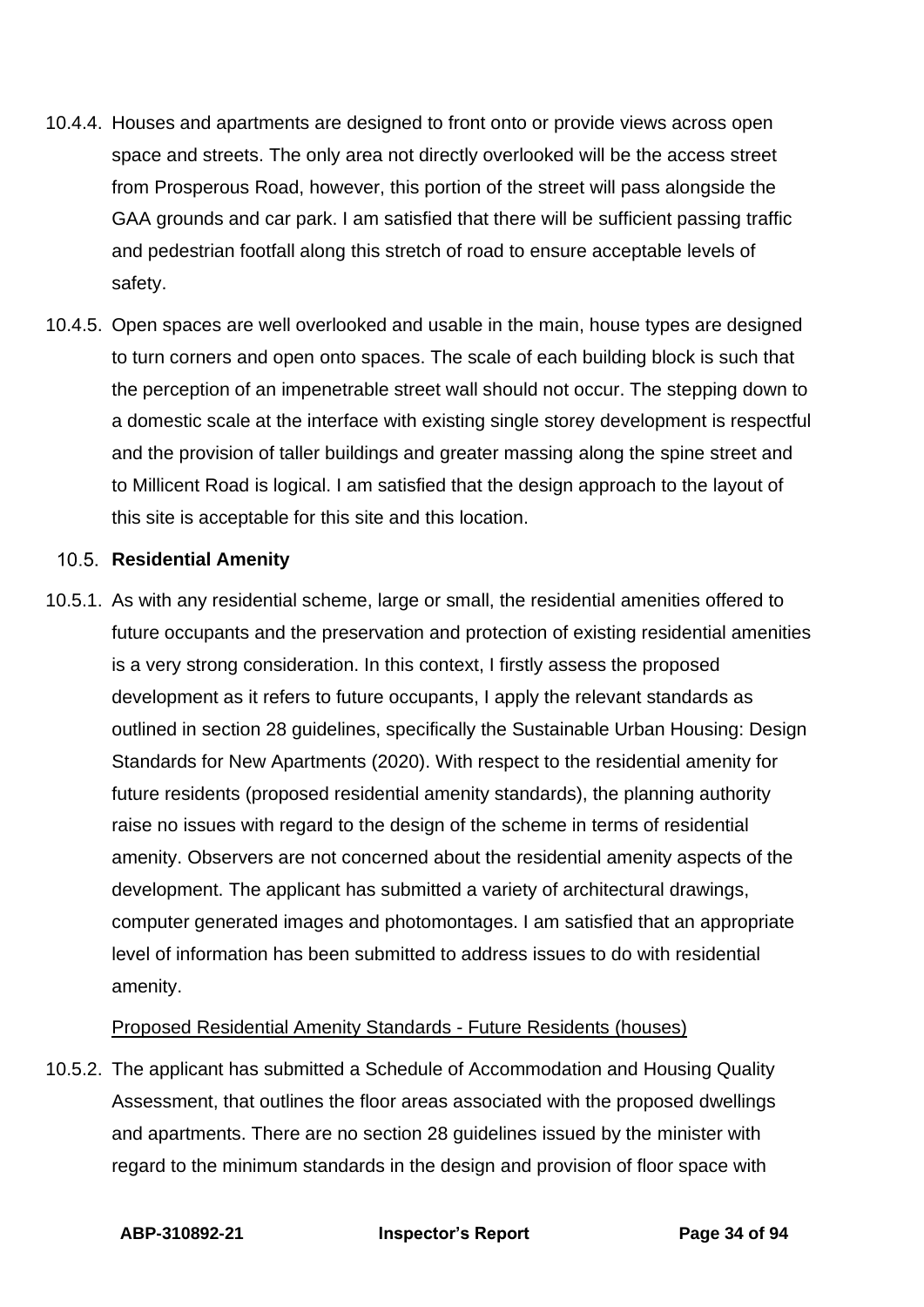10.4.4. Houses and apartments are designed to front onto or provide views across open space and streets. The only area not directly overlooked will be the access street from Prosperous Road, however, this portion of the street will pass alongside the GAA grounds and car park. I am satisfied that there will be sufficient passing traffic and pedestrian footfall along this stretch of road to ensure acceptable levels of safety.

10.4.5. Open spaces are well overlooked and usable in the main, house types are designed to turn corners and open onto spaces. The scale of each building block is such that the perception of an impenetrable street wall should not occur. The stepping down to a domestic scale at the interface with existing single storey development is respectful and the provision of taller buildings and greater massing along the spine street and to Millicent Road is logical. I am satisfied that the design approach to the layout of this site is acceptable for this site and this location.

## 10.5. Residential Amenity

10.5.1. As with any residential scheme, large or small, the residential amenities offered to future occupants and the preservation and protection of existing residential amenities is a very strong consideration. In this context, I firstly assess the proposed development as it refers to future occupants, I apply the relevant standards as outlined in section 28 guidelines, specifically the Sustainable Urban Housing: Design Standards for New Apartments (2020). With respect to the residential amenity for future residents (proposed residential amenity standards), the planning authority raise no issues with regard to the design of the scheme in terms of residential amenity. Observers are not concerned about the residential amenity aspects of the development. The applicant has submitted a variety of architectural drawings, computer generated images and photomontages. I am satisfied that an appropriate level of information has been submitted to address issues to do with residential amenity.

<u>Proposed Residential Amenity Standards - Future Residents (houses)</u>

10.5.2. The applicant has submitted a Schedule of Accommodation and Housing Quality Assessment, that outlines the floor areas associated with the proposed dwellings and apartments. There are no section 28 guidelines issued by the minister with regard to the minimum standards in the design and provision of floor space with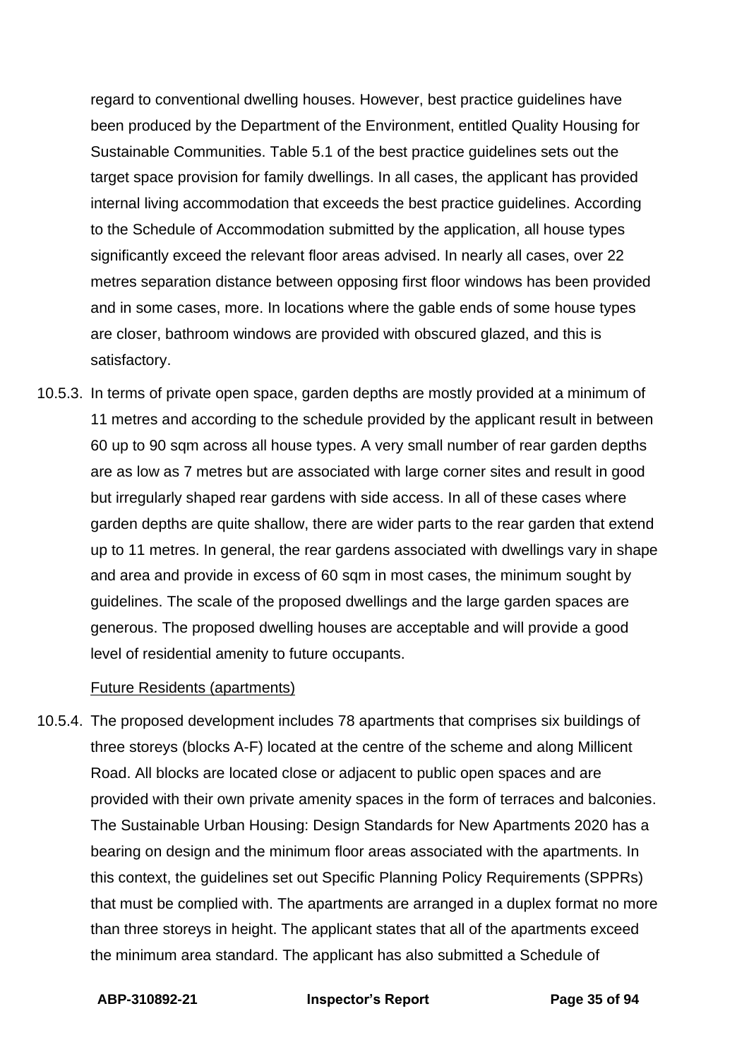regard to conventional dwelling houses. However, best practice guidelines have been produced by the Department of the Environment, entitled Quality Housing for Sustainable Communities. Table 5.1 of the best practice guidelines sets out the target space provision for family dwellings. In all cases, the applicant has provided internal living accommodation that exceeds the best practice guidelines. According to the Schedule of Accommodation submitted by the application, all house types significantly exceed the relevant floor areas advised. In nearly all cases, over 22 metres separation distance between opposing first floor windows has been provided and in some cases, more. In locations where the gable ends of some house types are closer, bathroom windows are provided with obscured glazed, and this is satisfactory.

10.5.3. In terms of private open space, garden depths are mostly provided at a minimum of 11 metres and according to the schedule provided by the applicant result in between 60 up to 90 sqm across all house types. A very small number of rear garden depths are as low as 7 metres but are associated with large corner sites and result in good but irregularly shaped rear gardens with side access. In all of these cases where garden depths are quite shallow, there are wider parts to the rear garden that extend up to 11 metres. In general, the rear gardens associated with dwellings vary in shape and area and provide in excess of 60 sqm in most cases, the minimum sought by guidelines. The scale of the proposed dwellings and the large garden spaces are generous. The proposed dwelling houses are acceptable and will provide a good level of residential amenity to future occupants.

Future Residents (apartments)

10.5.4. The proposed development includes 78 apartments that comprises six buildings of three storeys (blocks A-F) located at the centre of the scheme and along Millicent Road. All blocks are located close or adjacent to public open spaces and are provided with their own private amenity spaces in the form of terraces and balconies. The Sustainable Urban Housing: Design Standards for New Apartments 2020 has a bearing on design and the minimum floor areas associated with the apartments. In this context, the guidelines set out Specific Planning Policy Requirements (SPPRs) that must be complied with. The apartments are arranged in a duplex format no more than three storeys in height. The applicant states that all of the apartments exceed the minimum area standard. The applicant has also submitted a Schedule of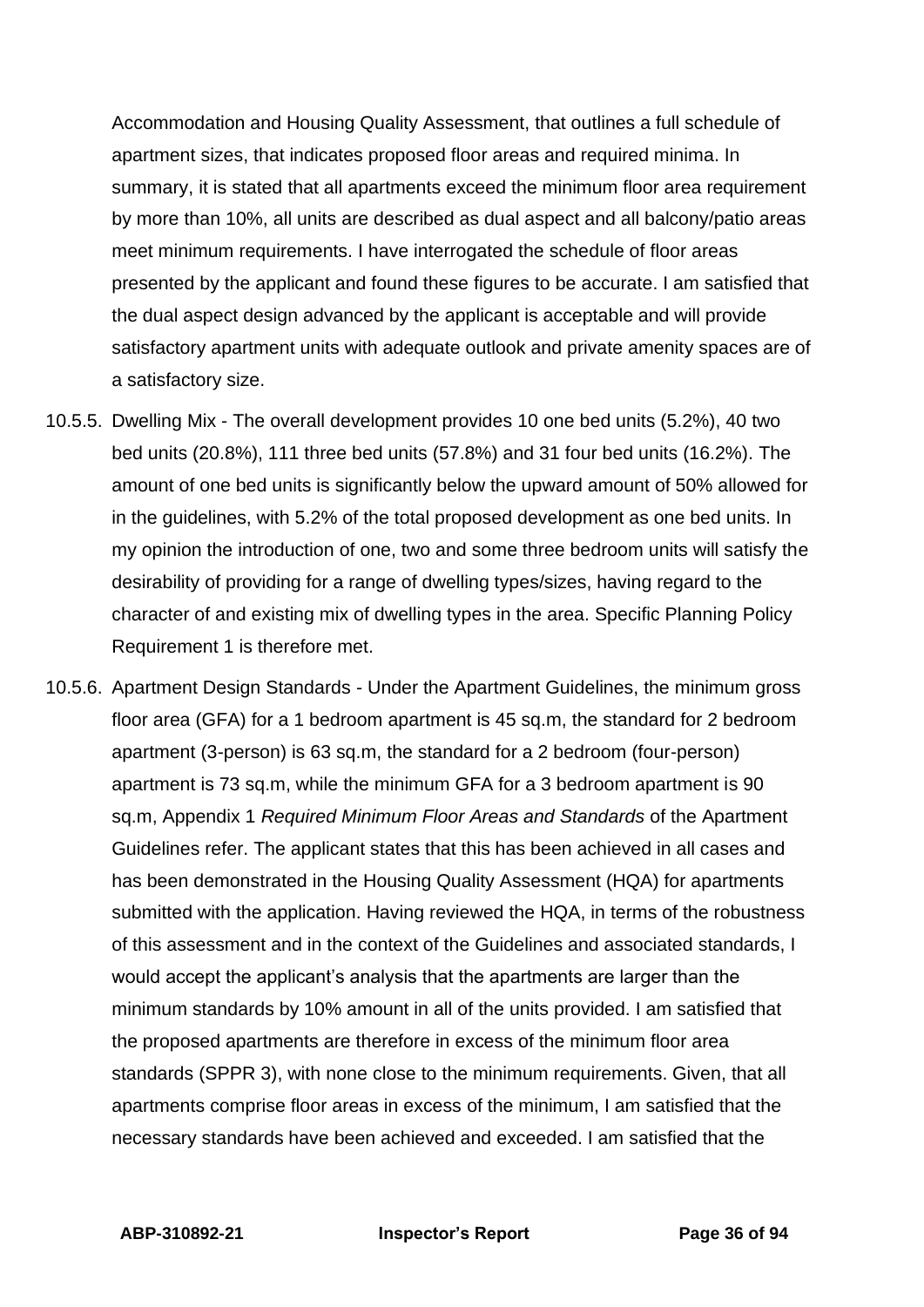Accommodation and Housing Quality Assessment, that outlines a full schedule of apartment sizes, that indicates proposed floor areas and required minima. In summary, it is stated that all apartments exceed the minimum floor area requirement by more than 10%, all units are described as dual aspect and all balcony/patio areas meet minimum requirements. I have interrogated the schedule of floor areas presented by the applicant and found these figures to be accurate. I am satisfied that the dual aspect design advanced by the applicant is acceptable and will provide satisfactory apartment units with adequate outlook and private amenity spaces are of a satisfactory size.

10.5.5. Dwelling Mix - The overall development provides 10 one bed units (5.2%), 40 two bed units (20.8%), 111 three bed units (57.8%) and 31 four bed units (16.2%). The amount of one bed units is significantly below the upward amount of 50% allowed for in the guidelines, with 5.2% of the total proposed development as one bed units. In my opinion the introduction of one, two and some three bedroom units will satisfy the desirability of providing for a range of dwelling types/sizes, having regard to the character of and existing mix of dwelling types in the area. Specific Planning Policy Requirement 1 is therefore met.

10.5.6. Apartment Design Standards - Under the Apartment Guidelines, the minimum gross floor area (GFA) for a 1 bedroom apartment is 45 sq.m, the standard for 2 bedroom apartment (3-person) is 63 sq.m, the standard for a 2 bedroom (four-person) apartment is 73 sq.m, while the minimum GFA for a 3 bedroom apartment is 90 sq.m, Appendix 1 *Required Minimum Floor Areas and Standards* of the Apartment Guidelines refer. The applicant states that this has been achieved in all cases and has been demonstrated in the Housing Quality Assessment (HQA) for apartments submitted with the application. Having reviewed the HQA, in terms of the robustness of this assessment and in the context of the Guidelines and associated standards, I would accept the applicant's analysis that the apartments are larger than the minimum standards by 10% amount in all of the units provided. I am satisfied that the proposed apartments are therefore in excess of the minimum floor area standards (SPPR 3), with none close to the minimum requirements. Given, that all apartments comprise floor areas in excess of the minimum, I am satisfied that the necessary standards have been achieved and exceeded. I am satisfied that the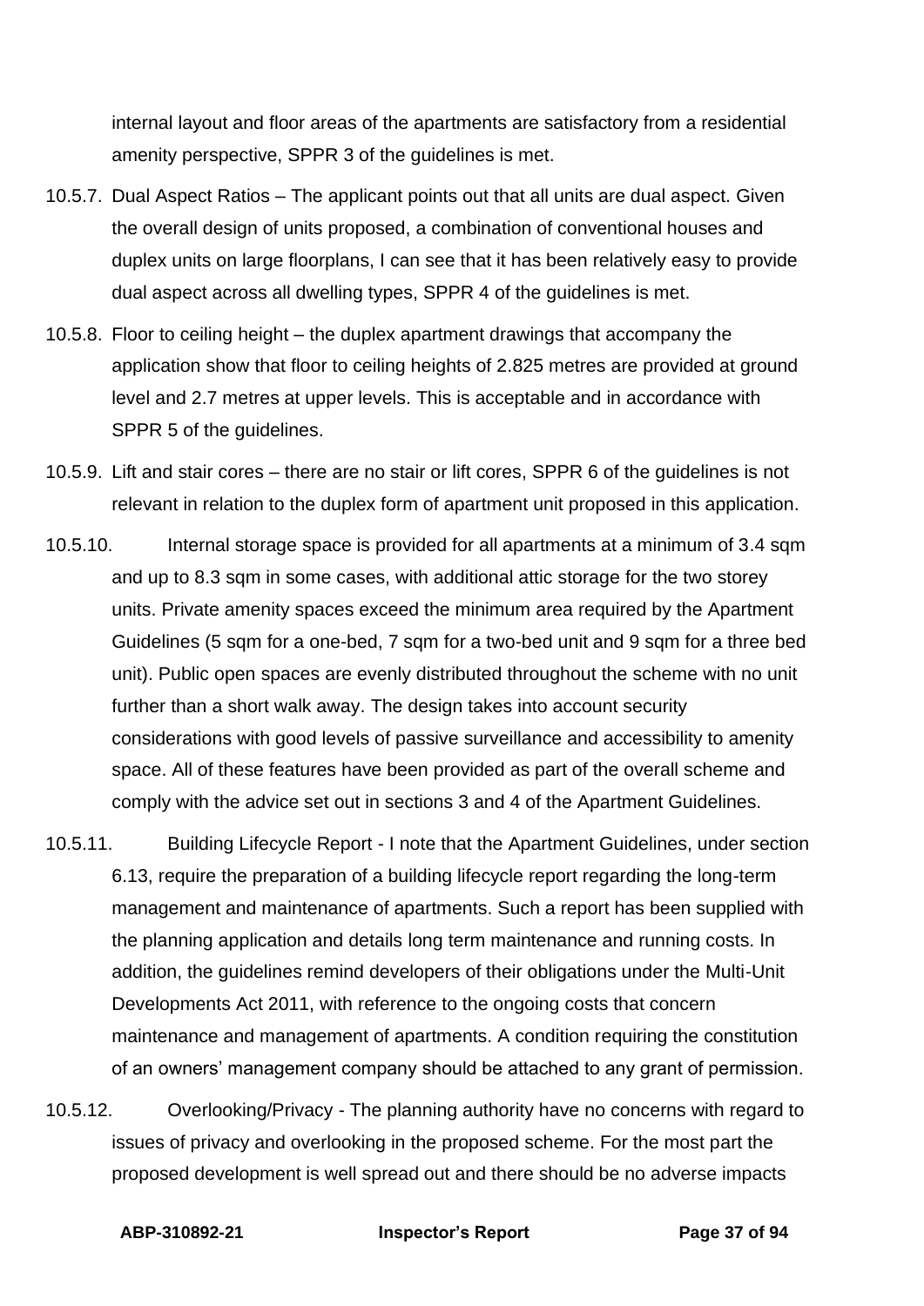internal layout and floor areas of the apartments are satisfactory from a residential amenity perspective, SPPR 3 of the guidelines is met.

10.5.7. Dual Aspect Ratios – The applicant points out that all units are dual aspect. Given the overall design of units proposed, a combination of conventional houses and duplex units on large floorplans, I can see that it has been relatively easy to provide dual aspect across all dwelling types, SPPR 4 of the guidelines is met.

10.5.8. Floor to ceiling height – the duplex apartment drawings that accompany the application show that floor to ceiling heights of 2.825 metres are provided at ground level and 2.7 metres at upper levels. This is acceptable and in accordance with SPPR 5 of the guidelines.

10.5.9. Lift and stair cores – there are no stair or lift cores, SPPR 6 of the guidelines is not relevant in relation to the duplex form of apartment unit proposed in this application.

10.5.10. Internal storage space is provided for all apartments at a minimum of 3.4 sqm and up to 8.3 sqm in some cases, with additional attic storage for the two storey units. Private amenity spaces exceed the minimum area required by the Apartment Guidelines (5 sqm for a one-bed, 7 sqm for a two-bed unit and 9 sqm for a three bed unit). Public open spaces are evenly distributed throughout the scheme with no unit further than a short walk away. The design takes into account security considerations with good levels of passive surveillance and accessibility to amenity space. All of these features have been provided as part of the overall scheme and comply with the advice set out in sections 3 and 4 of the Apartment Guidelines.

10.5.11. Building Lifecycle Report - I note that the Apartment Guidelines, under section 6.13, require the preparation of a building lifecycle report regarding the long-term management and maintenance of apartments. Such a report has been supplied with the planning application and details long term maintenance and running costs. In addition, the guidelines remind developers of their obligations under the Multi-Unit Developments Act 2011, with reference to the ongoing costs that concern maintenance and management of apartments. A condition requiring the constitution of an owners' management company should be attached to any grant of permission.

10.5.12. Overlooking/Privacy - The planning authority have no concerns with regard to issues of privacy and overlooking in the proposed scheme. For the most part the proposed development is well spread out and there should be no adverse impacts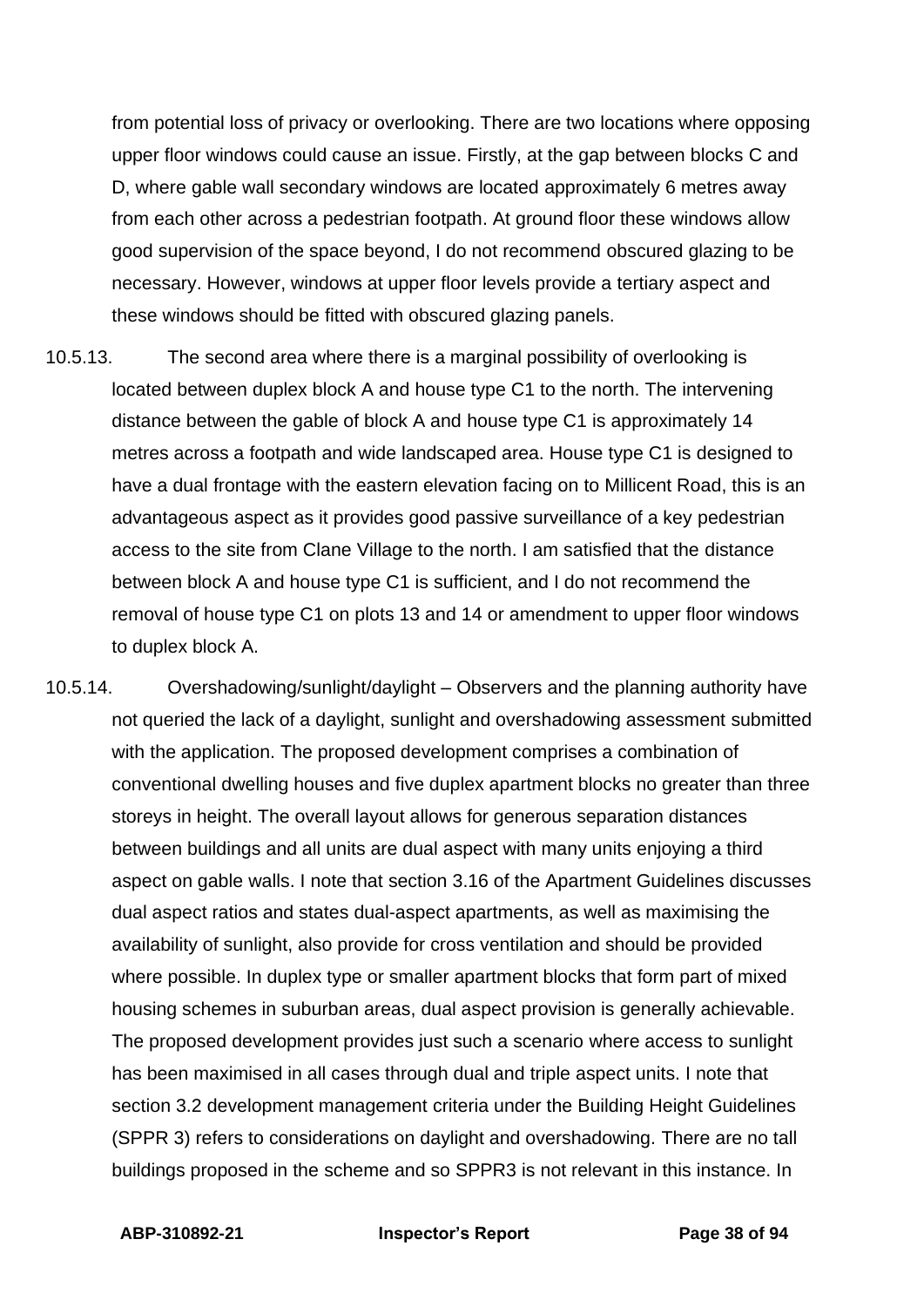from potential loss of privacy or overlooking. There are two locations where opposing upper floor windows could cause an issue. Firstly, at the gap between blocks C and D, where gable wall secondary windows are located approximately 6 metres away from each other across a pedestrian footpath. At ground floor these windows allow good supervision of the space beyond, I do not recommend obscured glazing to be necessary. However, windows at upper floor levels provide a tertiary aspect and these windows should be fitted with obscured glazing panels.

10.5.13. The second area where there is a marginal possibility of overlooking is located between duplex block A and house type C1 to the north. The intervening distance between the gable of block A and house type C1 is approximately 14 metres across a footpath and wide landscaped area. House type C1 is designed to have a dual frontage with the eastern elevation facing on to Millicent Road, this is an advantageous aspect as it provides good passive surveillance of a key pedestrian access to the site from Clane Village to the north. I am satisfied that the distance between block A and house type C1 is sufficient, and I do not recommend the removal of house type C1 on plots 13 and 14 or amendment to upper floor windows to duplex block A.

10.5.14. Overshadowing/sunlight/daylight – Observers and the planning authority have not queried the lack of a daylight, sunlight and overshadowing assessment submitted with the application. The proposed development comprises a combination of conventional dwelling houses and five duplex apartment blocks no greater than three storeys in height. The overall layout allows for generous separation distances between buildings and all units are dual aspect with many units enjoying a third aspect on gable walls. I note that section 3.16 of the Apartment Guidelines discusses dual aspect ratios and states dual-aspect apartments, as well as maximising the availability of sunlight, also provide for cross ventilation and should be provided where possible. In duplex type or smaller apartment blocks that form part of mixed housing schemes in suburban areas, dual aspect provision is generally achievable. The proposed development provides just such a scenario where access to sunlight has been maximised in all cases through dual and triple aspect units. I note that section 3.2 development management criteria under the Building Height Guidelines (SPPR 3) refers to considerations on daylight and overshadowing. There are no tall buildings proposed in the scheme and so SPPR3 is not relevant in this instance. In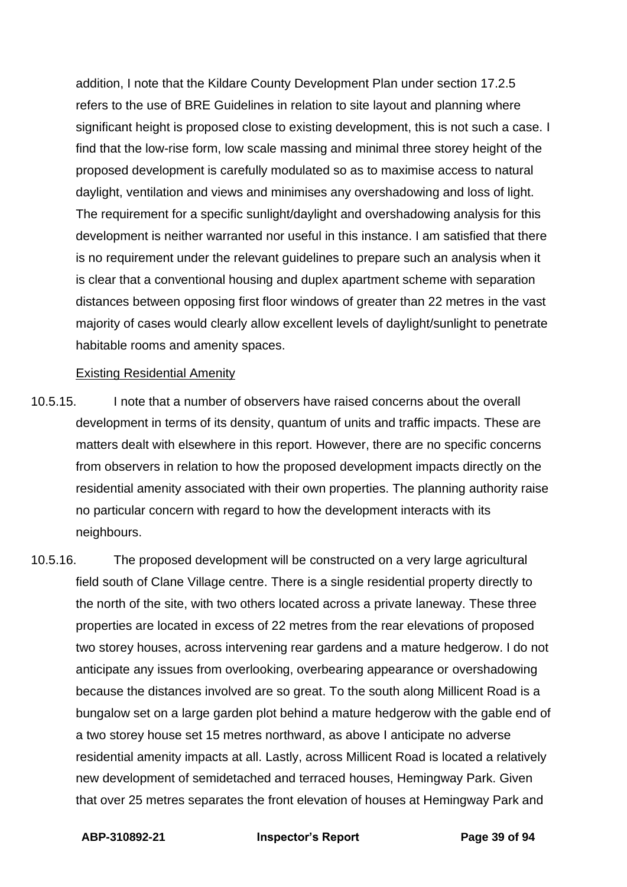addition, I note that the Kildare County Development Plan under section 17.2.5 refers to the use of BRE Guidelines in relation to site layout and planning where significant height is proposed close to existing development, this is not such a case. I find that the low-rise form, low scale massing and minimal three storey height of the proposed development is carefully modulated so as to maximise access to natural daylight, ventilation and views and minimises any overshadowing and loss of light. The requirement for a specific sunlight/daylight and overshadowing analysis for this development is neither warranted nor useful in this instance. I am satisfied that there is no requirement under the relevant guidelines to prepare such an analysis when it is clear that a conventional housing and duplex apartment scheme with separation distances between opposing first floor windows of greater than 22 metres in the vast majority of cases would clearly allow excellent levels of daylight/sunlight to penetrate habitable rooms and amenity spaces.

<u>Existing Residential Amenity</u>

10.5.15. I note that a number of observers have raised concerns about the overall development in terms of its density, quantum of units and traffic impacts. These are matters dealt with elsewhere in this report. However, there are no specific concerns from observers in relation to how the proposed development impacts directly on the residential amenity associated with their own properties. The planning authority raise no particular concern with regard to how the development interacts with its neighbours.

10.5.16. The proposed development will be constructed on a very large agricultural field south of Clane Village centre. There is a single residential property directly to the north of the site, with two others located across a private laneway. These three properties are located in excess of 22 metres from the rear elevations of proposed two storey houses, across intervening rear gardens and a mature hedgerow. I do not anticipate any issues from overlooking, overbearing appearance or overshadowing because the distances involved are so great. To the south along Millicent Road is a bungalow set on a large garden plot behind a mature hedgerow with the gable end of a two storey house set 15 metres northward, as above I anticipate no adverse residential amenity impacts at all. Lastly, across Millicent Road is located a relatively new development of semidetached and terraced houses, Hemingway Park. Given that over 25 metres separates the front elevation of houses at Hemingway Park and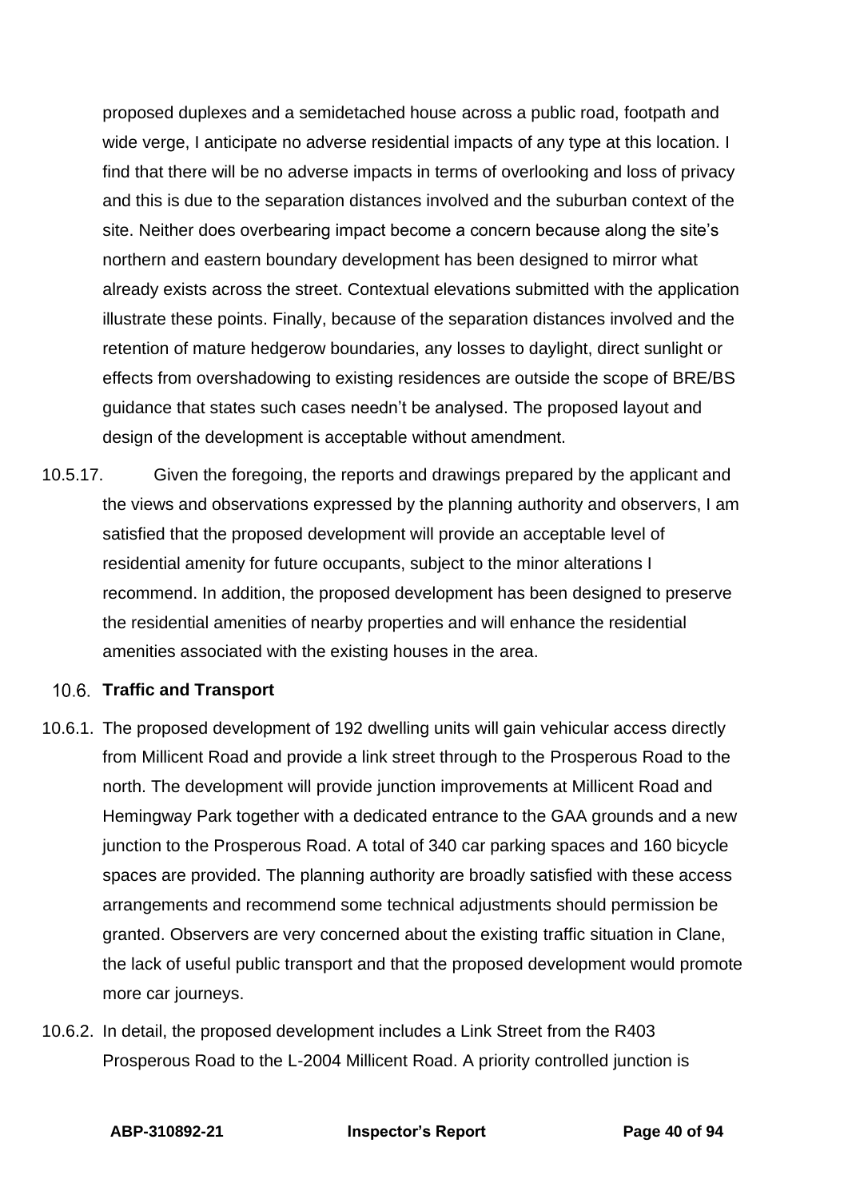proposed duplexes and a semidetached house across a public road, footpath and wide verge, I anticipate no adverse residential impacts of any type at this location. I find that there will be no adverse impacts in terms of overlooking and loss of privacy and this is due to the separation distances involved and the suburban context of the site. Neither does overbearing impact become a concern because along the site's northern and eastern boundary development has been designed to mirror what already exists across the street. Contextual elevations submitted with the application illustrate these points. Finally, because of the separation distances involved and the retention of mature hedgerow boundaries, any losses to daylight, direct sunlight or effects from overshadowing to existing residences are outside the scope of BRE/BS guidance that states such cases needn't be analysed. The proposed layout and design of the development is acceptable without amendment.

10.5.17. Given the foregoing, the reports and drawings prepared by the applicant and the views and observations expressed by the planning authority and observers, I am satisfied that the proposed development will provide an acceptable level of residential amenity for future occupants, subject to the minor alterations I recommend. In addition, the proposed development has been designed to preserve the residential amenities of nearby properties and will enhance the residential amenities associated with the existing houses in the area.

### 10.6. Traffic and Transport

10.6.1. The proposed development of 192 dwelling units will gain vehicular access directly from Millicent Road and provide a link street through to the Prosperous Road to the north. The development will provide junction improvements at Millicent Road and Hemingway Park together with a dedicated entrance to the GAA grounds and a new junction to the Prosperous Road. A total of 340 car parking spaces and 160 bicycle spaces are provided. The planning authority are broadly satisfied with these access arrangements and recommend some technical adjustments should permission be granted. Observers are very concerned about the existing traffic situation in Clane, the lack of useful public transport and that the proposed development would promote more car journeys.

10.6.2. In detail, the proposed development includes a Link Street from the R403 Prosperous Road to the L-2004 Millicent Road. A priority controlled junction is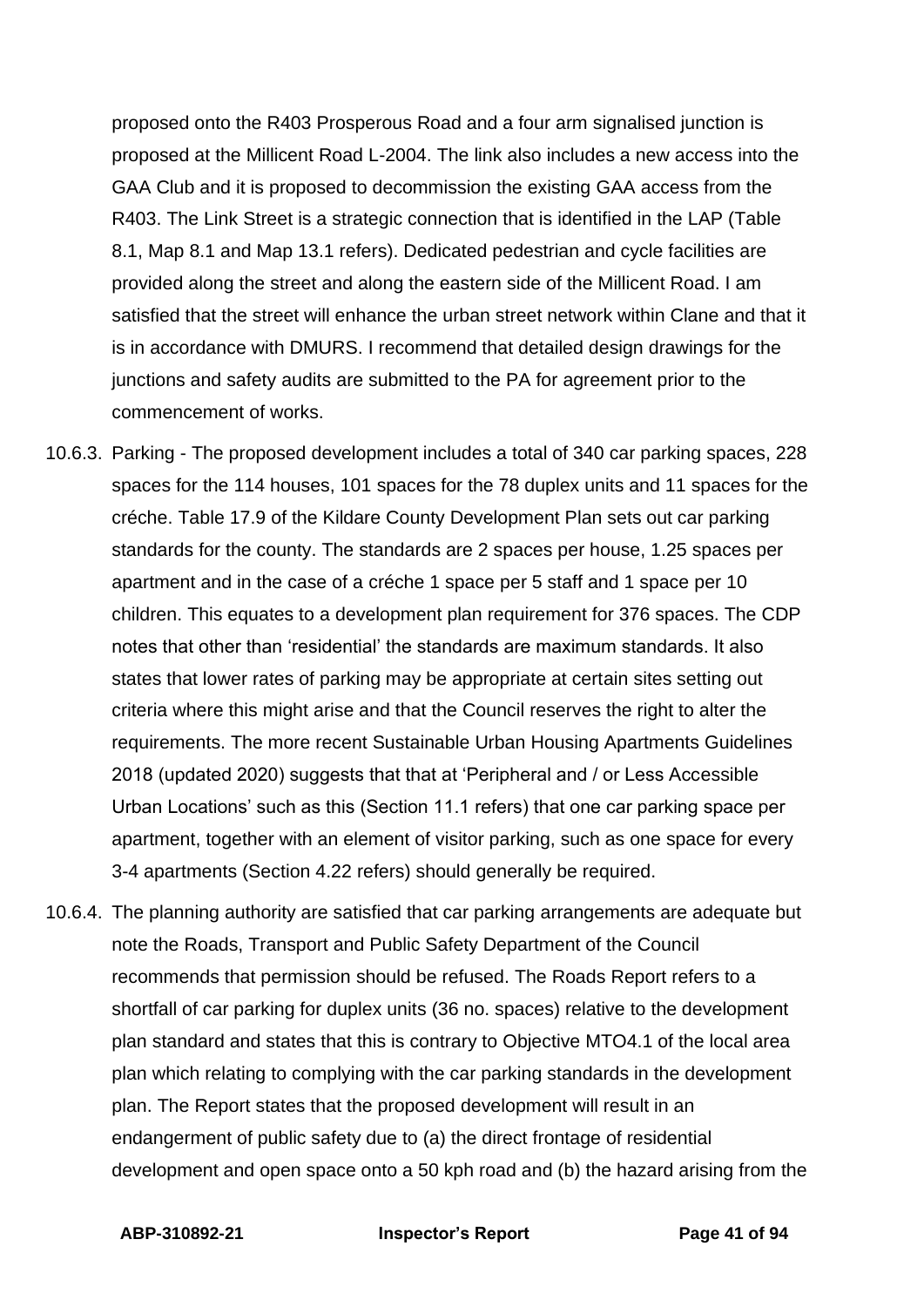proposed onto the R403 Prosperous Road and a four arm signalised junction is proposed at the Millicent Road L-2004. The link also includes a new access into the GAA Club and it is proposed to decommission the existing GAA access from the R403. The Link Street is a strategic connection that is identified in the LAP (Table 8.1, Map 8.1 and Map 13.1 refers). Dedicated pedestrian and cycle facilities are provided along the street and along the eastern side of the Millicent Road. I am satisfied that the street will enhance the urban street network within Clane and that it is in accordance with DMURS. I recommend that detailed design drawings for the junctions and safety audits are submitted to the PA for agreement prior to the commencement of works.

10.6.3. Parking - The proposed development includes a total of 340 car parking spaces, 228 spaces for the 114 houses, 101 spaces for the 78 duplex units and 11 spaces for the créche. Table 17.9 of the Kildare County Development Plan sets out car parking standards for the county. The standards are 2 spaces per house, 1.25 spaces per apartment and in the case of a créche 1 space per 5 staff and 1 space per 10 children. This equates to a development plan requirement for 376 spaces. The CDP notes that other than 'residential' the standards are maximum standards. It also states that lower rates of parking may be appropriate at certain sites setting out criteria where this might arise and that the Council reserves the right to alter the requirements. The more recent Sustainable Urban Housing Apartments Guidelines 2018 (updated 2020) suggests that that at 'Peripheral and / or Less Accessible Urban Locations' such as this (Section 11.1 refers) that one car parking space per apartment, together with an element of visitor parking, such as one space for every 3-4 apartments (Section 4.22 refers) should generally be required.

10.6.4. The planning authority are satisfied that car parking arrangements are adequate but note the Roads, Transport and Public Safety Department of the Council recommends that permission should be refused. The Roads Report refers to a shortfall of car parking for duplex units (36 no. spaces) relative to the development plan standard and states that this is contrary to Objective MTO4.1 of the local area plan which relating to complying with the car parking standards in the development plan. The Report states that the proposed development will result in an endangerment of public safety due to (a) the direct frontage of residential development and open space onto a 50 kph road and (b) the hazard arising from the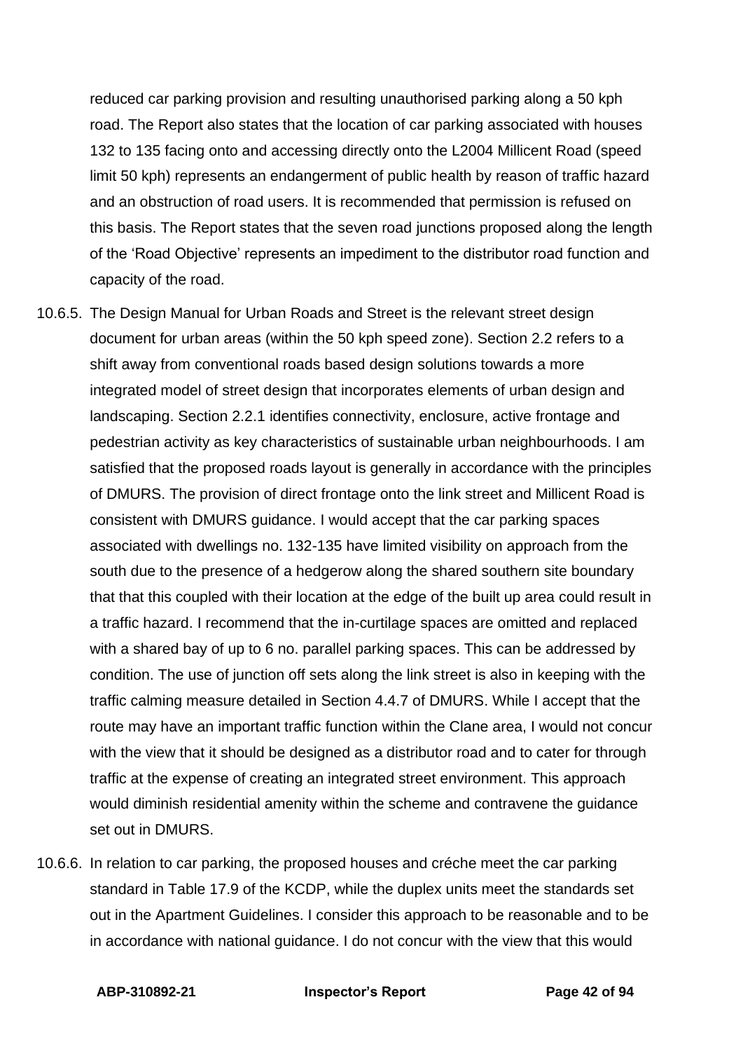reduced car parking provision and resulting unauthorised parking along a 50 kph road. The Report also states that the location of car parking associated with houses 132 to 135 facing onto and accessing directly onto the L2004 Millicent Road (speed limit 50 kph) represents an endangerment of public health by reason of traffic hazard and an obstruction of road users. It is recommended that permission is refused on this basis. The Report states that the seven road junctions proposed along the length of the 'Road Objective' represents an impediment to the distributor road function and capacity of the road.

10.6.5. The Design Manual for Urban Roads and Street is the relevant street design document for urban areas (within the 50 kph speed zone). Section 2.2 refers to a shift away from conventional roads based design solutions towards a more integrated model of street design that incorporates elements of urban design and landscaping. Section 2.2.1 identifies connectivity, enclosure, active frontage and pedestrian activity as key characteristics of sustainable urban neighbourhoods. I am satisfied that the proposed roads layout is generally in accordance with the principles of DMURS. The provision of direct frontage onto the link street and Millicent Road is consistent with DMURS guidance. I would accept that the car parking spaces associated with dwellings no. 132-135 have limited visibility on approach from the south due to the presence of a hedgerow along the shared southern site boundary that that this coupled with their location at the edge of the built up area could result in a traffic hazard. I recommend that the in-curtilage spaces are omitted and replaced with a shared bay of up to 6 no. parallel parking spaces. This can be addressed by condition. The use of junction off sets along the link street is also in keeping with the traffic calming measure detailed in Section 4.4.7 of DMURS. While I accept that the route may have an important traffic function within the Clane area, I would not concur with the view that it should be designed as a distributor road and to cater for through traffic at the expense of creating an integrated street environment. This approach would diminish residential amenity within the scheme and contravene the guidance set out in DMURS.

10.6.6. In relation to car parking, the proposed houses and créche meet the car parking standard in Table 17.9 of the KCDP, while the duplex units meet the standards set out in the Apartment Guidelines. I consider this approach to be reasonable and to be in accordance with national guidance. I do not concur with the view that this would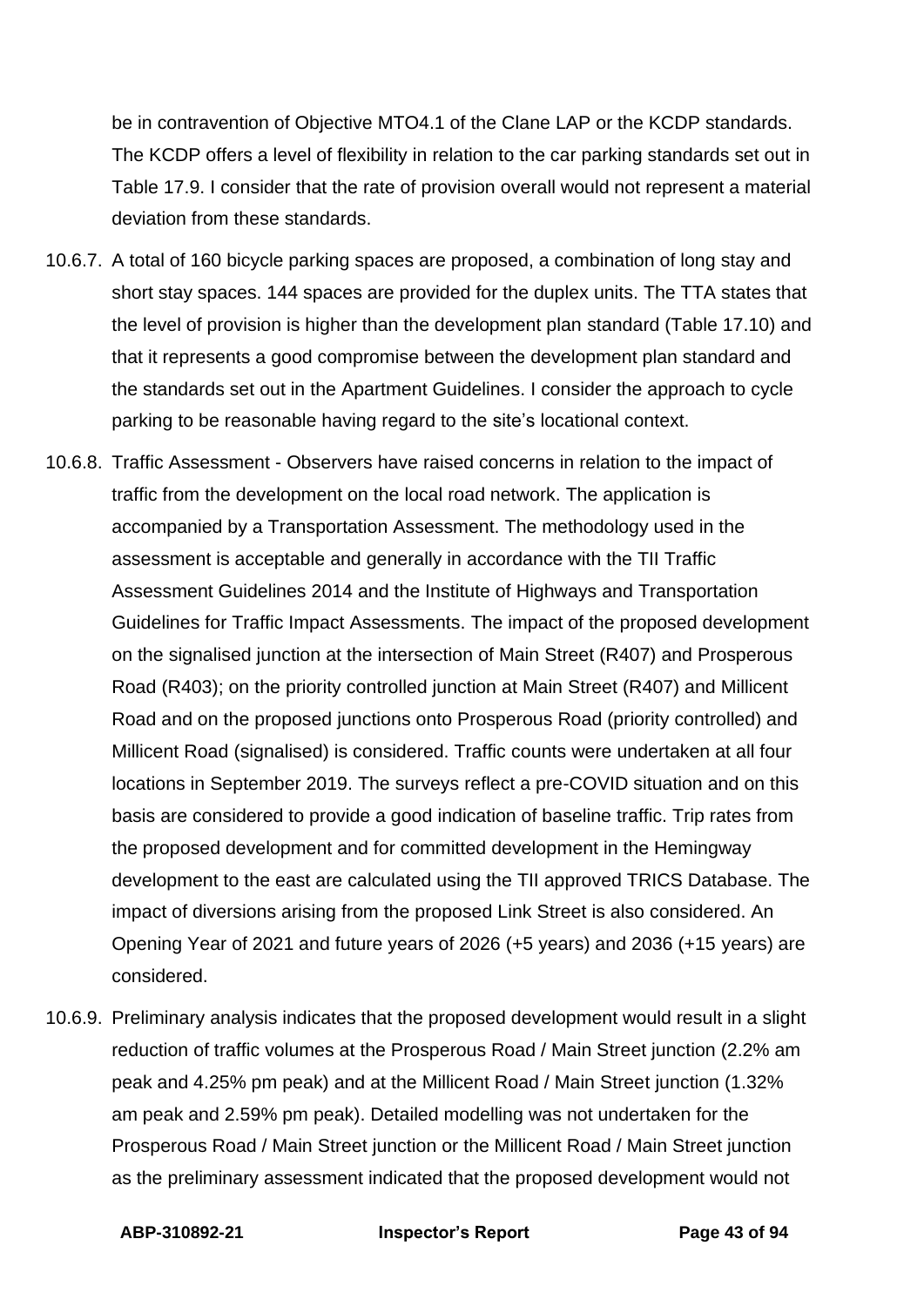be in contravention of Objective MTO4.1 of the Clane LAP or the KCDP standards. The KCDP offers a level of flexibility in relation to the car parking standards set out in Table 17.9. I consider that the rate of provision overall would not represent a material deviation from these standards.

10.6.7. A total of 160 bicycle parking spaces are proposed, a combination of long stay and short stay spaces. 144 spaces are provided for the duplex units. The TTA states that the level of provision is higher than the development plan standard (Table 17.10) and that it represents a good compromise between the development plan standard and the standards set out in the Apartment Guidelines. I consider the approach to cycle parking to be reasonable having regard to the site's locational context.

10.6.8. Traffic Assessment - Observers have raised concerns in relation to the impact of traffic from the development on the local road network. The application is accompanied by a Transportation Assessment. The methodology used in the assessment is acceptable and generally in accordance with the TII Traffic Assessment Guidelines 2014 and the Institute of Highways and Transportation Guidelines for Traffic Impact Assessments. The impact of the proposed development on the signalised junction at the intersection of Main Street (R407) and Prosperous Road (R403); on the priority controlled junction at Main Street (R407) and Millicent Road and on the proposed junctions onto Prosperous Road (priority controlled) and Millicent Road (signalised) is considered. Traffic counts were undertaken at all four locations in September 2019. The surveys reflect a pre-COVID situation and on this basis are considered to provide a good indication of baseline traffic. Trip rates from the proposed development and for committed development in the Hemingway development to the east are calculated using the TII approved TRICS Database. The impact of diversions arising from the proposed Link Street is also considered. An Opening Year of 2021 and future years of 2026 (+5 years) and 2036 (+15 years) are considered.

10.6.9. Preliminary analysis indicates that the proposed development would result in a slight reduction of traffic volumes at the Prosperous Road / Main Street junction (2.2% am peak and 4.25% pm peak) and at the Millicent Road / Main Street junction (1.32% am peak and 2.59% pm peak). Detailed modelling was not undertaken for the Prosperous Road / Main Street junction or the Millicent Road / Main Street junction as the preliminary assessment indicated that the proposed development would not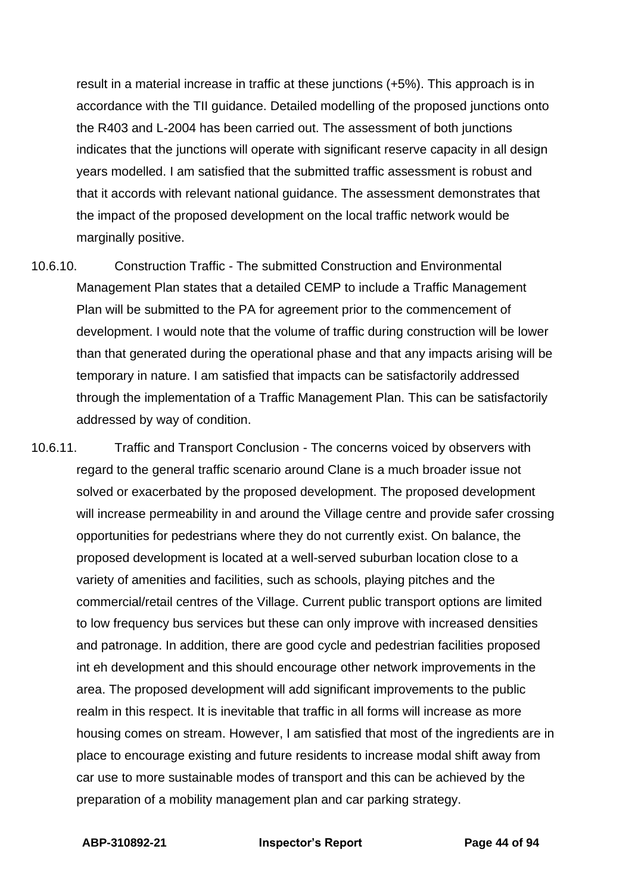result in a material increase in traffic at these junctions (+5%). This approach is in accordance with the TII guidance. Detailed modelling of the proposed junctions onto the R403 and L-2004 has been carried out. The assessment of both junctions indicates that the junctions will operate with significant reserve capacity in all design years modelled. I am satisfied that the submitted traffic assessment is robust and that it accords with relevant national guidance. The assessment demonstrates that the impact of the proposed development on the local traffic network would be marginally positive.

10.6.10. Construction Traffic - The submitted Construction and Environmental Management Plan states that a detailed CEMP to include a Traffic Management Plan will be submitted to the PA for agreement prior to the commencement of development. I would note that the volume of traffic during construction will be lower than that generated during the operational phase and that any impacts arising will be temporary in nature. I am satisfied that impacts can be satisfactorily addressed through the implementation of a Traffic Management Plan. This can be satisfactorily addressed by way of condition.

10.6.11. Traffic and Transport Conclusion - The concerns voiced by observers with regard to the general traffic scenario around Clane is a much broader issue not solved or exacerbated by the proposed development. The proposed development will increase permeability in and around the Village centre and provide safer crossing opportunities for pedestrians where they do not currently exist. On balance, the proposed development is located at a well-served suburban location close to a variety of amenities and facilities, such as schools, playing pitches and the commercial/retail centres of the Village. Current public transport options are limited to low frequency bus services but these can only improve with increased densities and patronage. In addition, there are good cycle and pedestrian facilities proposed int eh development and this should encourage other network improvements in the area. The proposed development will add significant improvements to the public realm in this respect. It is inevitable that traffic in all forms will increase as more housing comes on stream. However, I am satisfied that most of the ingredients are in place to encourage existing and future residents to increase modal shift away from car use to more sustainable modes of transport and this can be achieved by the preparation of a mobility management plan and car parking strategy.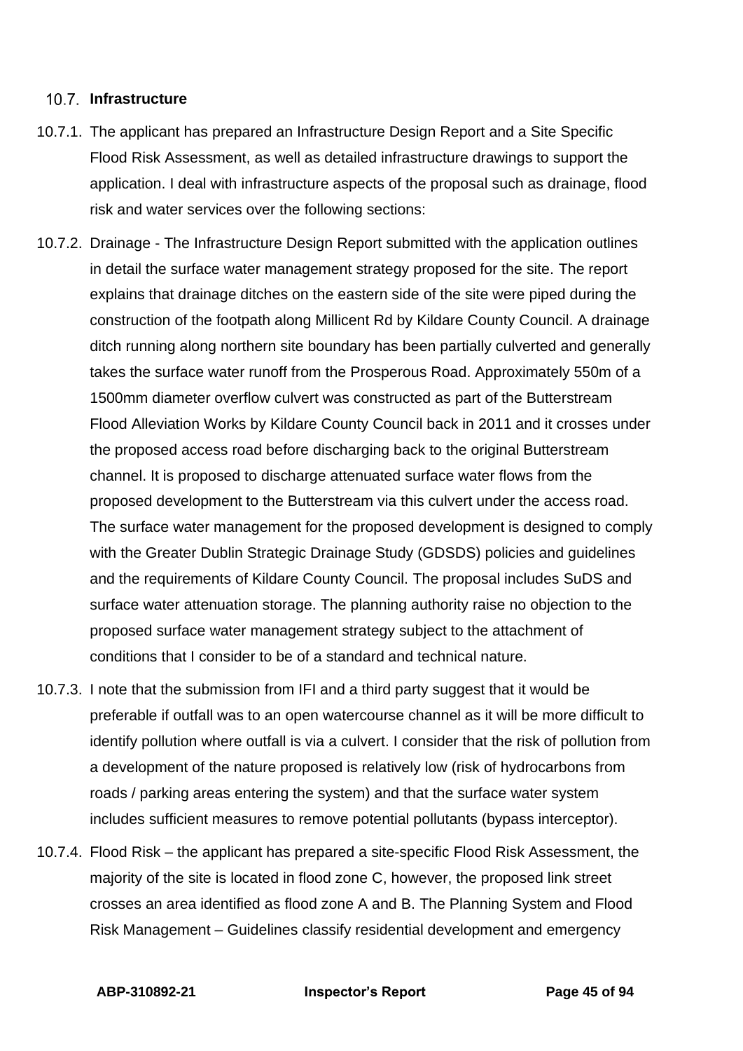## 10.7. Infrastructure

10.7.1. The applicant has prepared an Infrastructure Design Report and a Site Specific Flood Risk Assessment, as well as detailed infrastructure drawings to support the application. I deal with infrastructure aspects of the proposal such as drainage, flood risk and water services over the following sections:

10.7.2. Drainage - The Infrastructure Design Report submitted with the application outlines in detail the surface water management strategy proposed for the site. The report explains that drainage ditches on the eastern side of the site were piped during the construction of the footpath along Millicent Rd by Kildare County Council. A drainage ditch running along northern site boundary has been partially culverted and generally takes the surface water runoff from the Prosperous Road. Approximately 550m of a 1500mm diameter overflow culvert was constructed as part of the Butterstream Flood Alleviation Works by Kildare County Council back in 2011 and it crosses under the proposed access road before discharging back to the original Butterstream channel. It is proposed to discharge attenuated surface water flows from the proposed development to the Butterstream via this culvert under the access road. The surface water management for the proposed development is designed to comply with the Greater Dublin Strategic Drainage Study (GDSDS) policies and guidelines and the requirements of Kildare County Council. The proposal includes SuDS and surface water attenuation storage. The planning authority raise no objection to the proposed surface water management strategy subject to the attachment of conditions that I consider to be of a standard and technical nature.

10.7.3. I note that the submission from IFI and a third party suggest that it would be preferable if outfall was to an open watercourse channel as it will be more difficult to identify pollution where outfall is via a culvert. I consider that the risk of pollution from a development of the nature proposed is relatively low (risk of hydrocarbons from roads / parking areas entering the system) and that the surface water system includes sufficient measures to remove potential pollutants (bypass interceptor).

10.7.4. Flood Risk – the applicant has prepared a site-specific Flood Risk Assessment, the majority of the site is located in flood zone C, however, the proposed link street crosses an area identified as flood zone A and B. The Planning System and Flood Risk Management – Guidelines classify residential development and emergency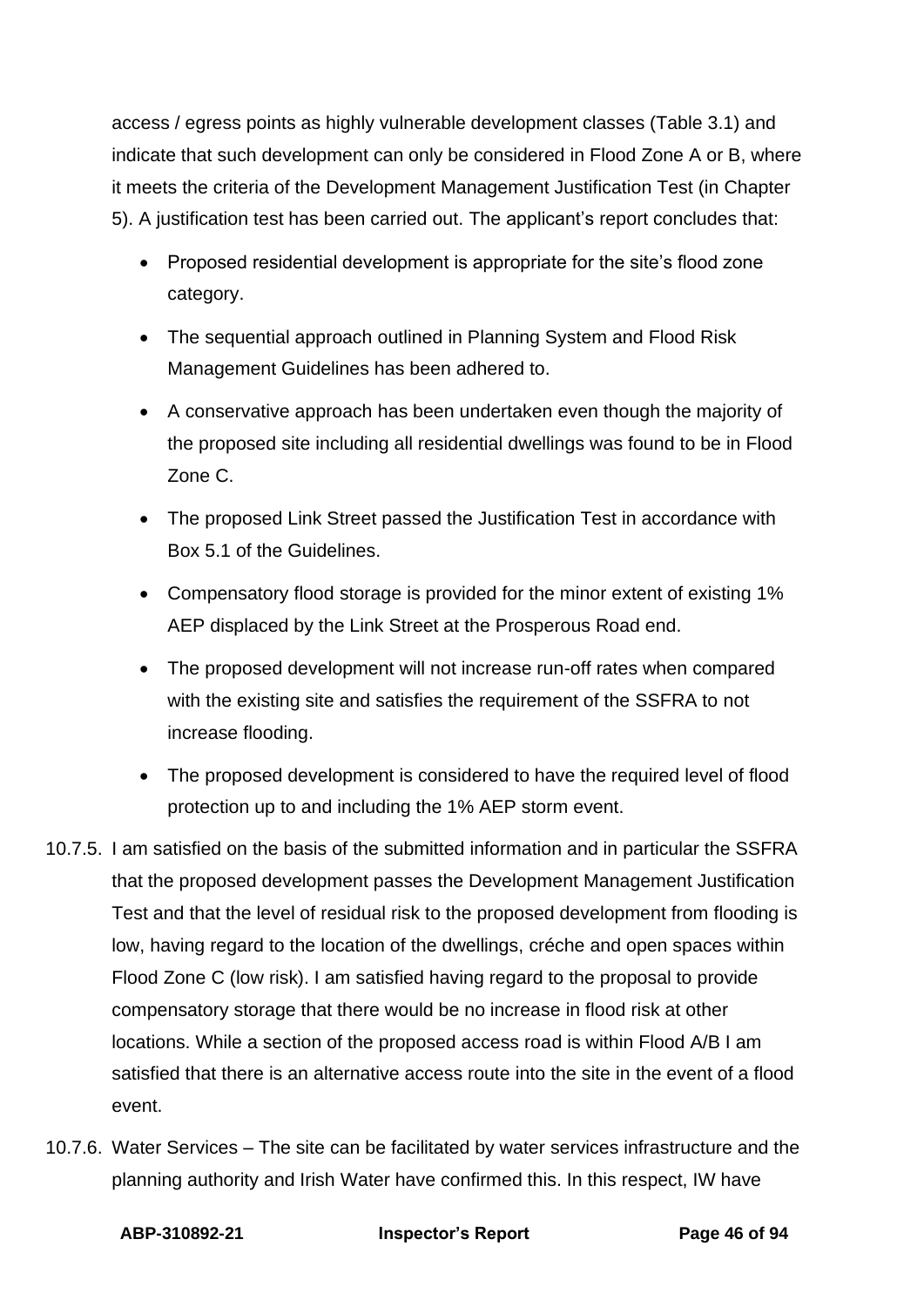access / egress points as highly vulnerable development classes (Table 3.1) and indicate that such development can only be considered in Flood Zone A or B, where it meets the criteria of the Development Management Justification Test (in Chapter 5). A justification test has been carried out. The applicant's report concludes that:

- Proposed residential development is appropriate for the site's flood zone category.
- The sequential approach outlined in Planning System and Flood Risk Management Guidelines has been adhered to.
- A conservative approach has been undertaken even though the majority of the proposed site including all residential dwellings was found to be in Flood Zone C.
- The proposed Link Street passed the Justification Test in accordance with Box 5.1 of the Guidelines.
- Compensatory flood storage is provided for the minor extent of existing 1% AEP displaced by the Link Street at the Prosperous Road end.
- The proposed development will not increase run-off rates when compared with the existing site and satisfies the requirement of the SSFRA to not increase flooding.
- The proposed development is considered to have the required level of flood protection up to and including the 1% AEP storm event.

10.7.5. I am satisfied on the basis of the submitted information and in particular the SSFRA that the proposed development passes the Development Management Justification Test and that the level of residual risk to the proposed development from flooding is low, having regard to the location of the dwellings, créche and open spaces within Flood Zone C (low risk). I am satisfied having regard to the proposal to provide compensatory storage that there would be no increase in flood risk at other locations. While a section of the proposed access road is within Flood A/B I am satisfied that there is an alternative access route into the site in the event of a flood event.

10.7.6. Water Services – The site can be facilitated by water services infrastructure and the planning authority and Irish Water have confirmed this. In this respect, IW have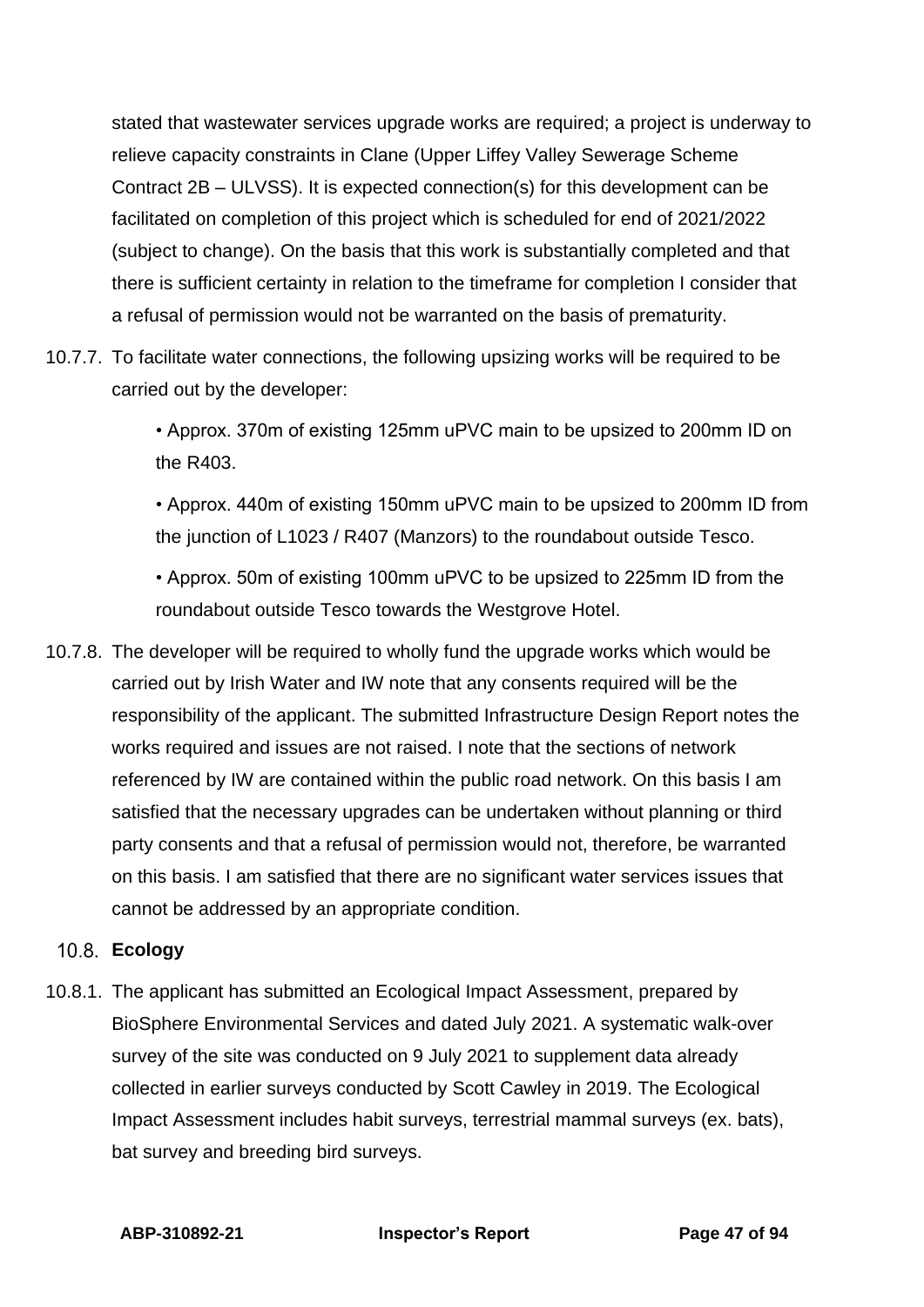stated that wastewater services upgrade works are required; a project is underway to relieve capacity constraints in Clane (Upper Liffey Valley Sewerage Scheme Contract 2B – ULVSS). It is expected connection(s) for this development can be facilitated on completion of this project which is scheduled for end of 2021/2022 (subject to change). On the basis that this work is substantially completed and that there is sufficient certainty in relation to the timeframe for completion I consider that a refusal of permission would not be warranted on the basis of prematurity.

10.7.7. To facilitate water connections, the following upsizing works will be required to be carried out by the developer:

- Approx. 370m of existing 125mm uPVC main to be upsized to 200mm ID on the R403.
- Approx. 440m of existing 150mm uPVC main to be upsized to 200mm ID from the junction of L1023 / R407 (Manzors) to the roundabout outside Tesco.
- Approx. 50m of existing 100mm uPVC to be upsized to 225mm ID from the roundabout outside Tesco towards the Westgrove Hotel.

10.7.8. The developer will be required to wholly fund the upgrade works which would be carried out by Irish Water and IW note that any consents required will be the responsibility of the applicant. The submitted Infrastructure Design Report notes the works required and issues are not raised. I note that the sections of network referenced by IW are contained within the public road network. On this basis I am satisfied that the necessary upgrades can be undertaken without planning or third party consents and that a refusal of permission would not, therefore, be warranted on this basis. I am satisfied that there are no significant water services issues that cannot be addressed by an appropriate condition.

## 10.8. Ecology

10.8.1. The applicant has submitted an Ecological Impact Assessment, prepared by BioSphere Environmental Services and dated July 2021. A systematic walk-over survey of the site was conducted on 9 July 2021 to supplement data already collected in earlier surveys conducted by Scott Cawley in 2019. The Ecological Impact Assessment includes habit surveys, terrestrial mammal surveys (ex. bats), bat survey and breeding bird surveys.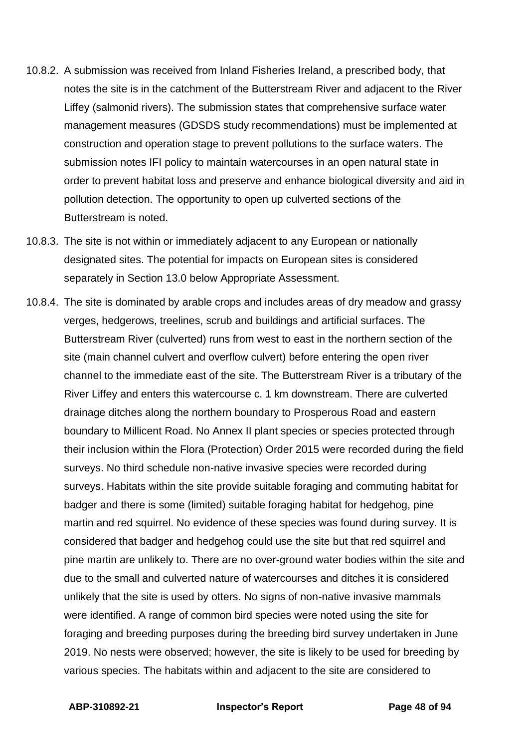10.8.2. A submission was received from Inland Fisheries Ireland, a prescribed body, that notes the site is in the catchment of the Butterstream River and adjacent to the River Liffey (salmonid rivers). The submission states that comprehensive surface water management measures (GDSDS study recommendations) must be implemented at construction and operation stage to prevent pollutions to the surface waters. The submission notes IFI policy to maintain watercourses in an open natural state in order to prevent habitat loss and preserve and enhance biological diversity and aid in pollution detection. The opportunity to open up culverted sections of the Butterstream is noted.

10.8.3. The site is not within or immediately adjacent to any European or nationally designated sites. The potential for impacts on European sites is considered separately in Section 13.0 below Appropriate Assessment.

10.8.4. The site is dominated by arable crops and includes areas of dry meadow and grassy verges, hedgerows, treelines, scrub and buildings and artificial surfaces. The Butterstream River (culverted) runs from west to east in the northern section of the site (main channel culvert and overflow culvert) before entering the open river channel to the immediate east of the site. The Butterstream River is a tributary of the River Liffey and enters this watercourse c. 1 km downstream. There are culverted drainage ditches along the northern boundary to Prosperous Road and eastern boundary to Millicent Road. No Annex II plant species or species protected through their inclusion within the Flora (Protection) Order 2015 were recorded during the field surveys. No third schedule non-native invasive species were recorded during surveys. Habitats within the site provide suitable foraging and commuting habitat for badger and there is some (limited) suitable foraging habitat for hedgehog, pine martin and red squirrel. No evidence of these species was found during survey. It is considered that badger and hedgehog could use the site but that red squirrel and pine martin are unlikely to. There are no over-ground water bodies within the site and due to the small and culverted nature of watercourses and ditches it is considered unlikely that the site is used by otters. No signs of non-native invasive mammals were identified. A range of common bird species were noted using the site for foraging and breeding purposes during the breeding bird survey undertaken in June 2019. No nests were observed; however, the site is likely to be used for breeding by various species. The habitats within and adjacent to the site are considered to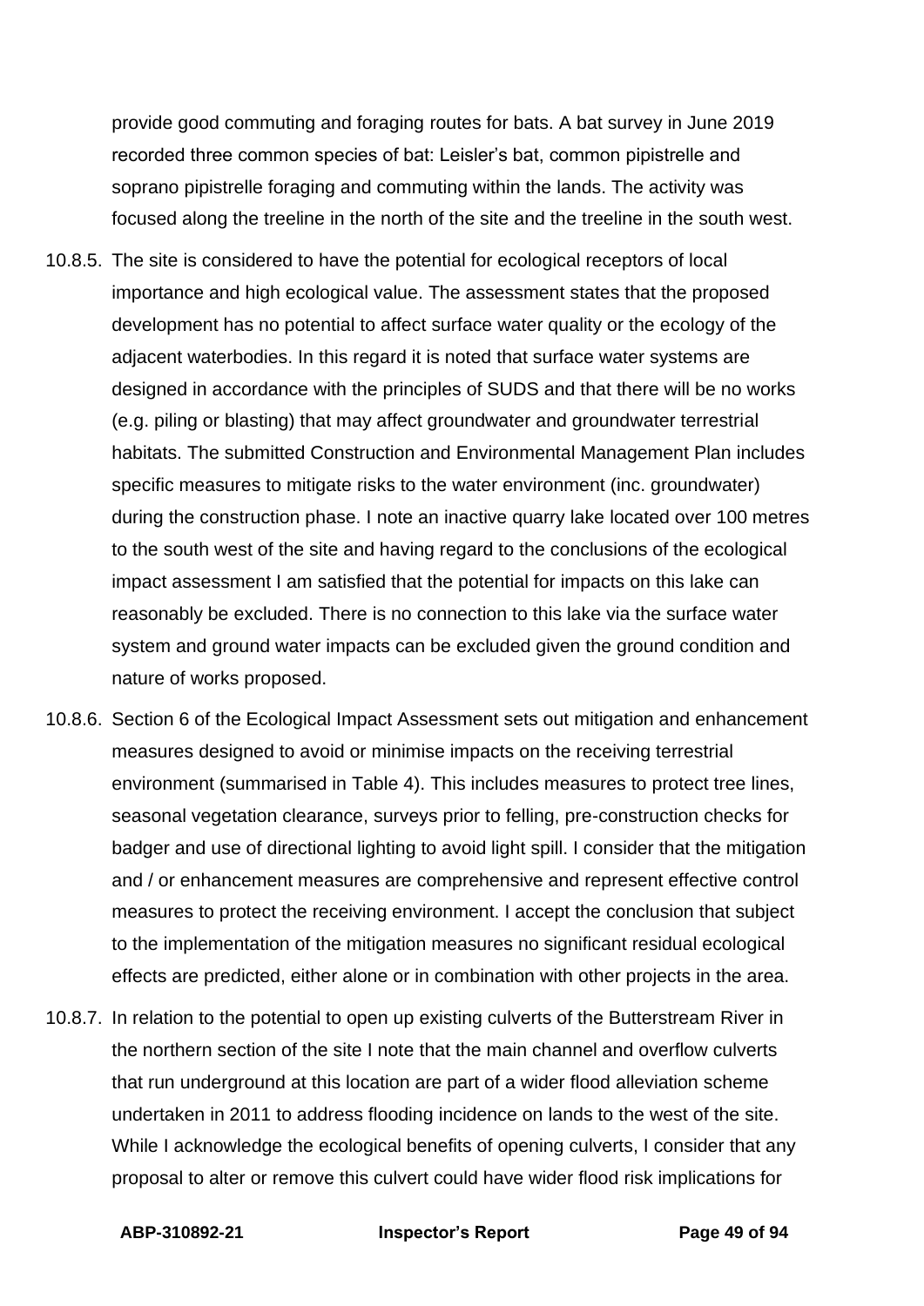provide good commuting and foraging routes for bats. A bat survey in June 2019 recorded three common species of bat: Leisler's bat, common pipistrelle and soprano pipistrelle foraging and commuting within the lands. The activity was focused along the treeline in the north of the site and the treeline in the south west.

10.8.5. The site is considered to have the potential for ecological receptors of local importance and high ecological value. The assessment states that the proposed development has no potential to affect surface water quality or the ecology of the adjacent waterbodies. In this regard it is noted that surface water systems are designed in accordance with the principles of SUDS and that there will be no works (e.g. piling or blasting) that may affect groundwater and groundwater terrestrial habitats. The submitted Construction and Environmental Management Plan includes specific measures to mitigate risks to the water environment (inc. groundwater) during the construction phase. I note an inactive quarry lake located over 100 metres to the south west of the site and having regard to the conclusions of the ecological impact assessment I am satisfied that the potential for impacts on this lake can reasonably be excluded. There is no connection to this lake via the surface water system and ground water impacts can be excluded given the ground condition and nature of works proposed.

10.8.6. Section 6 of the Ecological Impact Assessment sets out mitigation and enhancement measures designed to avoid or minimise impacts on the receiving terrestrial environment (summarised in Table 4). This includes measures to protect tree lines, seasonal vegetation clearance, surveys prior to felling, pre-construction checks for badger and use of directional lighting to avoid light spill. I consider that the mitigation and / or enhancement measures are comprehensive and represent effective control measures to protect the receiving environment. I accept the conclusion that subject to the implementation of the mitigation measures no significant residual ecological effects are predicted, either alone or in combination with other projects in the area.

10.8.7. In relation to the potential to open up existing culverts of the Butterstream River in the northern section of the site I note that the main channel and overflow culverts that run underground at this location are part of a wider flood alleviation scheme undertaken in 2011 to address flooding incidence on lands to the west of the site. While I acknowledge the ecological benefits of opening culverts, I consider that any proposal to alter or remove this culvert could have wider flood risk implications for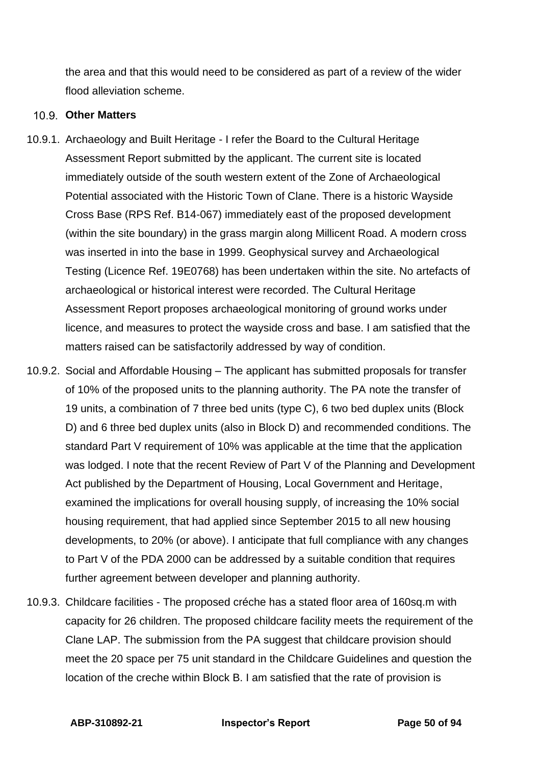the area and that this would need to be considered as part of a review of the wider flood alleviation scheme.

### 10.9. Other Matters

10.9.1. Archaeology and Built Heritage - I refer the Board to the Cultural Heritage Assessment Report submitted by the applicant. The current site is located immediately outside of the south western extent of the Zone of Archaeological Potential associated with the Historic Town of Clane. There is a historic Wayside Cross Base (RPS Ref. B14-067) immediately east of the proposed development (within the site boundary) in the grass margin along Millicent Road. A modern cross was inserted in into the base in 1999. Geophysical survey and Archaeological Testing (Licence Ref. 19E0768) has been undertaken within the site. No artefacts of archaeological or historical interest were recorded. The Cultural Heritage Assessment Report proposes archaeological monitoring of ground works under licence, and measures to protect the wayside cross and base. I am satisfied that the matters raised can be satisfactorily addressed by way of condition.

10.9.2. Social and Affordable Housing – The applicant has submitted proposals for transfer of 10% of the proposed units to the planning authority. The PA note the transfer of 19 units, a combination of 7 three bed units (type C), 6 two bed duplex units (Block D) and 6 three bed duplex units (also in Block D) and recommended conditions. The standard Part V requirement of 10% was applicable at the time that the application was lodged. I note that the recent Review of Part V of the Planning and Development Act published by the Department of Housing, Local Government and Heritage, examined the implications for overall housing supply, of increasing the 10% social housing requirement, that had applied since September 2015 to all new housing developments, to 20% (or above). I anticipate that full compliance with any changes to Part V of the PDA 2000 can be addressed by a suitable condition that requires further agreement between developer and planning authority.

10.9.3. Childcare facilities - The proposed créche has a stated floor area of 160sq.m with capacity for 26 children. The proposed childcare facility meets the requirement of the Clane LAP. The submission from the PA suggest that childcare provision should meet the 20 space per 75 unit standard in the Childcare Guidelines and question the location of the creche within Block B. I am satisfied that the rate of provision is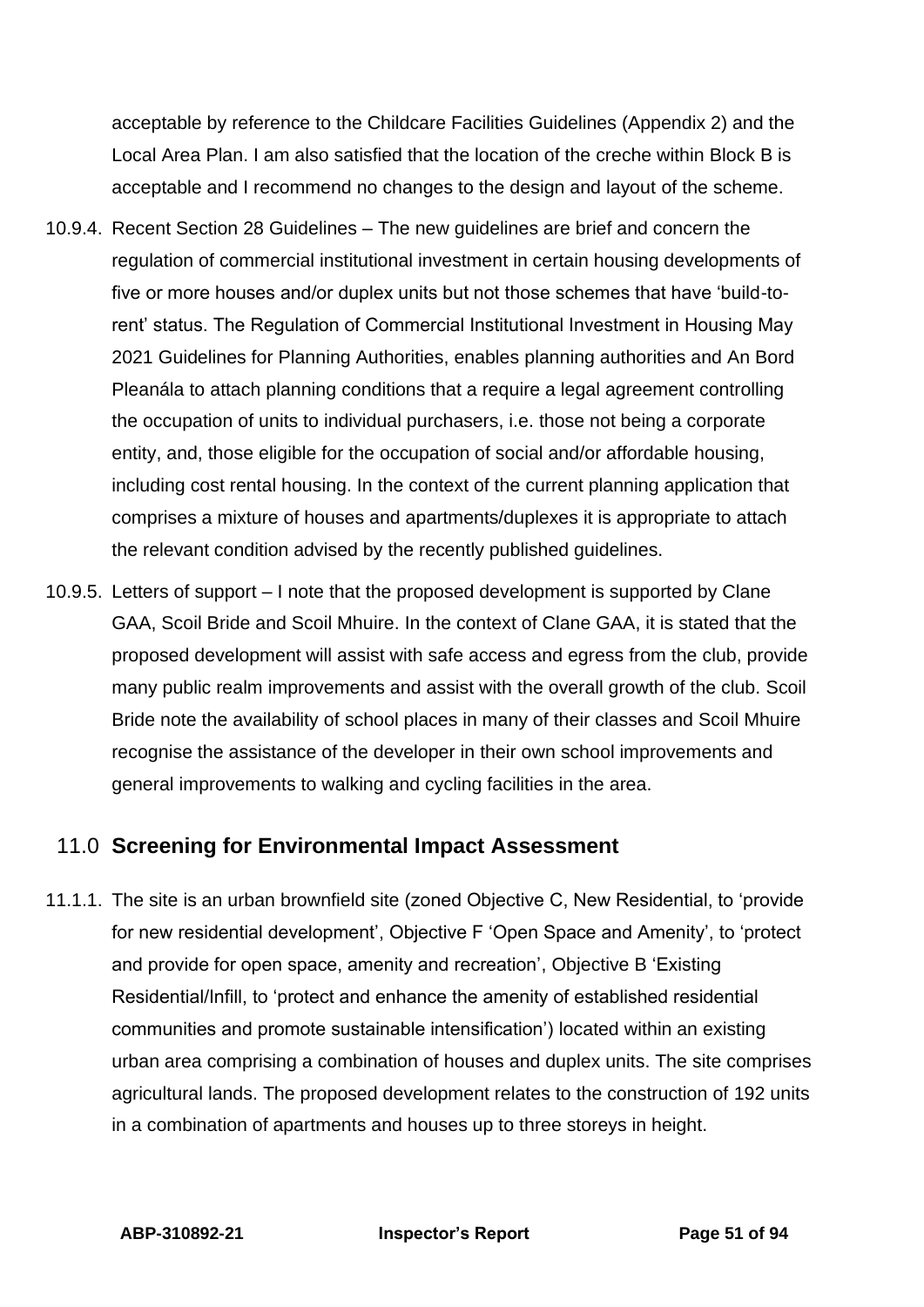acceptable by reference to the Childcare Facilities Guidelines (Appendix 2) and the Local Area Plan. I am also satisfied that the location of the creche within Block B is acceptable and I recommend no changes to the design and layout of the scheme.

10.9.4. Recent Section 28 Guidelines – The new guidelines are brief and concern the regulation of commercial institutional investment in certain housing developments of five or more houses and/or duplex units but not those schemes that have 'build-to-rent' status. The Regulation of Commercial Institutional Investment in Housing May 2021 Guidelines for Planning Authorities, enables planning authorities and An Bord Pleanála to attach planning conditions that a require a legal agreement controlling the occupation of units to individual purchasers, i.e. those not being a corporate entity, and, those eligible for the occupation of social and/or affordable housing, including cost rental housing. In the context of the current planning application that comprises a mixture of houses and apartments/duplexes it is appropriate to attach the relevant condition advised by the recently published guidelines.

10.9.5. Letters of support – I note that the proposed development is supported by Clane GAA, Scoil Bride and Scoil Mhuire. In the context of Clane GAA, it is stated that the proposed development will assist with safe access and egress from the club, provide many public realm improvements and assist with the overall growth of the club. Scoil Bride note the availability of school places in many of their classes and Scoil Mhuire recognise the assistance of the developer in their own school improvements and general improvements to walking and cycling facilities in the area.

## 11.0 Screening for Environmental Impact Assessment

11.1.1. The site is an urban brownfield site (zoned Objective C, New Residential, to 'provide for new residential development', Objective F 'Open Space and Amenity', to 'protect and provide for open space, amenity and recreation', Objective B 'Existing Residential/Infill, to 'protect and enhance the amenity of established residential communities and promote sustainable intensification') located within an existing urban area comprising a combination of houses and duplex units. The site comprises agricultural lands. The proposed development relates to the construction of 192 units in a combination of apartments and houses up to three storeys in height.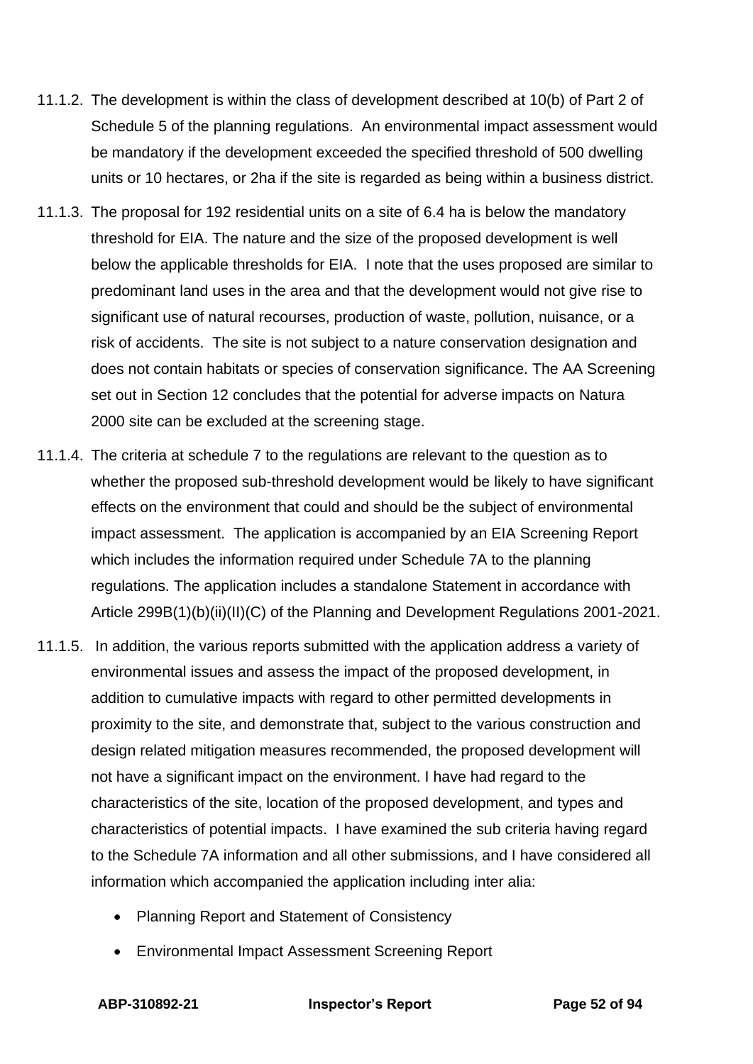11.1.2. The development is within the class of development described at 10(b) of Part 2 of Schedule 5 of the planning regulations. An environmental impact assessment would be mandatory if the development exceeded the specified threshold of 500 dwelling units or 10 hectares, or 2ha if the site is regarded as being within a business district.

11.1.3. The proposal for 192 residential units on a site of 6.4 ha is below the mandatory threshold for EIA. The nature and the size of the proposed development is well below the applicable thresholds for EIA. I note that the uses proposed are similar to predominant land uses in the area and that the development would not give rise to significant use of natural recourses, production of waste, pollution, nuisance, or a risk of accidents. The site is not subject to a nature conservation designation and does not contain habitats or species of conservation significance. The AA Screening set out in Section 12 concludes that the potential for adverse impacts on Natura 2000 site can be excluded at the screening stage.

11.1.4. The criteria at schedule 7 to the regulations are relevant to the question as to whether the proposed sub-threshold development would be likely to have significant effects on the environment that could and should be the subject of environmental impact assessment. The application is accompanied by an EIA Screening Report which includes the information required under Schedule 7A to the planning regulations. The application includes a standalone Statement in accordance with Article 299B(1)(b)(ii)(II)(C) of the Planning and Development Regulations 2001-2021.

11.1.5. In addition, the various reports submitted with the application address a variety of environmental issues and assess the impact of the proposed development, in addition to cumulative impacts with regard to other permitted developments in proximity to the site, and demonstrate that, subject to the various construction and design related mitigation measures recommended, the proposed development will not have a significant impact on the environment. I have had regard to the characteristics of the site, location of the proposed development, and types and characteristics of potential impacts. I have examined the sub criteria having regard to the Schedule 7A information and all other submissions, and I have considered all information which accompanied the application including inter alia:

- Planning Report and Statement of Consistency
- Environmental Impact Assessment Screening Report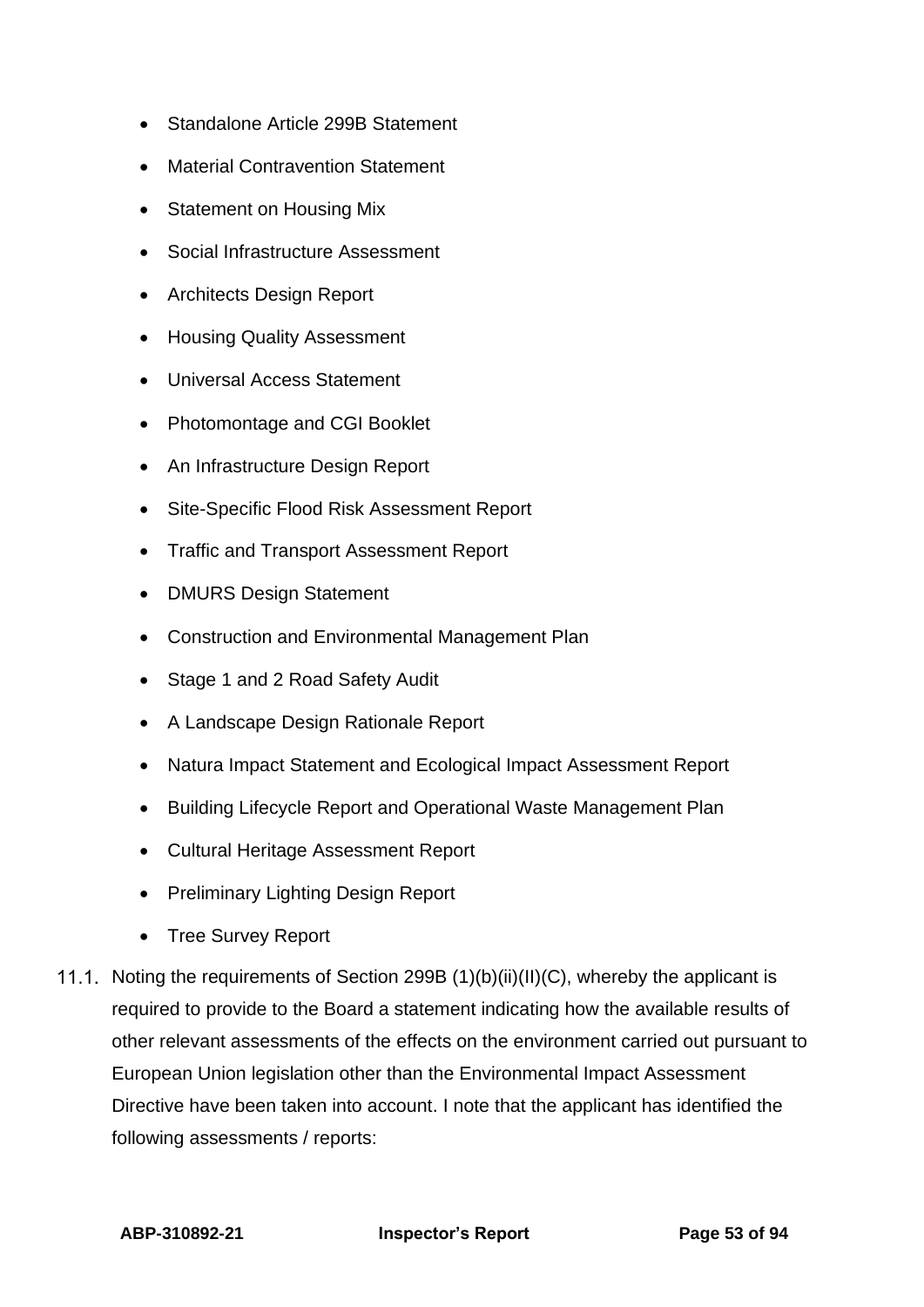- Standalone Article 299B Statement
- Material Contravention Statement
- Statement on Housing Mix
- Social Infrastructure Assessment
- Architects Design Report
- Housing Quality Assessment
- Universal Access Statement
- Photomontage and CGI Booklet
- An Infrastructure Design Report
- Site-Specific Flood Risk Assessment Report
- Traffic and Transport Assessment Report
- DMURS Design Statement
- Construction and Environmental Management Plan
- Stage 1 and 2 Road Safety Audit
- A Landscape Design Rationale Report
- Natura Impact Statement and Ecological Impact Assessment Report
- Building Lifecycle Report and Operational Waste Management Plan
- Cultural Heritage Assessment Report
- Preliminary Lighting Design Report
- Tree Survey Report

11.1. Noting the requirements of Section 299B (1)(b)(ii)(II)(C), whereby the applicant is required to provide to the Board a statement indicating how the available results of other relevant assessments of the effects on the environment carried out pursuant to European Union legislation other than the Environmental Impact Assessment Directive have been taken into account. I note that the applicant has identified the following assessments / reports: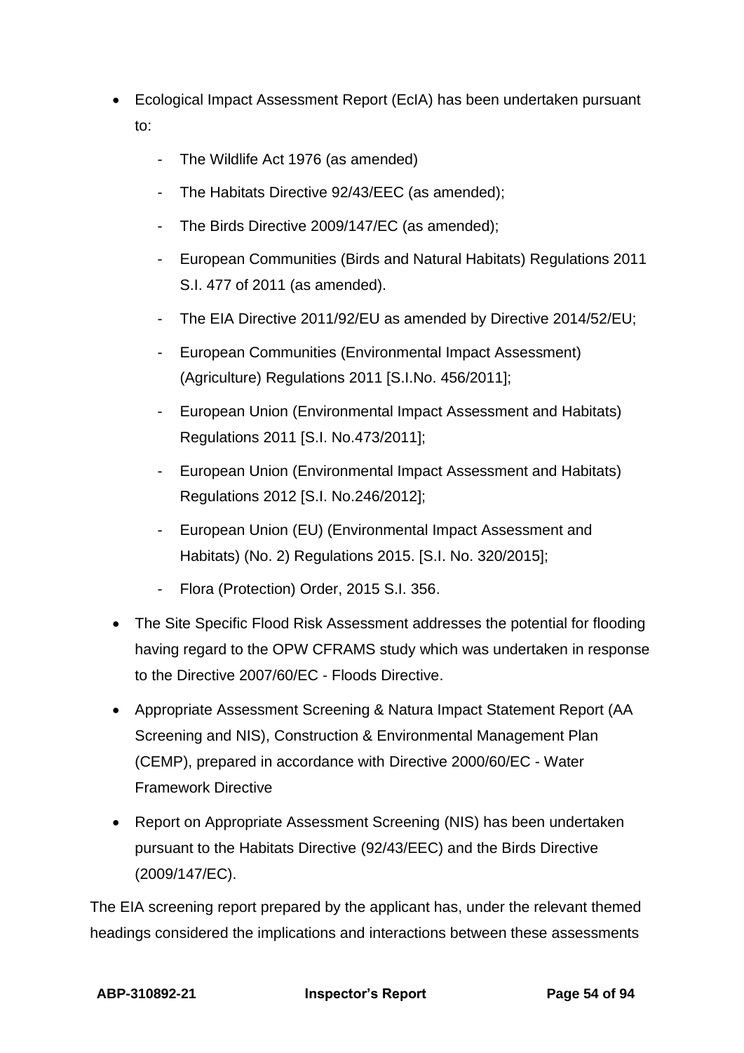- Ecological Impact Assessment Report (EcIA) has been undertaken pursuant to:
    - The Wildlife Act 1976 (as amended)
    - The Habitats Directive 92/43/EEC (as amended);
    - The Birds Directive 2009/147/EC (as amended);
    - European Communities (Birds and Natural Habitats) Regulations 2011 S.I. 477 of 2011 (as amended).
    - The EIA Directive 2011/92/EU as amended by Directive 2014/52/EU;
    - European Communities (Environmental Impact Assessment) (Agriculture) Regulations 2011 [S.I.No. 456/2011];
    - European Union (Environmental Impact Assessment and Habitats) Regulations 2011 [S.I. No.473/2011];
    - European Union (Environmental Impact Assessment and Habitats) Regulations 2012 [S.I. No.246/2012];
    - European Union (EU) (Environmental Impact Assessment and Habitats) (No. 2) Regulations 2015. [S.I. No. 320/2015];
    - Flora (Protection) Order, 2015 S.I. 356.
- The Site Specific Flood Risk Assessment addresses the potential for flooding having regard to the OPW CFRAMS study which was undertaken in response to the Directive 2007/60/EC - Floods Directive.
- Appropriate Assessment Screening & Natura Impact Statement Report (AA Screening and NIS), Construction & Environmental Management Plan (CEMP), prepared in accordance with Directive 2000/60/EC - Water Framework Directive
- Report on Appropriate Assessment Screening (NIS) has been undertaken pursuant to the Habitats Directive (92/43/EEC) and the Birds Directive (2009/147/EC).

The EIA screening report prepared by the applicant has, under the relevant themed headings considered the implications and interactions between these assessments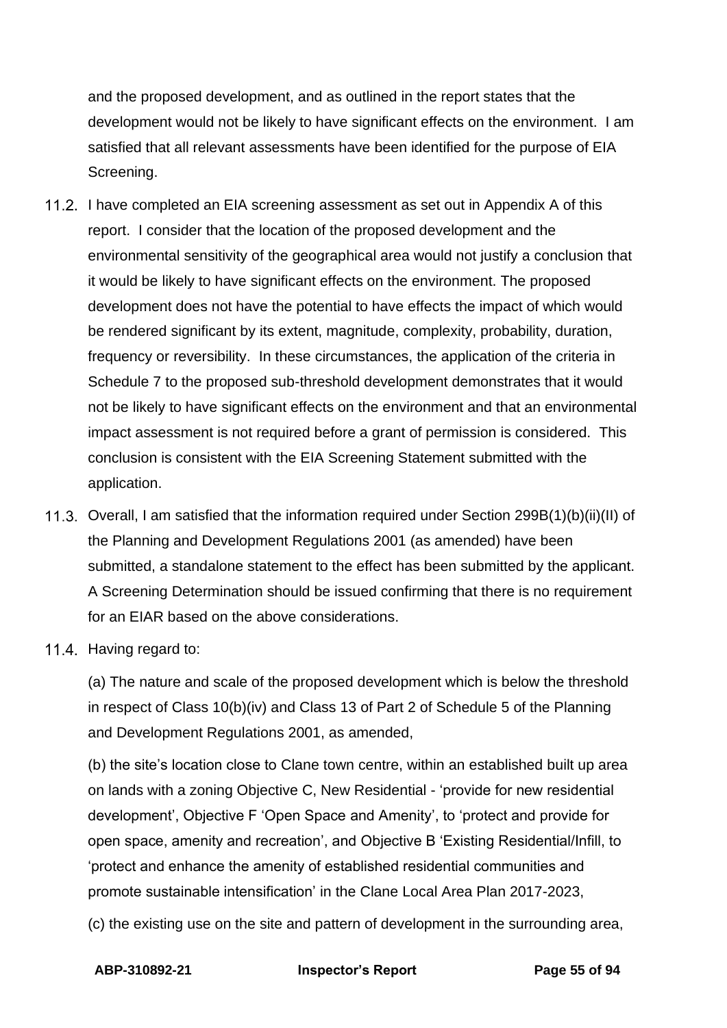and the proposed development, and as outlined in the report states that the development would not be likely to have significant effects on the environment. I am satisfied that all relevant assessments have been identified for the purpose of EIA Screening.

11.2. I have completed an EIA screening assessment as set out in Appendix A of this report. I consider that the location of the proposed development and the environmental sensitivity of the geographical area would not justify a conclusion that it would be likely to have significant effects on the environment. The proposed development does not have the potential to have effects the impact of which would be rendered significant by its extent, magnitude, complexity, probability, duration, frequency or reversibility. In these circumstances, the application of the criteria in Schedule 7 to the proposed sub-threshold development demonstrates that it would not be likely to have significant effects on the environment and that an environmental impact assessment is not required before a grant of permission is considered. This conclusion is consistent with the EIA Screening Statement submitted with the application.

11.3. Overall, I am satisfied that the information required under Section 299B(1)(b)(ii)(II) of the Planning and Development Regulations 2001 (as amended) have been submitted, a standalone statement to the effect has been submitted by the applicant. A Screening Determination should be issued confirming that there is no requirement for an EIAR based on the above considerations.

11.4. Having regard to:

(a) The nature and scale of the proposed development which is below the threshold in respect of Class 10(b)(iv) and Class 13 of Part 2 of Schedule 5 of the Planning and Development Regulations 2001, as amended,

(b) the site's location close to Clane town centre, within an established built up area on lands with a zoning Objective C, New Residential - 'provide for new residential development', Objective F 'Open Space and Amenity', to 'protect and provide for open space, amenity and recreation', and Objective B 'Existing Residential/Infill, to 'protect and enhance the amenity of established residential communities and promote sustainable intensification' in the Clane Local Area Plan 2017-2023,

(c) the existing use on the site and pattern of development in the surrounding area,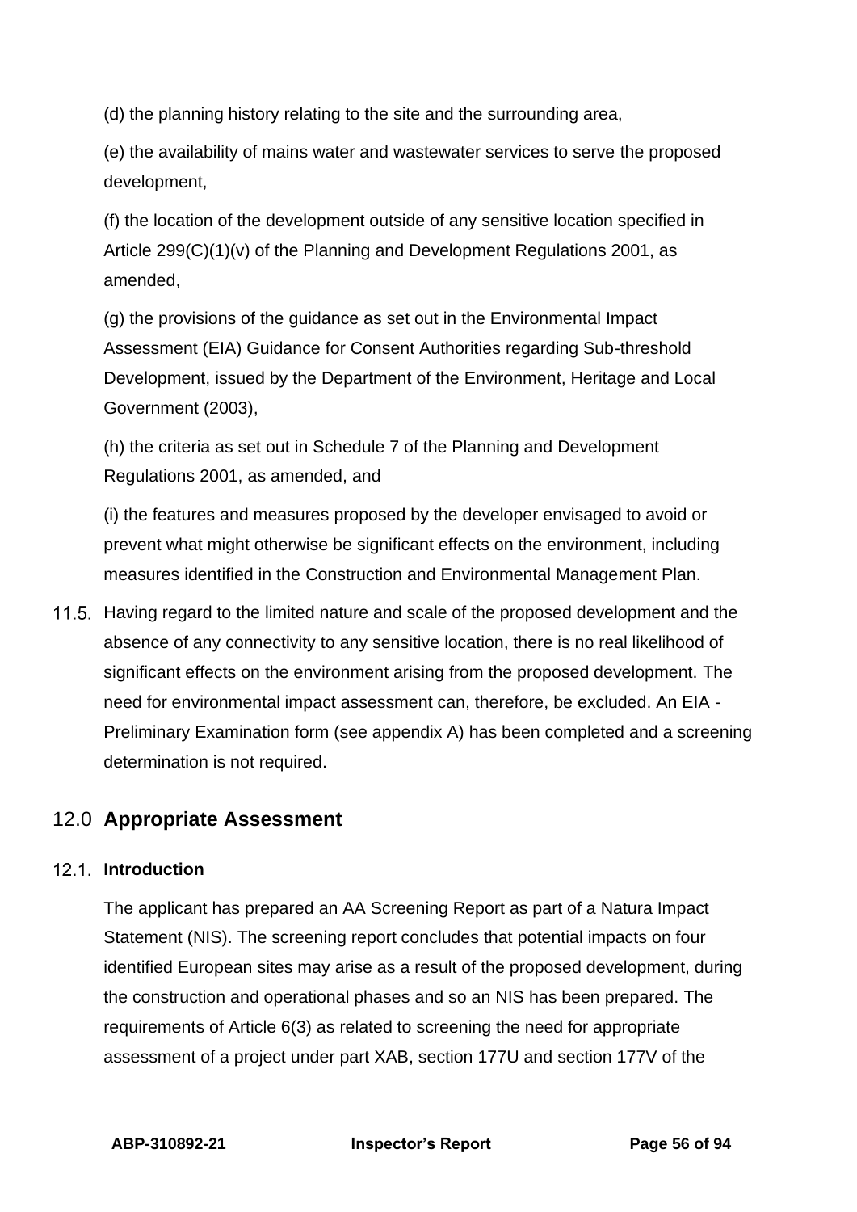(d) the planning history relating to the site and the surrounding area,

(e) the availability of mains water and wastewater services to serve the proposed development,

(f) the location of the development outside of any sensitive location specified in Article 299(C)(1)(v) of the Planning and Development Regulations 2001, as amended,

(g) the provisions of the guidance as set out in the Environmental Impact Assessment (EIA) Guidance for Consent Authorities regarding Sub-threshold Development, issued by the Department of the Environment, Heritage and Local Government (2003),

(h) the criteria as set out in Schedule 7 of the Planning and Development Regulations 2001, as amended, and

(i) the features and measures proposed by the developer envisaged to avoid or prevent what might otherwise be significant effects on the environment, including measures identified in the Construction and Environmental Management Plan.

11.5. Having regard to the limited nature and scale of the proposed development and the absence of any connectivity to any sensitive location, there is no real likelihood of significant effects on the environment arising from the proposed development. The need for environmental impact assessment can, therefore, be excluded. An EIA - Preliminary Examination form (see appendix A) has been completed and a screening determination is not required.

## 12.0 Appropriate Assessment

### 12.1. Introduction

The applicant has prepared an AA Screening Report as part of a Natura Impact Statement (NIS). The screening report concludes that potential impacts on four identified European sites may arise as a result of the proposed development, during the construction and operational phases and so an NIS has been prepared. The requirements of Article 6(3) as related to screening the need for appropriate assessment of a project under part XAB, section 177U and section 177V of the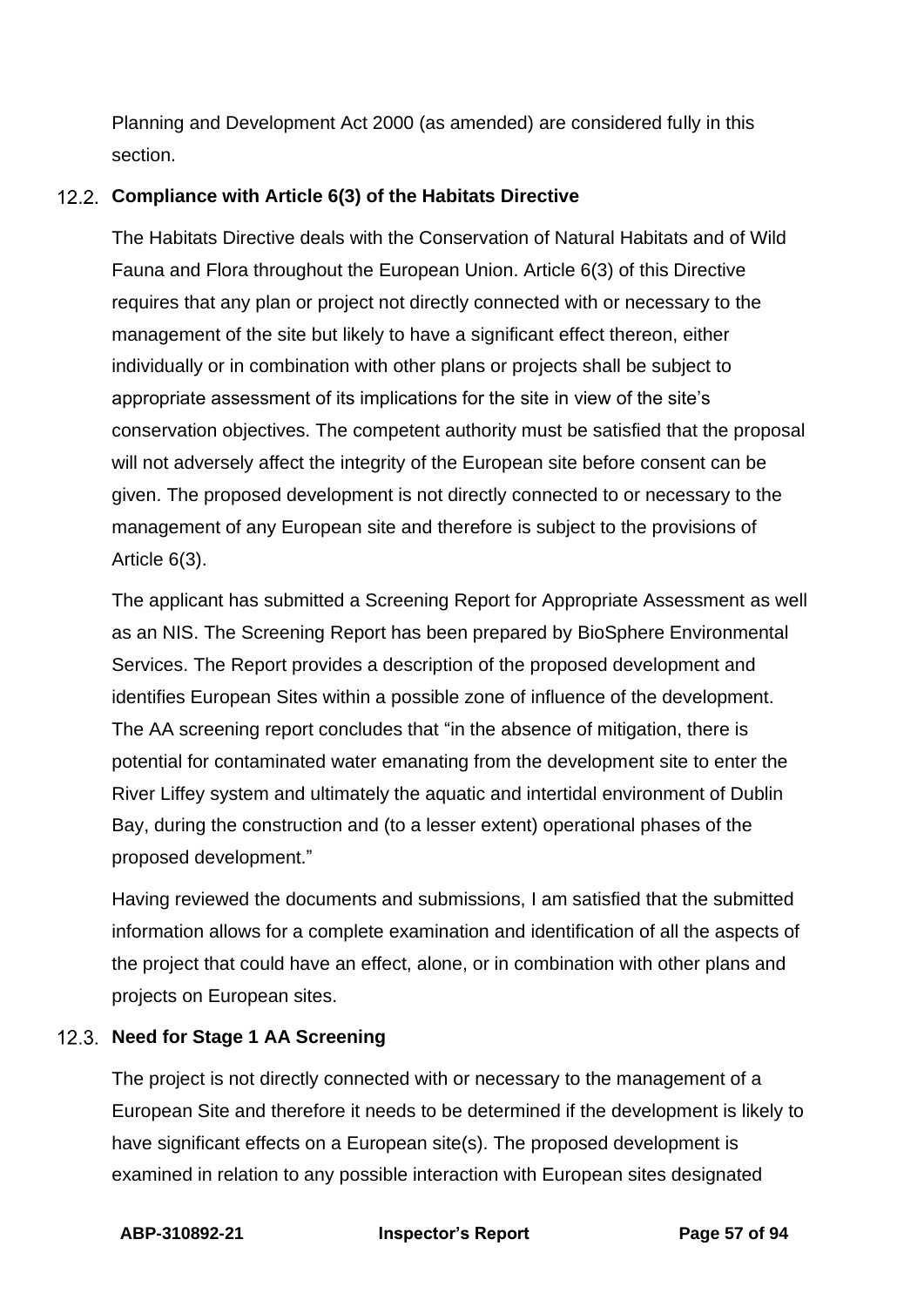Planning and Development Act 2000 (as amended) are considered fully in this section.

## 12.2. Compliance with Article 6(3) of the Habitats Directive

The Habitats Directive deals with the Conservation of Natural Habitats and of Wild Fauna and Flora throughout the European Union. Article 6(3) of this Directive requires that any plan or project not directly connected with or necessary to the management of the site but likely to have a significant effect thereon, either individually or in combination with other plans or projects shall be subject to appropriate assessment of its implications for the site in view of the site's conservation objectives. The competent authority must be satisfied that the proposal will not adversely affect the integrity of the European site before consent can be given. The proposed development is not directly connected to or necessary to the management of any European site and therefore is subject to the provisions of Article 6(3).

The applicant has submitted a Screening Report for Appropriate Assessment as well as an NIS. The Screening Report has been prepared by BioSphere Environmental Services. The Report provides a description of the proposed development and identifies European Sites within a possible zone of influence of the development. The AA screening report concludes that "in the absence of mitigation, there is potential for contaminated water emanating from the development site to enter the River Liffey system and ultimately the aquatic and intertidal environment of Dublin Bay, during the construction and (to a lesser extent) operational phases of the proposed development."

Having reviewed the documents and submissions, I am satisfied that the submitted information allows for a complete examination and identification of all the aspects of the project that could have an effect, alone, or in combination with other plans and projects on European sites.

## 12.3. Need for Stage 1 AA Screening

The project is not directly connected with or necessary to the management of a European Site and therefore it needs to be determined if the development is likely to have significant effects on a European site(s). The proposed development is examined in relation to any possible interaction with European sites designated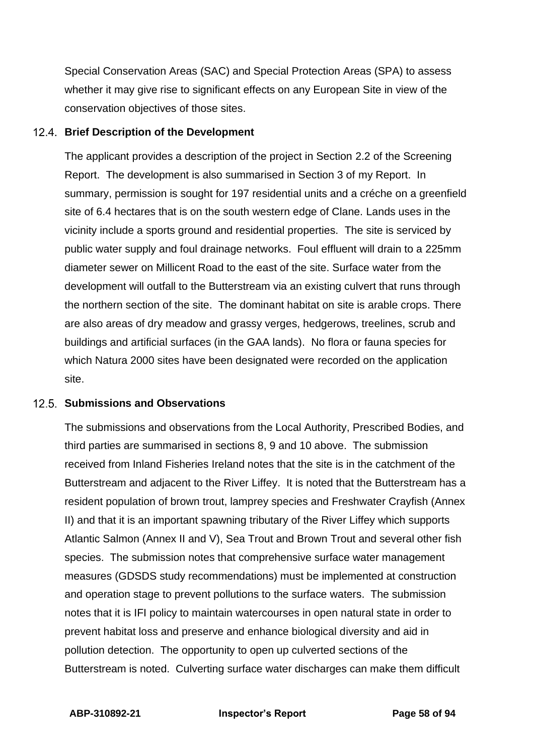Special Conservation Areas (SAC) and Special Protection Areas (SPA) to assess whether it may give rise to significant effects on any European Site in view of the conservation objectives of those sites.

### 12.4. Brief Description of the Development

The applicant provides a description of the project in Section 2.2 of the Screening Report. The development is also summarised in Section 3 of my Report. In summary, permission is sought for 197 residential units and a créche on a greenfield site of 6.4 hectares that is on the south western edge of Clane. Lands uses in the vicinity include a sports ground and residential properties. The site is serviced by public water supply and foul drainage networks. Foul effluent will drain to a 225mm diameter sewer on Millicent Road to the east of the site. Surface water from the development will outfall to the Butterstream via an existing culvert that runs through the northern section of the site. The dominant habitat on site is arable crops. There are also areas of dry meadow and grassy verges, hedgerows, treelines, scrub and buildings and artificial surfaces (in the GAA lands). No flora or fauna species for which Natura 2000 sites have been designated were recorded on the application site.

### 12.5. Submissions and Observations

The submissions and observations from the Local Authority, Prescribed Bodies, and third parties are summarised in sections 8, 9 and 10 above. The submission received from Inland Fisheries Ireland notes that the site is in the catchment of the Butterstream and adjacent to the River Liffey. It is noted that the Butterstream has a resident population of brown trout, lamprey species and Freshwater Crayfish (Annex II) and that it is an important spawning tributary of the River Liffey which supports Atlantic Salmon (Annex II and V), Sea Trout and Brown Trout and several other fish species. The submission notes that comprehensive surface water management measures (GDSDS study recommendations) must be implemented at construction and operation stage to prevent pollutions to the surface waters. The submission notes that it is IFI policy to maintain watercourses in open natural state in order to prevent habitat loss and preserve and enhance biological diversity and aid in pollution detection. The opportunity to open up culverted sections of the Butterstream is noted. Culverting surface water discharges can make them difficult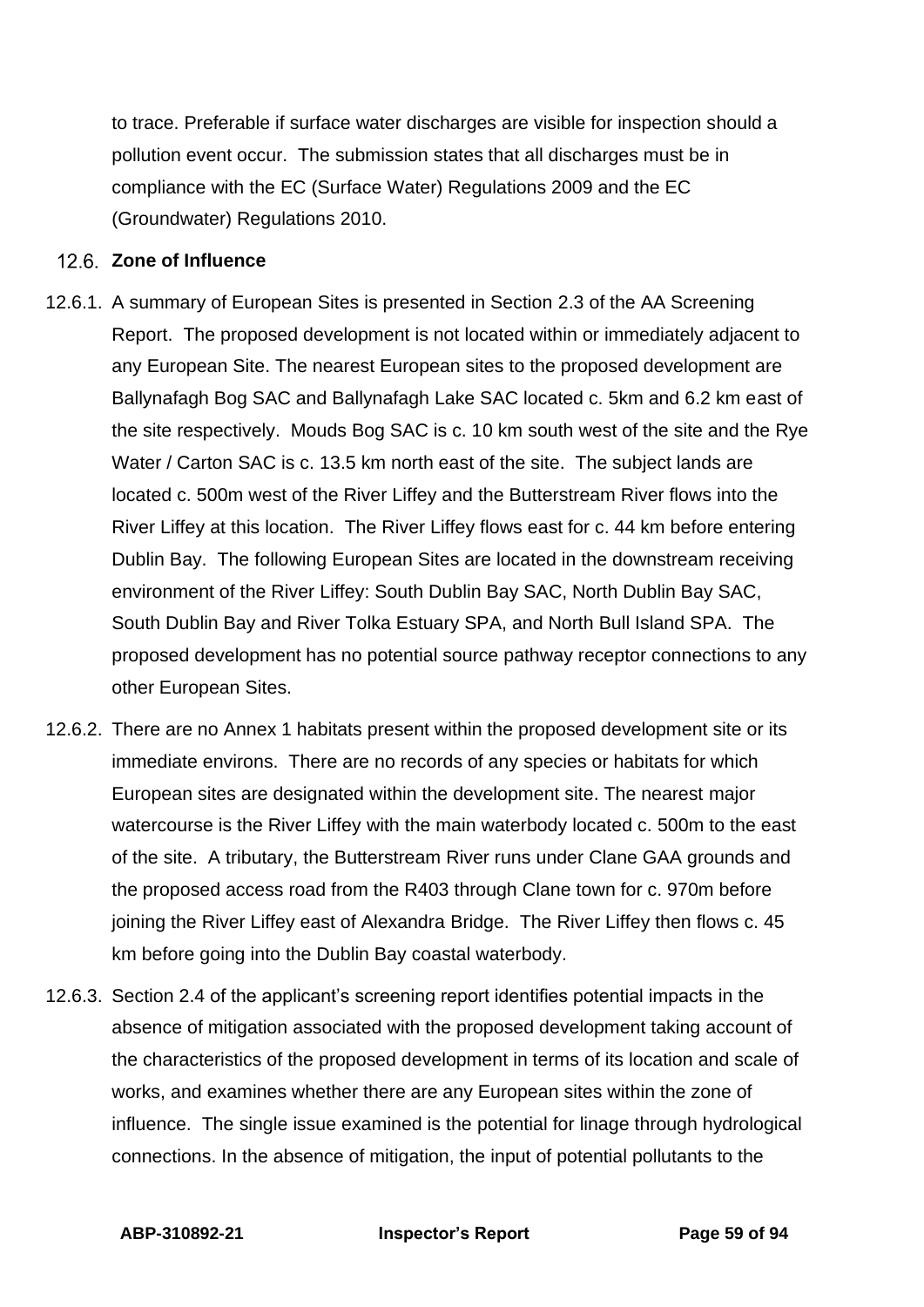to trace. Preferable if surface water discharges are visible for inspection should a pollution event occur. The submission states that all discharges must be in compliance with the EC (Surface Water) Regulations 2009 and the EC (Groundwater) Regulations 2010.

## 12.6. Zone of Influence

12.6.1. A summary of European Sites is presented in Section 2.3 of the AA Screening Report. The proposed development is not located within or immediately adjacent to any European Site. The nearest European sites to the proposed development are Ballynafagh Bog SAC and Ballynafagh Lake SAC located c. 5km and 6.2 km east of the site respectively. Mouds Bog SAC is c. 10 km south west of the site and the Rye Water / Carton SAC is c. 13.5 km north east of the site. The subject lands are located c. 500m west of the River Liffey and the Butterstream River flows into the River Liffey at this location. The River Liffey flows east for c. 44 km before entering Dublin Bay. The following European Sites are located in the downstream receiving environment of the River Liffey: South Dublin Bay SAC, North Dublin Bay SAC, South Dublin Bay and River Tolka Estuary SPA, and North Bull Island SPA. The proposed development has no potential source pathway receptor connections to any other European Sites.

12.6.2. There are no Annex 1 habitats present within the proposed development site or its immediate environs. There are no records of any species or habitats for which European sites are designated within the development site. The nearest major watercourse is the River Liffey with the main waterbody located c. 500m to the east of the site. A tributary, the Butterstream River runs under Clane GAA grounds and the proposed access road from the R403 through Clane town for c. 970m before joining the River Liffey east of Alexandra Bridge. The River Liffey then flows c. 45 km before going into the Dublin Bay coastal waterbody.

12.6.3. Section 2.4 of the applicant's screening report identifies potential impacts in the absence of mitigation associated with the proposed development taking account of the characteristics of the proposed development in terms of its location and scale of works, and examines whether there are any European sites within the zone of influence. The single issue examined is the potential for linage through hydrological connections. In the absence of mitigation, the input of potential pollutants to the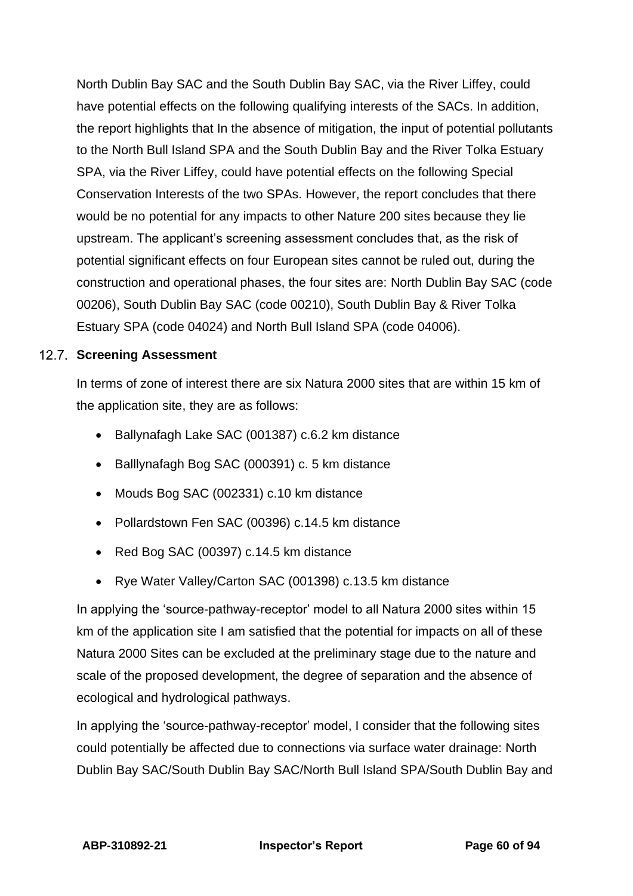North Dublin Bay SAC and the South Dublin Bay SAC, via the River Liffey, could have potential effects on the following qualifying interests of the SACs. In addition, the report highlights that In the absence of mitigation, the input of potential pollutants to the North Bull Island SPA and the South Dublin Bay and the River Tolka Estuary SPA, via the River Liffey, could have potential effects on the following Special Conservation Interests of the two SPAs. However, the report concludes that there would be no potential for any impacts to other Nature 200 sites because they lie upstream. The applicant's screening assessment concludes that, as the risk of potential significant effects on four European sites cannot be ruled out, during the construction and operational phases, the four sites are: North Dublin Bay SAC (code 00206), South Dublin Bay SAC (code 00210), South Dublin Bay & River Tolka Estuary SPA (code 04024) and North Bull Island SPA (code 04006).

## 12.7. Screening Assessment

In terms of zone of interest there are six Natura 2000 sites that are within 15 km of the application site, they are as follows:

- Ballynafagh Lake SAC (001387) c.6.2 km distance
- Balllynafagh Bog SAC (000391) c. 5 km distance
- Mouds Bog SAC (002331) c.10 km distance
- Pollardstown Fen SAC (00396) c.14.5 km distance
- Red Bog SAC (00397) c.14.5 km distance
- Rye Water Valley/Carton SAC (001398) c.13.5 km distance

In applying the 'source-pathway-receptor' model to all Natura 2000 sites within 15 km of the application site I am satisfied that the potential for impacts on all of these Natura 2000 Sites can be excluded at the preliminary stage due to the nature and scale of the proposed development, the degree of separation and the absence of ecological and hydrological pathways.

In applying the 'source-pathway-receptor' model, I consider that the following sites could potentially be affected due to connections via surface water drainage: North Dublin Bay SAC/South Dublin Bay SAC/North Bull Island SPA/South Dublin Bay and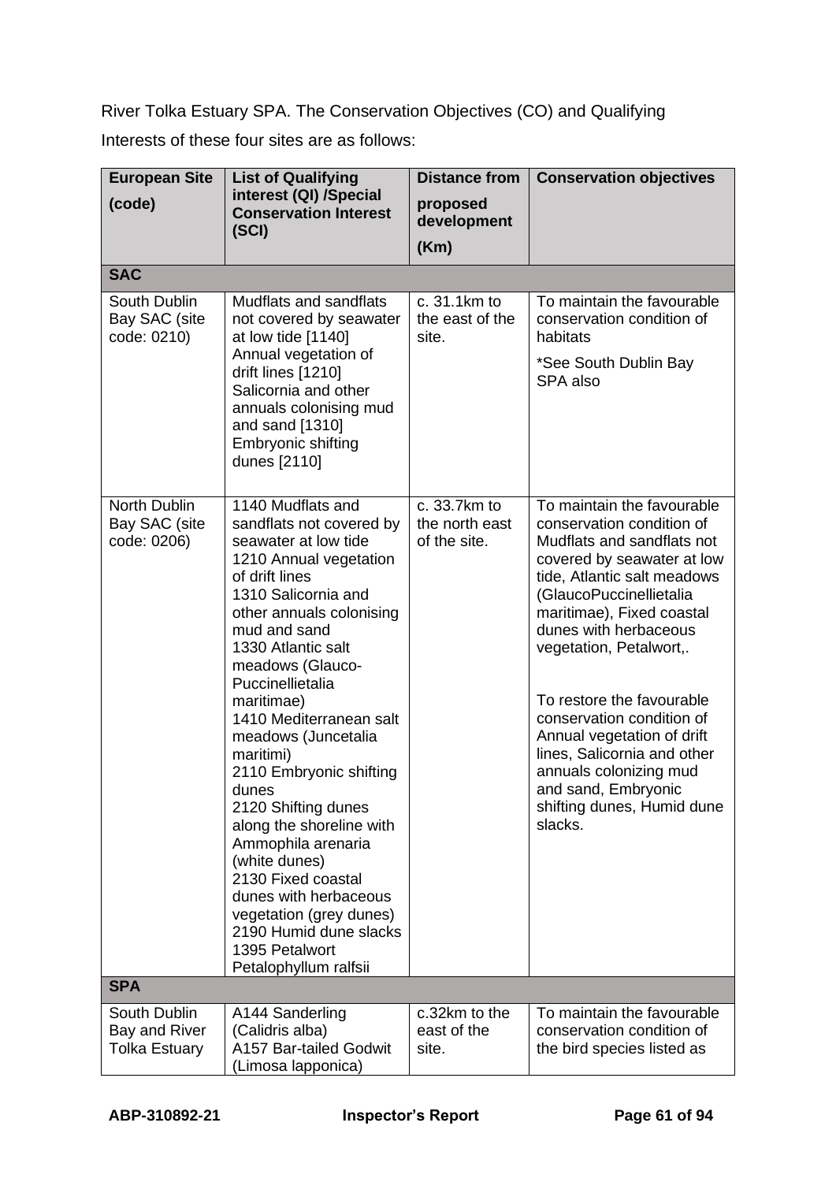River Tolka Estuary SPA. The Conservation Objectives (CO) and Qualifying Interests of these four sites are as follows:

| European Site (code) | List of Qualifying interest (QI) /Special Conservation Interest (SCI) | Distance from proposed development (Km) | Conservation objectives |
|---|---|---|---|
| **SAC** | | | |
| South Dublin Bay SAC (site code: 0210) | Mudflats and sandflats not covered by seawater at low tide [1140]<br>Annual vegetation of drift lines [1210]<br>Salicornia and other annuals colonising mud and sand [1310]<br>Embryonic shifting dunes [2110] | c. 31.1km to the east of the site. | To maintain the favourable conservation condition of habitats<br>*See South Dublin Bay SPA also |
| North Dublin Bay SAC (site code: 0206) | 1140 Mudflats and sandflats not covered by seawater at low tide<br>1210 Annual vegetation of drift lines<br>1310 Salicornia and other annuals colonising mud and sand<br>1330 Atlantic salt meadows (Glauco-Puccinellietalia maritimae)<br>1410 Mediterranean salt meadows (Juncetalia maritimi)<br>2110 Embryonic shifting dunes<br>2120 Shifting dunes along the shoreline with Ammophila arenaria (white dunes)<br>2130 Fixed coastal dunes with herbaceous vegetation (grey dunes)<br>2190 Humid dune slacks<br>1395 Petalwort Petalophyllum ralfsii | c. 33.7km to the north east of the site. | To maintain the favourable conservation condition of Mudflats and sandflats not covered by seawater at low tide, Atlantic salt meadows (GlaucoPuccinellietalia maritimae), Fixed coastal dunes with herbaceous vegetation, Petalwort,.<br><br>To restore the favourable conservation condition of Annual vegetation of drift lines, Salicornia and other annuals colonizing mud and sand, Embryonic shifting dunes, Humid dune slacks. |
| **SPA** | | | |
| South Dublin Bay and River Tolka Estuary | A144 Sanderling (Calidris alba)<br>A157 Bar-tailed Godwit (Limosa lapponica) | c.32km to the east of the site. | To maintain the favourable conservation condition of the bird species listed as |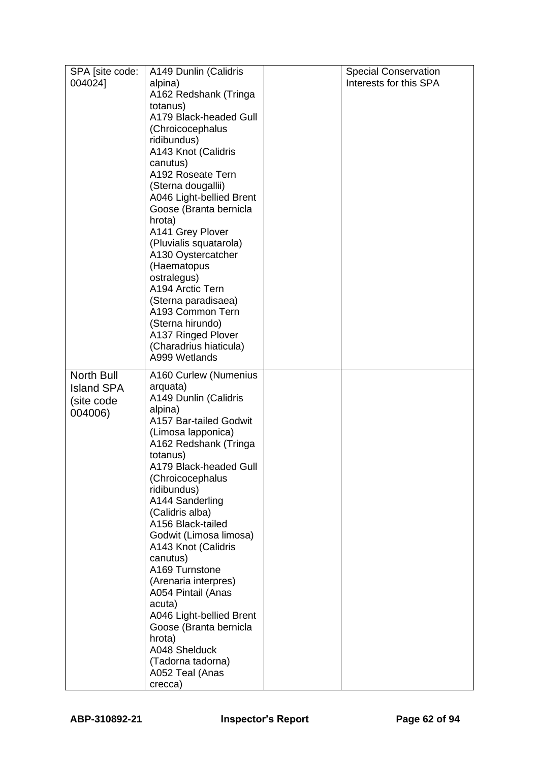| | | | |
|---|---|---|---|
| SPA [site code: 004024] | A149 Dunlin (Calidris alpina)<br>A162 Redshank (Tringa totanus)<br>A179 Black-headed Gull (Chroicocephalus ridibundus)<br>A143 Knot (Calidris canutus)<br>A192 Roseate Tern (Sterna dougallii)<br>A046 Light-bellied Brent Goose (Branta bernicla hrota)<br>A141 Grey Plover (Pluvialis squatarola)<br>A130 Oystercatcher (Haematopus ostralegus)<br>A194 Arctic Tern (Sterna paradisaea)<br>A193 Common Tern (Sterna hirundo)<br>A137 Ringed Plover (Charadrius hiaticula)<br>A999 Wetlands | | Special Conservation Interests for this SPA |
| North Bull Island SPA (site code 004006) | A160 Curlew (Numenius arquata)<br>A149 Dunlin (Calidris alpina)<br>A157 Bar-tailed Godwit (Limosa lapponica)<br>A162 Redshank (Tringa totanus)<br>A179 Black-headed Gull (Chroicocephalus ridibundus)<br>A144 Sanderling (Calidris alba)<br>A156 Black-tailed Godwit (Limosa limosa)<br>A143 Knot (Calidris canutus)<br>A169 Turnstone (Arenaria interpres)<br>A054 Pintail (Anas acuta)<br>A046 Light-bellied Brent Goose (Branta bernicla hrota)<br>A048 Shelduck (Tadorna tadorna)<br>A052 Teal (Anas crecca) | | |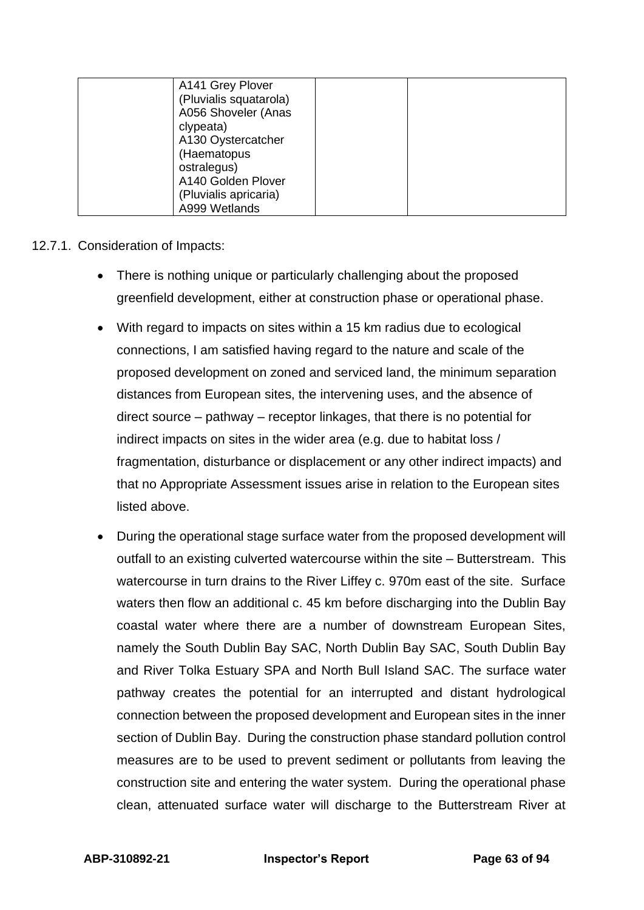|  | A141 Grey Plover (Pluvialis squatarola)<br>A056 Shoveler (Anas clypeata)<br>A130 Oystercatcher (Haematopus ostralegus)<br>A140 Golden Plover (Pluvialis apricaria)<br>A999 Wetlands |  |  |
|---|---|---|---|

12.7.1. Consideration of Impacts:

- There is nothing unique or particularly challenging about the proposed greenfield development, either at construction phase or operational phase.
- With regard to impacts on sites within a 15 km radius due to ecological connections, I am satisfied having regard to the nature and scale of the proposed development on zoned and serviced land, the minimum separation distances from European sites, the intervening uses, and the absence of direct source – pathway – receptor linkages, that there is no potential for indirect impacts on sites in the wider area (e.g. due to habitat loss / fragmentation, disturbance or displacement or any other indirect impacts) and that no Appropriate Assessment issues arise in relation to the European sites listed above.
- During the operational stage surface water from the proposed development will outfall to an existing culverted watercourse within the site – Butterstream. This watercourse in turn drains to the River Liffey c. 970m east of the site. Surface waters then flow an additional c. 45 km before discharging into the Dublin Bay coastal water where there are a number of downstream European Sites, namely the South Dublin Bay SAC, North Dublin Bay SAC, South Dublin Bay and River Tolka Estuary SPA and North Bull Island SAC. The surface water pathway creates the potential for an interrupted and distant hydrological connection between the proposed development and European sites in the inner section of Dublin Bay. During the construction phase standard pollution control measures are to be used to prevent sediment or pollutants from leaving the construction site and entering the water system. During the operational phase clean, attenuated surface water will discharge to the Butterstream River at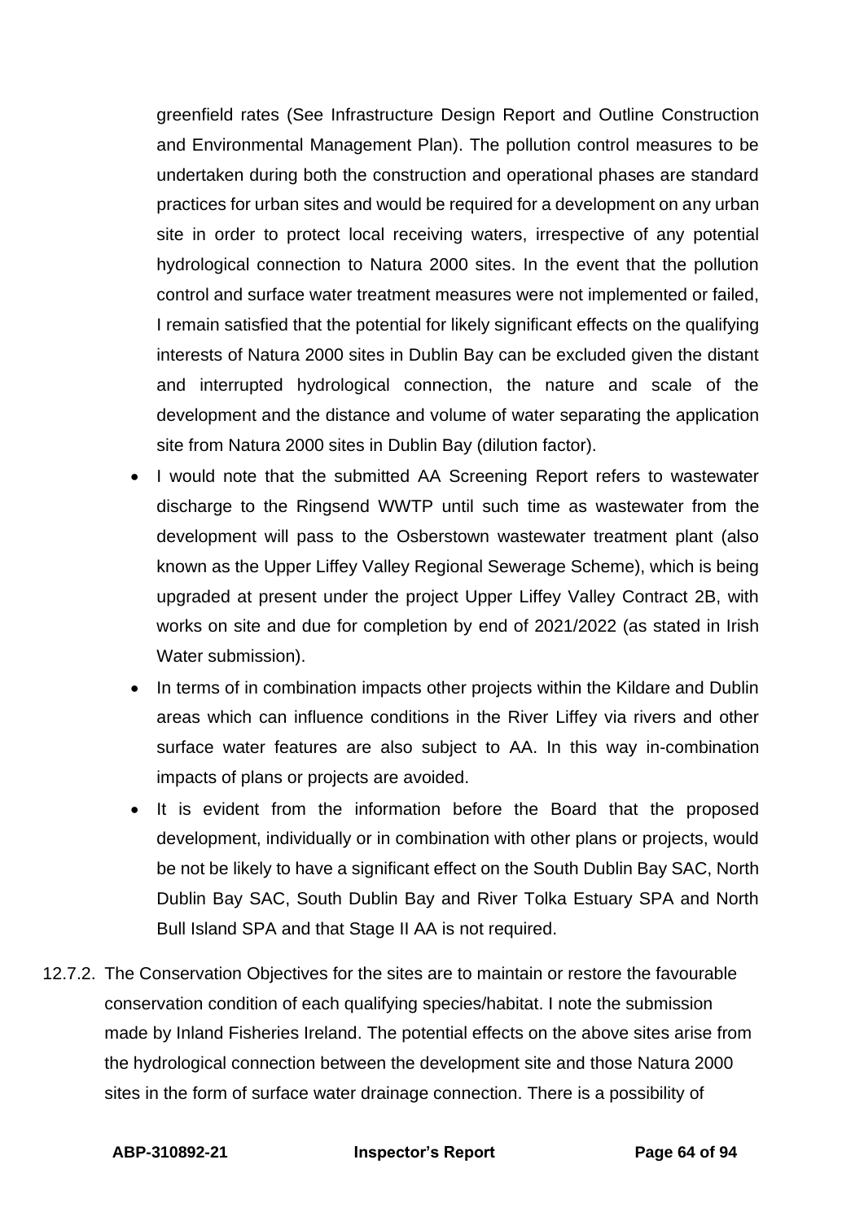greenfield rates (See Infrastructure Design Report and Outline Construction and Environmental Management Plan). The pollution control measures to be undertaken during both the construction and operational phases are standard practices for urban sites and would be required for a development on any urban site in order to protect local receiving waters, irrespective of any potential hydrological connection to Natura 2000 sites. In the event that the pollution control and surface water treatment measures were not implemented or failed, I remain satisfied that the potential for likely significant effects on the qualifying interests of Natura 2000 sites in Dublin Bay can be excluded given the distant and interrupted hydrological connection, the nature and scale of the development and the distance and volume of water separating the application site from Natura 2000 sites in Dublin Bay (dilution factor).

- I would note that the submitted AA Screening Report refers to wastewater discharge to the Ringsend WWTP until such time as wastewater from the development will pass to the Osberstown wastewater treatment plant (also known as the Upper Liffey Valley Regional Sewerage Scheme), which is being upgraded at present under the project Upper Liffey Valley Contract 2B, with works on site and due for completion by end of 2021/2022 (as stated in Irish Water submission).
- In terms of in combination impacts other projects within the Kildare and Dublin areas which can influence conditions in the River Liffey via rivers and other surface water features are also subject to AA. In this way in-combination impacts of plans or projects are avoided.
- It is evident from the information before the Board that the proposed development, individually or in combination with other plans or projects, would be not be likely to have a significant effect on the South Dublin Bay SAC, North Dublin Bay SAC, South Dublin Bay and River Tolka Estuary SPA and North Bull Island SPA and that Stage II AA is not required.

12.7.2. The Conservation Objectives for the sites are to maintain or restore the favourable conservation condition of each qualifying species/habitat. I note the submission made by Inland Fisheries Ireland. The potential effects on the above sites arise from the hydrological connection between the development site and those Natura 2000 sites in the form of surface water drainage connection. There is a possibility of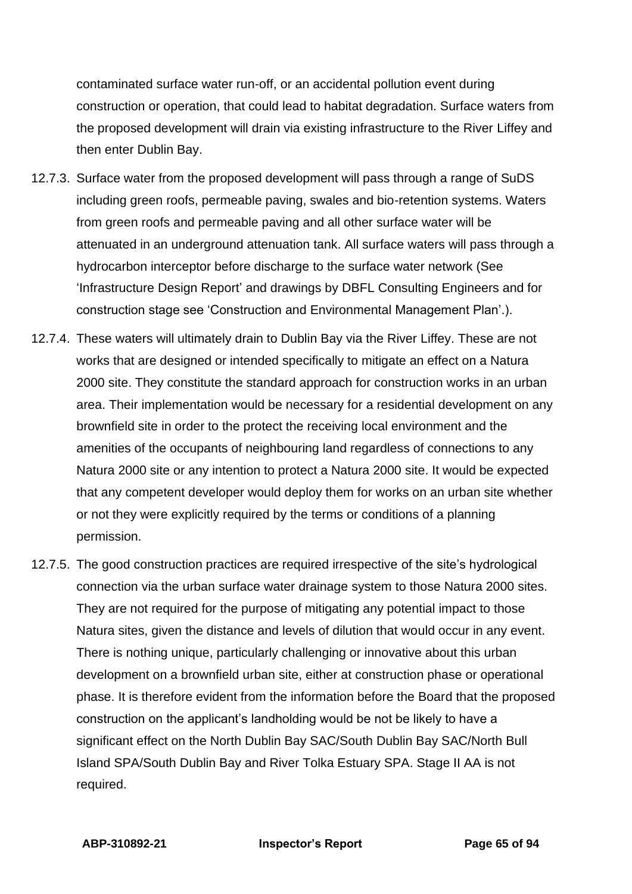contaminated surface water run-off, or an accidental pollution event during construction or operation, that could lead to habitat degradation. Surface waters from the proposed development will drain via existing infrastructure to the River Liffey and then enter Dublin Bay.

12.7.3. Surface water from the proposed development will pass through a range of SuDS including green roofs, permeable paving, swales and bio-retention systems. Waters from green roofs and permeable paving and all other surface water will be attenuated in an underground attenuation tank. All surface waters will pass through a hydrocarbon interceptor before discharge to the surface water network (See 'Infrastructure Design Report' and drawings by DBFL Consulting Engineers and for construction stage see 'Construction and Environmental Management Plan'.).

12.7.4. These waters will ultimately drain to Dublin Bay via the River Liffey. These are not works that are designed or intended specifically to mitigate an effect on a Natura 2000 site. They constitute the standard approach for construction works in an urban area. Their implementation would be necessary for a residential development on any brownfield site in order to the protect the receiving local environment and the amenities of the occupants of neighbouring land regardless of connections to any Natura 2000 site or any intention to protect a Natura 2000 site. It would be expected that any competent developer would deploy them for works on an urban site whether or not they were explicitly required by the terms or conditions of a planning permission.

12.7.5. The good construction practices are required irrespective of the site's hydrological connection via the urban surface water drainage system to those Natura 2000 sites. They are not required for the purpose of mitigating any potential impact to those Natura sites, given the distance and levels of dilution that would occur in any event. There is nothing unique, particularly challenging or innovative about this urban development on a brownfield urban site, either at construction phase or operational phase. It is therefore evident from the information before the Board that the proposed construction on the applicant's landholding would be not be likely to have a significant effect on the North Dublin Bay SAC/South Dublin Bay SAC/North Bull Island SPA/South Dublin Bay and River Tolka Estuary SPA. Stage II AA is not required.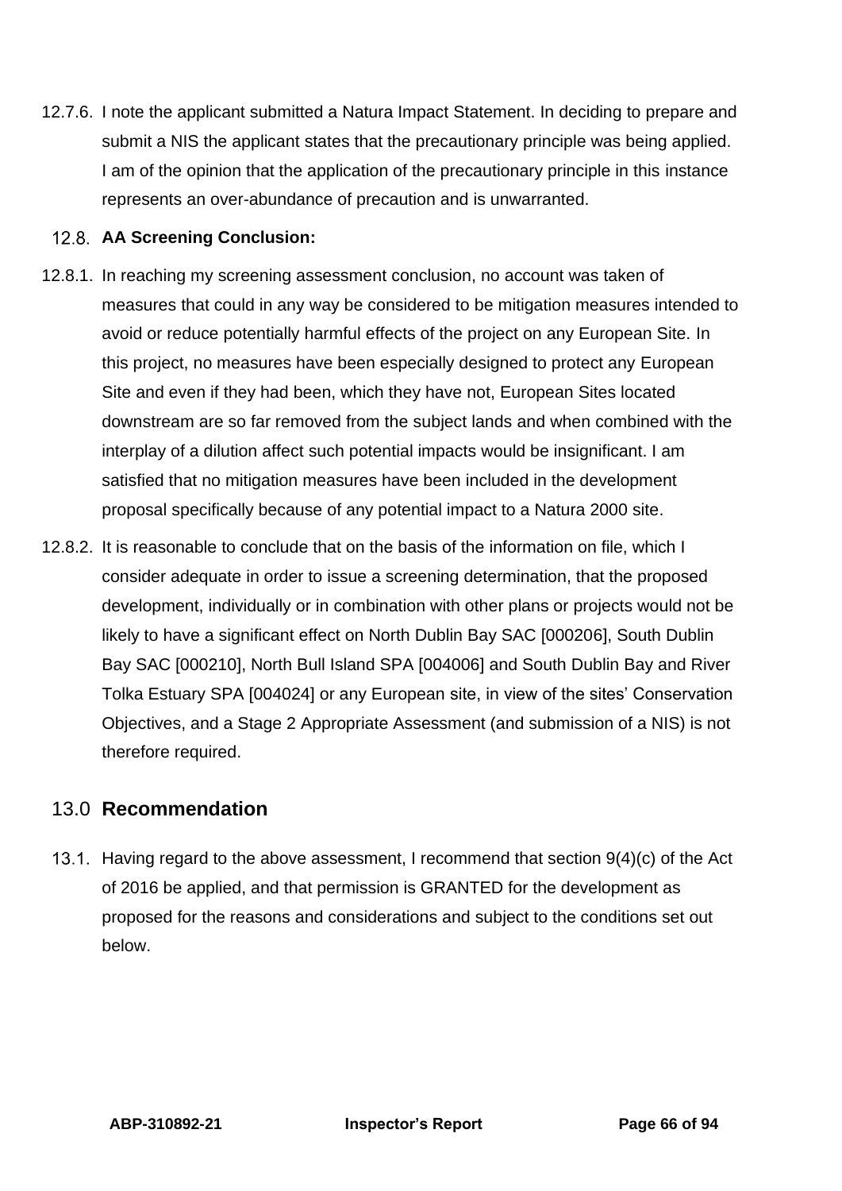12.7.6. I note the applicant submitted a Natura Impact Statement. In deciding to prepare and submit a NIS the applicant states that the precautionary principle was being applied. I am of the opinion that the application of the precautionary principle in this instance represents an over-abundance of precaution and is unwarranted.

### 12.8. AA Screening Conclusion:

12.8.1. In reaching my screening assessment conclusion, no account was taken of measures that could in any way be considered to be mitigation measures intended to avoid or reduce potentially harmful effects of the project on any European Site. In this project, no measures have been especially designed to protect any European Site and even if they had been, which they have not, European Sites located downstream are so far removed from the subject lands and when combined with the interplay of a dilution affect such potential impacts would be insignificant. I am satisfied that no mitigation measures have been included in the development proposal specifically because of any potential impact to a Natura 2000 site.

12.8.2. It is reasonable to conclude that on the basis of the information on file, which I consider adequate in order to issue a screening determination, that the proposed development, individually or in combination with other plans or projects would not be likely to have a significant effect on North Dublin Bay SAC [000206], South Dublin Bay SAC [000210], North Bull Island SPA [004006] and South Dublin Bay and River Tolka Estuary SPA [004024] or any European site, in view of the sites' Conservation Objectives, and a Stage 2 Appropriate Assessment (and submission of a NIS) is not therefore required.

## 13.0 Recommendation

13.1. Having regard to the above assessment, I recommend that section 9(4)(c) of the Act of 2016 be applied, and that permission is GRANTED for the development as proposed for the reasons and considerations and subject to the conditions set out below.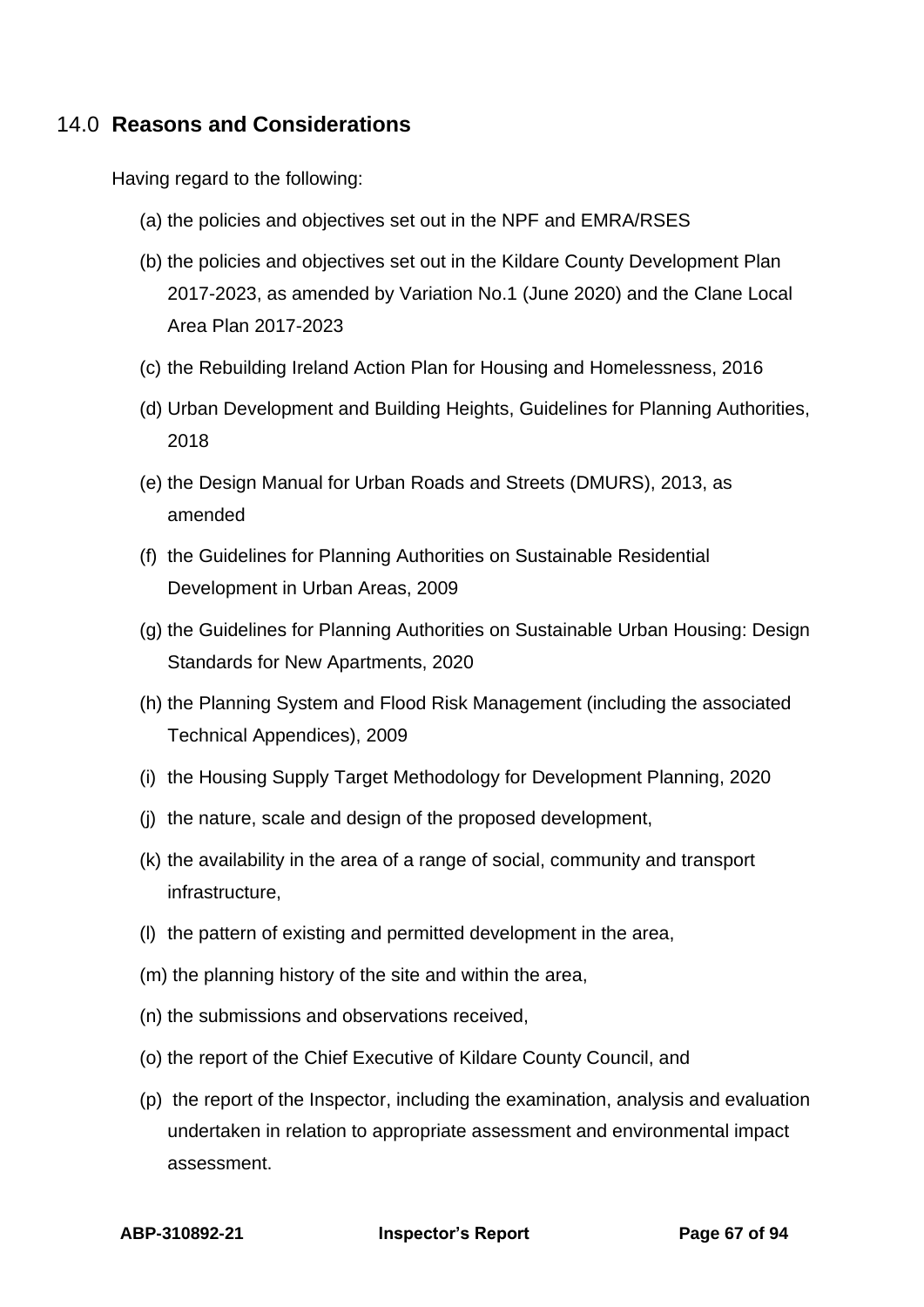## 14.0 **Reasons and Considerations**

Having regard to the following:

(a) the policies and objectives set out in the NPF and EMRA/RSES

(b) the policies and objectives set out in the Kildare County Development Plan 2017-2023, as amended by Variation No.1 (June 2020) and the Clane Local Area Plan 2017-2023

(c) the Rebuilding Ireland Action Plan for Housing and Homelessness, 2016

(d) Urban Development and Building Heights, Guidelines for Planning Authorities, 2018

(e) the Design Manual for Urban Roads and Streets (DMURS), 2013, as amended

(f) the Guidelines for Planning Authorities on Sustainable Residential Development in Urban Areas, 2009

(g) the Guidelines for Planning Authorities on Sustainable Urban Housing: Design Standards for New Apartments, 2020

(h) the Planning System and Flood Risk Management (including the associated Technical Appendices), 2009

(i) the Housing Supply Target Methodology for Development Planning, 2020

(j) the nature, scale and design of the proposed development,

(k) the availability in the area of a range of social, community and transport infrastructure,

(l) the pattern of existing and permitted development in the area,

(m) the planning history of the site and within the area,

(n) the submissions and observations received,

(o) the report of the Chief Executive of Kildare County Council, and

(p) the report of the Inspector, including the examination, analysis and evaluation undertaken in relation to appropriate assessment and environmental impact assessment.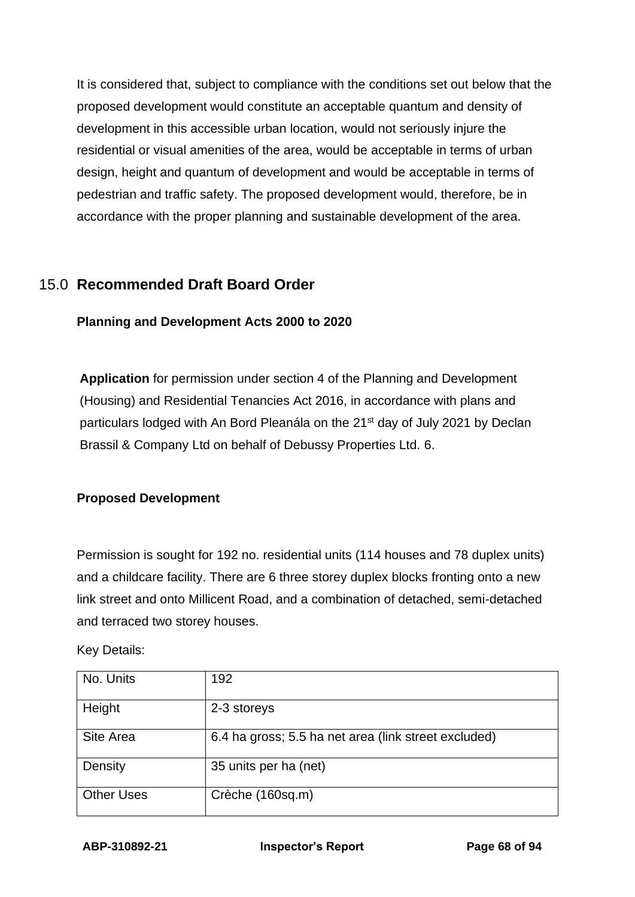It is considered that, subject to compliance with the conditions set out below that the proposed development would constitute an acceptable quantum and density of development in this accessible urban location, would not seriously injure the residential or visual amenities of the area, would be acceptable in terms of urban design, height and quantum of development and would be acceptable in terms of pedestrian and traffic safety. The proposed development would, therefore, be in accordance with the proper planning and sustainable development of the area.

## 15.0 Recommended Draft Board Order

**Planning and Development Acts 2000 to 2020**

**Application** for permission under section 4 of the Planning and Development (Housing) and Residential Tenancies Act 2016, in accordance with plans and particulars lodged with An Bord Pleanála on the 21st day of July 2021 by Declan Brassil & Company Ltd on behalf of Debussy Properties Ltd. 6.

**Proposed Development**

Permission is sought for 192 no. residential units (114 houses and 78 duplex units) and a childcare facility. There are 6 three storey duplex blocks fronting onto a new link street and onto Millicent Road, and a combination of detached, semi-detached and terraced two storey houses.

Key Details:

| No. Units | 192 |
|---|---|
| Height | 2-3 storeys |
| Site Area | 6.4 ha gross; 5.5 ha net area (link street excluded) |
| Density | 35 units per ha (net) |
| Other Uses | Crèche (160sq.m) |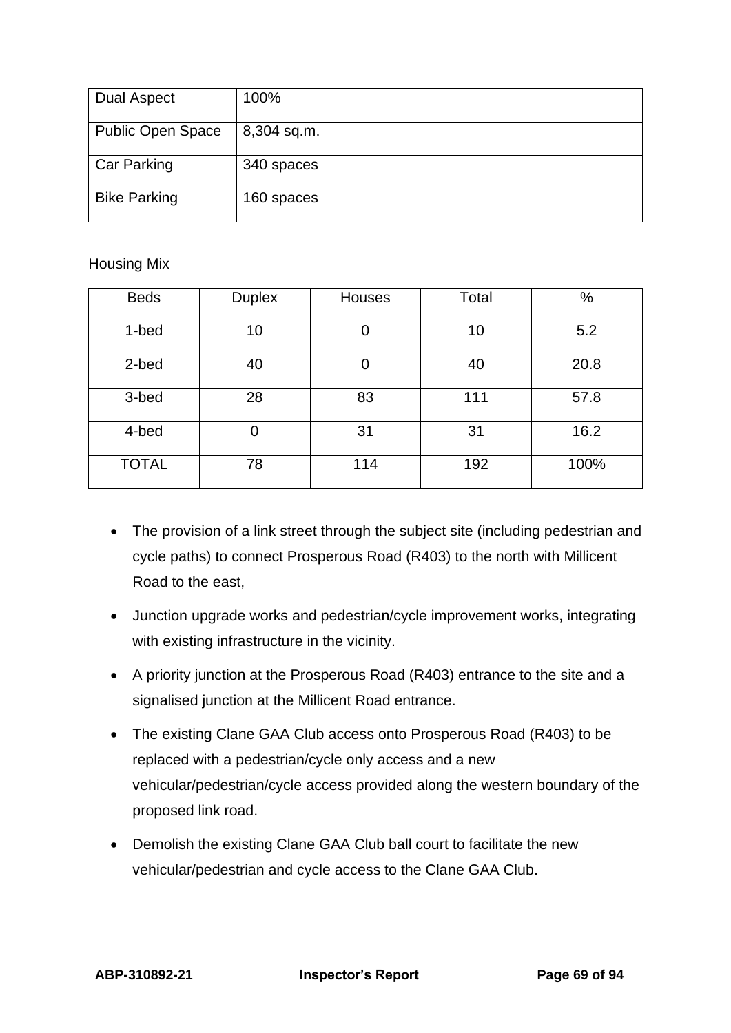| Dual Aspect | 100% |
|---|---|
| Public Open Space | 8,304 sq.m. |
| Car Parking | 340 spaces |
| Bike Parking | 160 spaces |

Housing Mix

| Beds | Duplex | Houses | Total | % |
|---|---|---|---|---|
| 1-bed | 10 | 0 | 10 | 5.2 |
| 2-bed | 40 | 0 | 40 | 20.8 |
| 3-bed | 28 | 83 | 111 | 57.8 |
| 4-bed | 0 | 31 | 31 | 16.2 |
| TOTAL | 78 | 114 | 192 | 100% |

- The provision of a link street through the subject site (including pedestrian and cycle paths) to connect Prosperous Road (R403) to the north with Millicent Road to the east,
- Junction upgrade works and pedestrian/cycle improvement works, integrating with existing infrastructure in the vicinity.
- A priority junction at the Prosperous Road (R403) entrance to the site and a signalised junction at the Millicent Road entrance.
- The existing Clane GAA Club access onto Prosperous Road (R403) to be replaced with a pedestrian/cycle only access and a new vehicular/pedestrian/cycle access provided along the western boundary of the proposed link road.
- Demolish the existing Clane GAA Club ball court to facilitate the new vehicular/pedestrian and cycle access to the Clane GAA Club.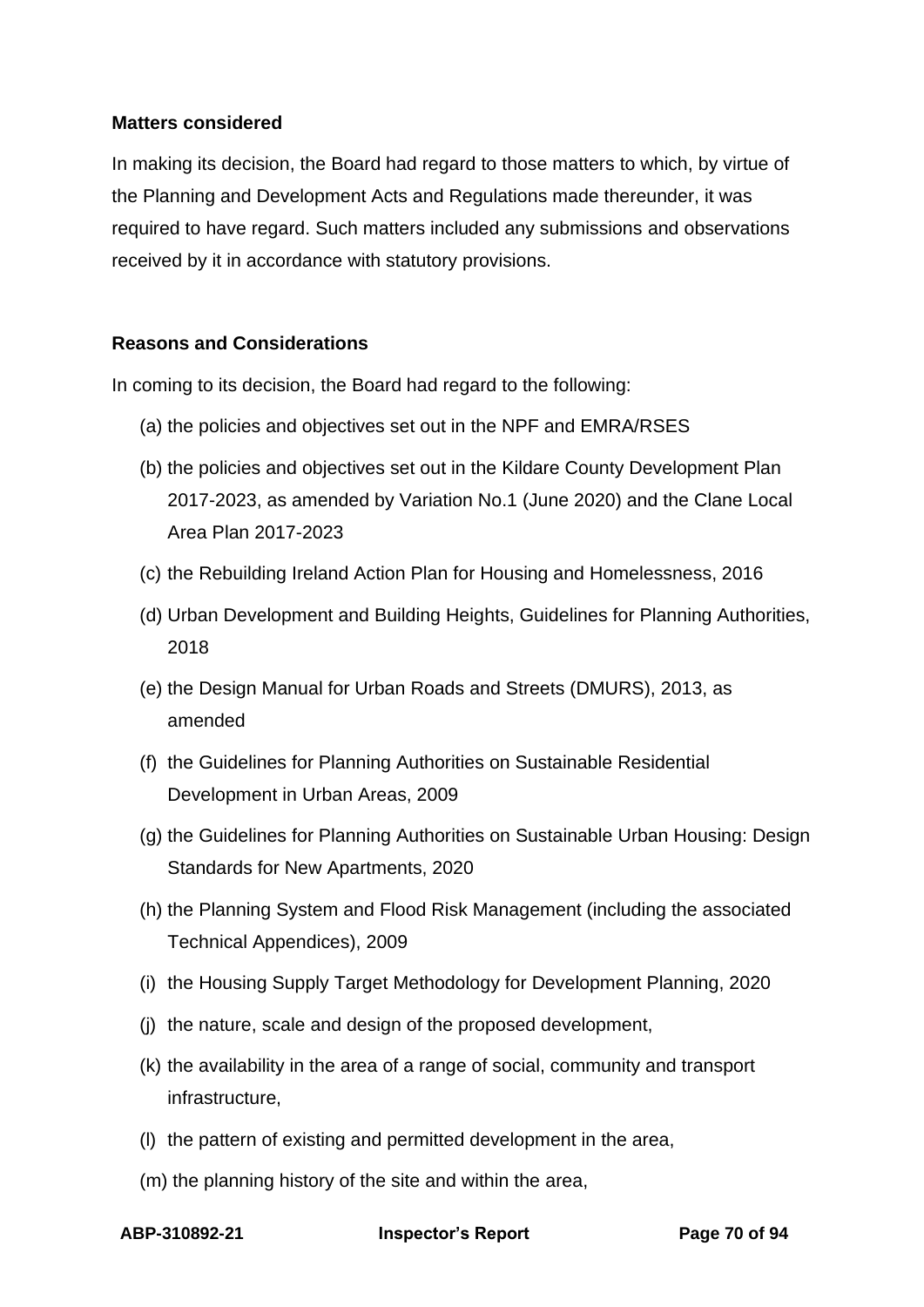**Matters considered**

In making its decision, the Board had regard to those matters to which, by virtue of the Planning and Development Acts and Regulations made thereunder, it was required to have regard. Such matters included any submissions and observations received by it in accordance with statutory provisions.

**Reasons and Considerations**

In coming to its decision, the Board had regard to the following:

(a) the policies and objectives set out in the NPF and EMRA/RSES

(b) the policies and objectives set out in the Kildare County Development Plan 2017-2023, as amended by Variation No.1 (June 2020) and the Clane Local Area Plan 2017-2023

(c) the Rebuilding Ireland Action Plan for Housing and Homelessness, 2016

(d) Urban Development and Building Heights, Guidelines for Planning Authorities, 2018

(e) the Design Manual for Urban Roads and Streets (DMURS), 2013, as amended

(f) the Guidelines for Planning Authorities on Sustainable Residential Development in Urban Areas, 2009

(g) the Guidelines for Planning Authorities on Sustainable Urban Housing: Design Standards for New Apartments, 2020

(h) the Planning System and Flood Risk Management (including the associated Technical Appendices), 2009

(i) the Housing Supply Target Methodology for Development Planning, 2020

(j) the nature, scale and design of the proposed development,

(k) the availability in the area of a range of social, community and transport infrastructure,

(l) the pattern of existing and permitted development in the area,

(m) the planning history of the site and within the area,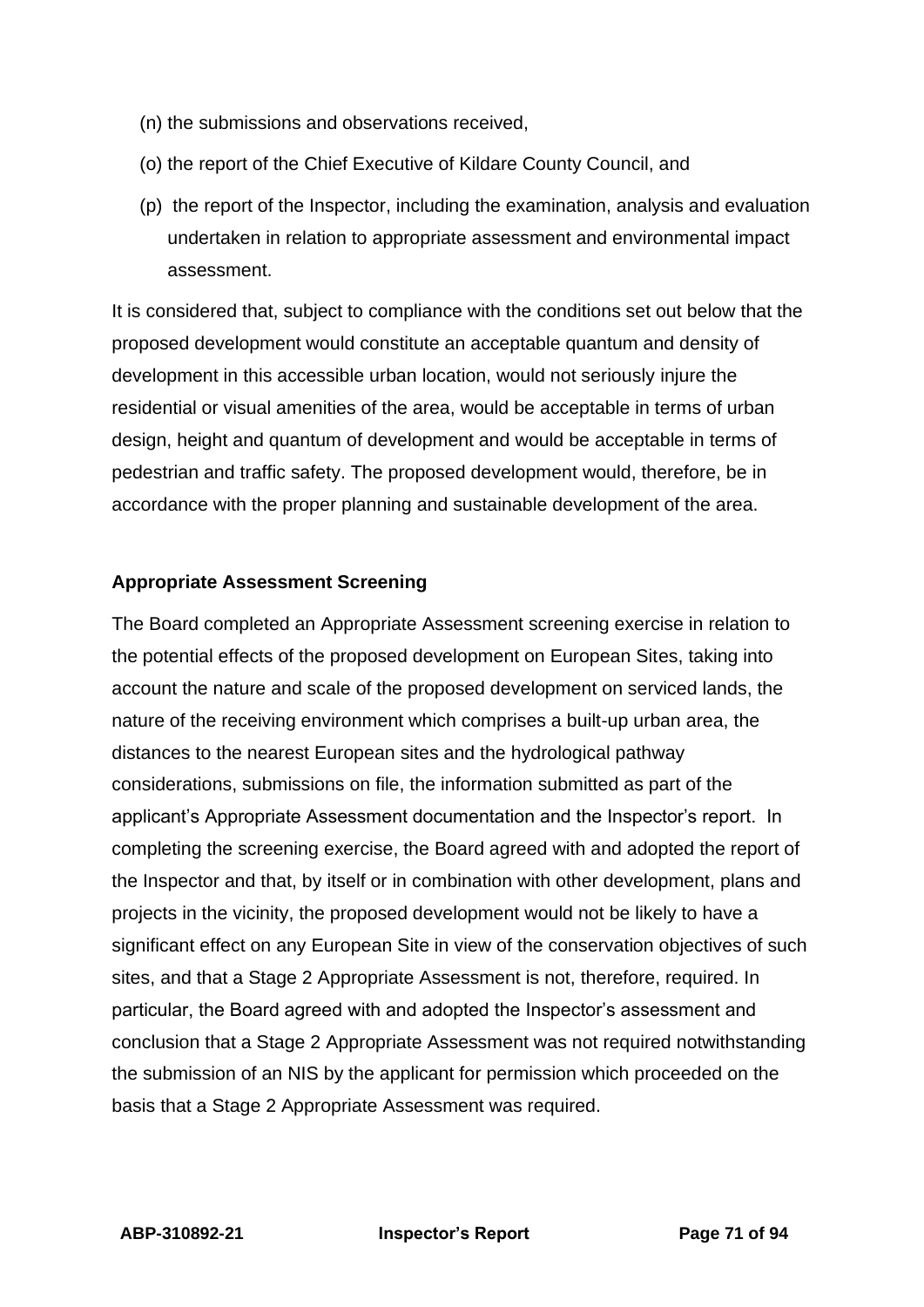(n) the submissions and observations received,

(o) the report of the Chief Executive of Kildare County Council, and

(p) the report of the Inspector, including the examination, analysis and evaluation undertaken in relation to appropriate assessment and environmental impact assessment.

It is considered that, subject to compliance with the conditions set out below that the proposed development would constitute an acceptable quantum and density of development in this accessible urban location, would not seriously injure the residential or visual amenities of the area, would be acceptable in terms of urban design, height and quantum of development and would be acceptable in terms of pedestrian and traffic safety. The proposed development would, therefore, be in accordance with the proper planning and sustainable development of the area.

**Appropriate Assessment Screening**

The Board completed an Appropriate Assessment screening exercise in relation to the potential effects of the proposed development on European Sites, taking into account the nature and scale of the proposed development on serviced lands, the nature of the receiving environment which comprises a built-up urban area, the distances to the nearest European sites and the hydrological pathway considerations, submissions on file, the information submitted as part of the applicant's Appropriate Assessment documentation and the Inspector's report. In completing the screening exercise, the Board agreed with and adopted the report of the Inspector and that, by itself or in combination with other development, plans and projects in the vicinity, the proposed development would not be likely to have a significant effect on any European Site in view of the conservation objectives of such sites, and that a Stage 2 Appropriate Assessment is not, therefore, required. In particular, the Board agreed with and adopted the Inspector's assessment and conclusion that a Stage 2 Appropriate Assessment was not required notwithstanding the submission of an NIS by the applicant for permission which proceeded on the basis that a Stage 2 Appropriate Assessment was required.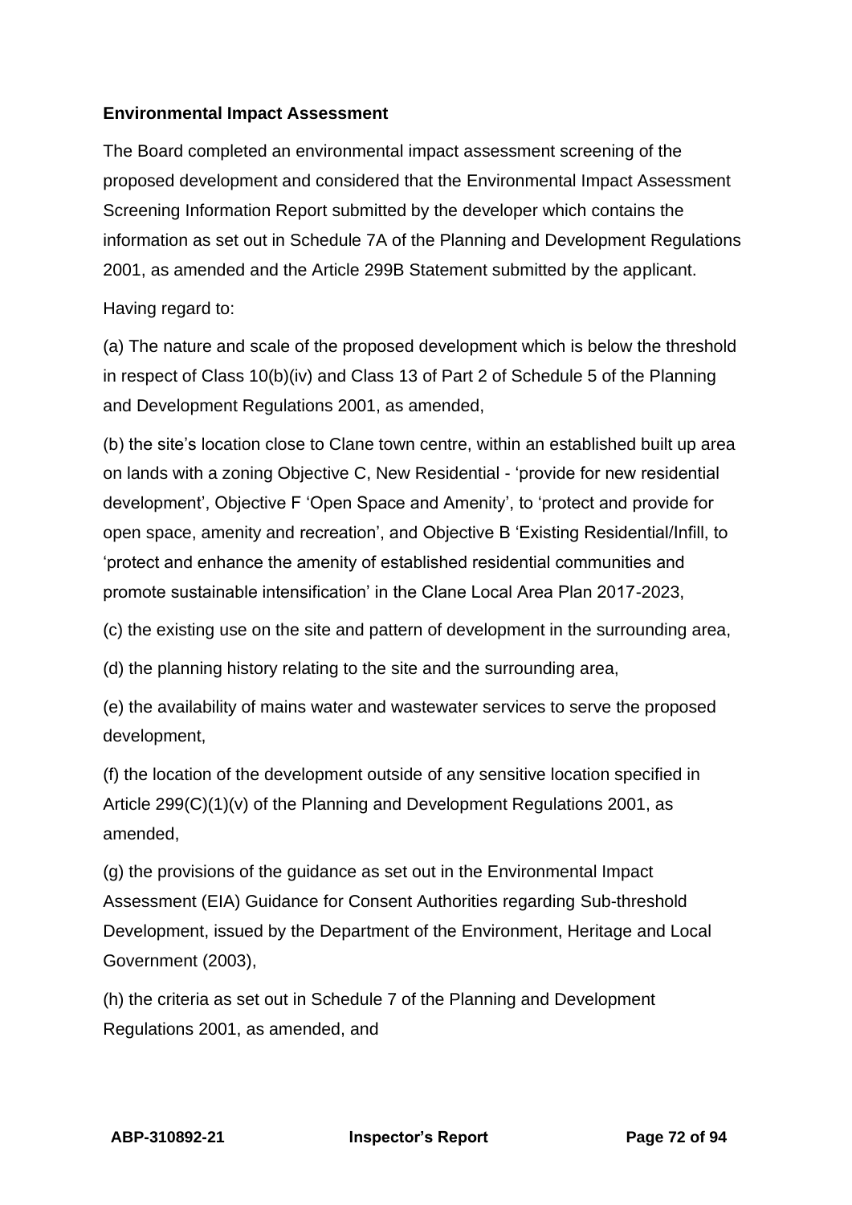**Environmental Impact Assessment**

The Board completed an environmental impact assessment screening of the proposed development and considered that the Environmental Impact Assessment Screening Information Report submitted by the developer which contains the information as set out in Schedule 7A of the Planning and Development Regulations 2001, as amended and the Article 299B Statement submitted by the applicant.

Having regard to:

(a) The nature and scale of the proposed development which is below the threshold in respect of Class 10(b)(iv) and Class 13 of Part 2 of Schedule 5 of the Planning and Development Regulations 2001, as amended,

(b) the site's location close to Clane town centre, within an established built up area on lands with a zoning Objective C, New Residential - 'provide for new residential development', Objective F 'Open Space and Amenity', to 'protect and provide for open space, amenity and recreation', and Objective B 'Existing Residential/Infill, to 'protect and enhance the amenity of established residential communities and promote sustainable intensification' in the Clane Local Area Plan 2017-2023,

(c) the existing use on the site and pattern of development in the surrounding area,

(d) the planning history relating to the site and the surrounding area,

(e) the availability of mains water and wastewater services to serve the proposed development,

(f) the location of the development outside of any sensitive location specified in Article 299(C)(1)(v) of the Planning and Development Regulations 2001, as amended,

(g) the provisions of the guidance as set out in the Environmental Impact Assessment (EIA) Guidance for Consent Authorities regarding Sub-threshold Development, issued by the Department of the Environment, Heritage and Local Government (2003),

(h) the criteria as set out in Schedule 7 of the Planning and Development Regulations 2001, as amended, and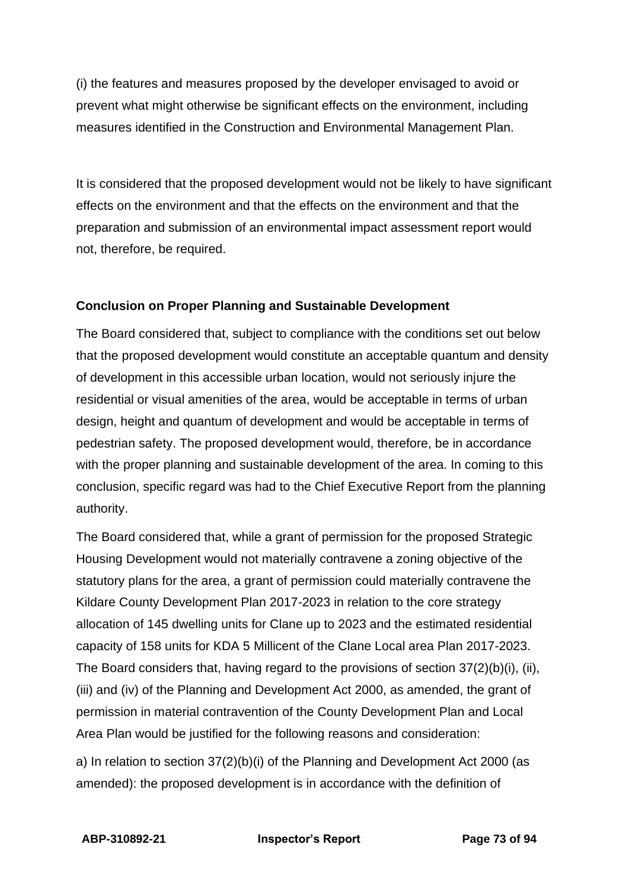(i) the features and measures proposed by the developer envisaged to avoid or prevent what might otherwise be significant effects on the environment, including measures identified in the Construction and Environmental Management Plan.

It is considered that the proposed development would not be likely to have significant effects on the environment and that the effects on the environment and that the preparation and submission of an environmental impact assessment report would not, therefore, be required.

**Conclusion on Proper Planning and Sustainable Development**

The Board considered that, subject to compliance with the conditions set out below that the proposed development would constitute an acceptable quantum and density of development in this accessible urban location, would not seriously injure the residential or visual amenities of the area, would be acceptable in terms of urban design, height and quantum of development and would be acceptable in terms of pedestrian safety. The proposed development would, therefore, be in accordance with the proper planning and sustainable development of the area. In coming to this conclusion, specific regard was had to the Chief Executive Report from the planning authority.

The Board considered that, while a grant of permission for the proposed Strategic Housing Development would not materially contravene a zoning objective of the statutory plans for the area, a grant of permission could materially contravene the Kildare County Development Plan 2017-2023 in relation to the core strategy allocation of 145 dwelling units for Clane up to 2023 and the estimated residential capacity of 158 units for KDA 5 Millicent of the Clane Local area Plan 2017-2023. The Board considers that, having regard to the provisions of section 37(2)(b)(i), (ii), (iii) and (iv) of the Planning and Development Act 2000, as amended, the grant of permission in material contravention of the County Development Plan and Local Area Plan would be justified for the following reasons and consideration:

a) In relation to section 37(2)(b)(i) of the Planning and Development Act 2000 (as amended): the proposed development is in accordance with the definition of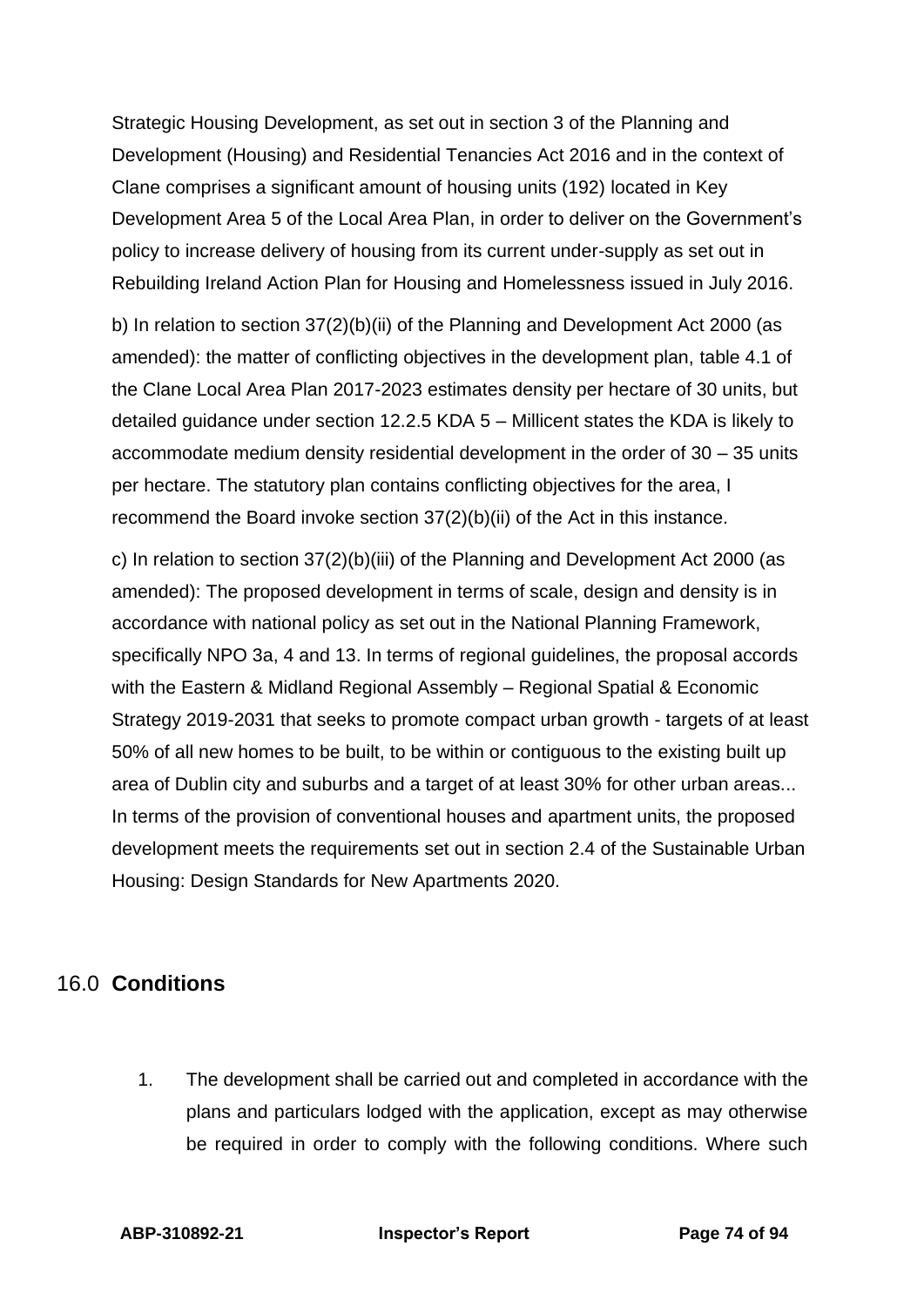Strategic Housing Development, as set out in section 3 of the Planning and Development (Housing) and Residential Tenancies Act 2016 and in the context of Clane comprises a significant amount of housing units (192) located in Key Development Area 5 of the Local Area Plan, in order to deliver on the Government's policy to increase delivery of housing from its current under-supply as set out in Rebuilding Ireland Action Plan for Housing and Homelessness issued in July 2016.

b) In relation to section 37(2)(b)(ii) of the Planning and Development Act 2000 (as amended): the matter of conflicting objectives in the development plan, table 4.1 of the Clane Local Area Plan 2017-2023 estimates density per hectare of 30 units, but detailed guidance under section 12.2.5 KDA 5 – Millicent states the KDA is likely to accommodate medium density residential development in the order of 30 – 35 units per hectare. The statutory plan contains conflicting objectives for the area, I recommend the Board invoke section 37(2)(b)(ii) of the Act in this instance.

c) In relation to section 37(2)(b)(iii) of the Planning and Development Act 2000 (as amended): The proposed development in terms of scale, design and density is in accordance with national policy as set out in the National Planning Framework, specifically NPO 3a, 4 and 13. In terms of regional guidelines, the proposal accords with the Eastern & Midland Regional Assembly – Regional Spatial & Economic Strategy 2019-2031 that seeks to promote compact urban growth - targets of at least 50% of all new homes to be built, to be within or contiguous to the existing built up area of Dublin city and suburbs and a target of at least 30% for other urban areas... In terms of the provision of conventional houses and apartment units, the proposed development meets the requirements set out in section 2.4 of the Sustainable Urban Housing: Design Standards for New Apartments 2020.

## 16.0 Conditions

1. The development shall be carried out and completed in accordance with the plans and particulars lodged with the application, except as may otherwise be required in order to comply with the following conditions. Where such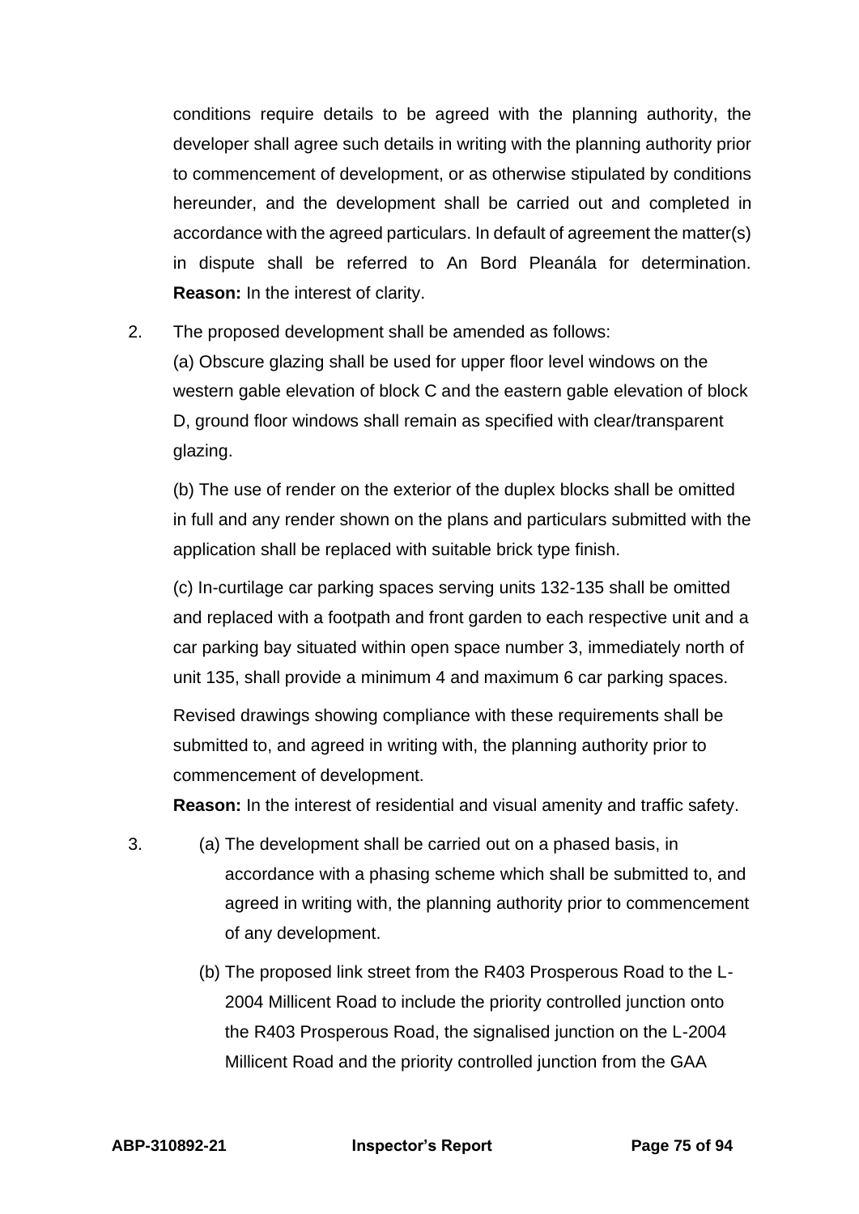conditions require details to be agreed with the planning authority, the developer shall agree such details in writing with the planning authority prior to commencement of development, or as otherwise stipulated by conditions hereunder, and the development shall be carried out and completed in accordance with the agreed particulars. In default of agreement the matter(s) in dispute shall be referred to An Bord Pleanála for determination. **Reason:** In the interest of clarity.

2. The proposed development shall be amended as follows:

   (a) Obscure glazing shall be used for upper floor level windows on the western gable elevation of block C and the eastern gable elevation of block D, ground floor windows shall remain as specified with clear/transparent glazing.

   (b) The use of render on the exterior of the duplex blocks shall be omitted in full and any render shown on the plans and particulars submitted with the application shall be replaced with suitable brick type finish.

   (c) In-curtilage car parking spaces serving units 132-135 shall be omitted and replaced with a footpath and front garden to each respective unit and a car parking bay situated within open space number 3, immediately north of unit 135, shall provide a minimum 4 and maximum 6 car parking spaces.

   Revised drawings showing compliance with these requirements shall be submitted to, and agreed in writing with, the planning authority prior to commencement of development.

   **Reason:** In the interest of residential and visual amenity and traffic safety.

3. (a) The development shall be carried out on a phased basis, in accordance with a phasing scheme which shall be submitted to, and agreed in writing with, the planning authority prior to commencement of any development.

   (b) The proposed link street from the R403 Prosperous Road to the L-2004 Millicent Road to include the priority controlled junction onto the R403 Prosperous Road, the signalised junction on the L-2004 Millicent Road and the priority controlled junction from the GAA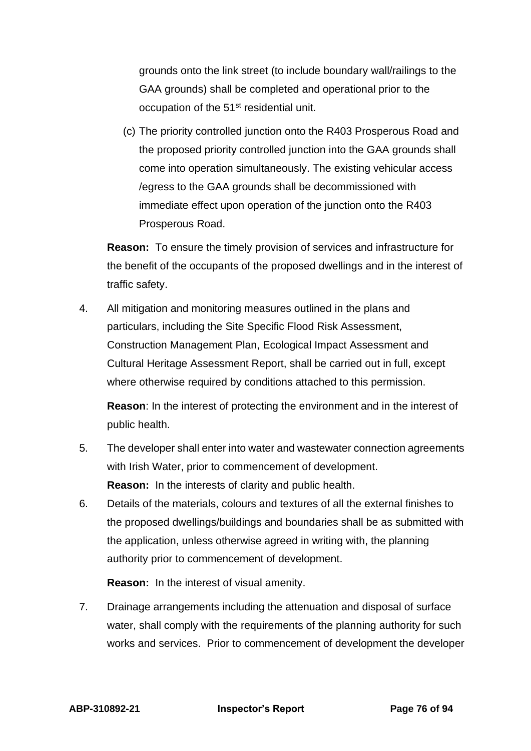grounds onto the link street (to include boundary wall/railings to the GAA grounds) shall be completed and operational prior to the occupation of the 51st residential unit.

(c) The priority controlled junction onto the R403 Prosperous Road and the proposed priority controlled junction into the GAA grounds shall come into operation simultaneously. The existing vehicular access /egress to the GAA grounds shall be decommissioned with immediate effect upon operation of the junction onto the R403 Prosperous Road.

**Reason:** To ensure the timely provision of services and infrastructure for the benefit of the occupants of the proposed dwellings and in the interest of traffic safety.

4. All mitigation and monitoring measures outlined in the plans and particulars, including the Site Specific Flood Risk Assessment, Construction Management Plan, Ecological Impact Assessment and Cultural Heritage Assessment Report, shall be carried out in full, except where otherwise required by conditions attached to this permission.

   **Reason**: In the interest of protecting the environment and in the interest of public health.

5. The developer shall enter into water and wastewater connection agreements with Irish Water, prior to commencement of development.
   **Reason:** In the interests of clarity and public health.

6. Details of the materials, colours and textures of all the external finishes to the proposed dwellings/buildings and boundaries shall be as submitted with the application, unless otherwise agreed in writing with, the planning authority prior to commencement of development.

   **Reason:** In the interest of visual amenity.

7. Drainage arrangements including the attenuation and disposal of surface water, shall comply with the requirements of the planning authority for such works and services. Prior to commencement of development the developer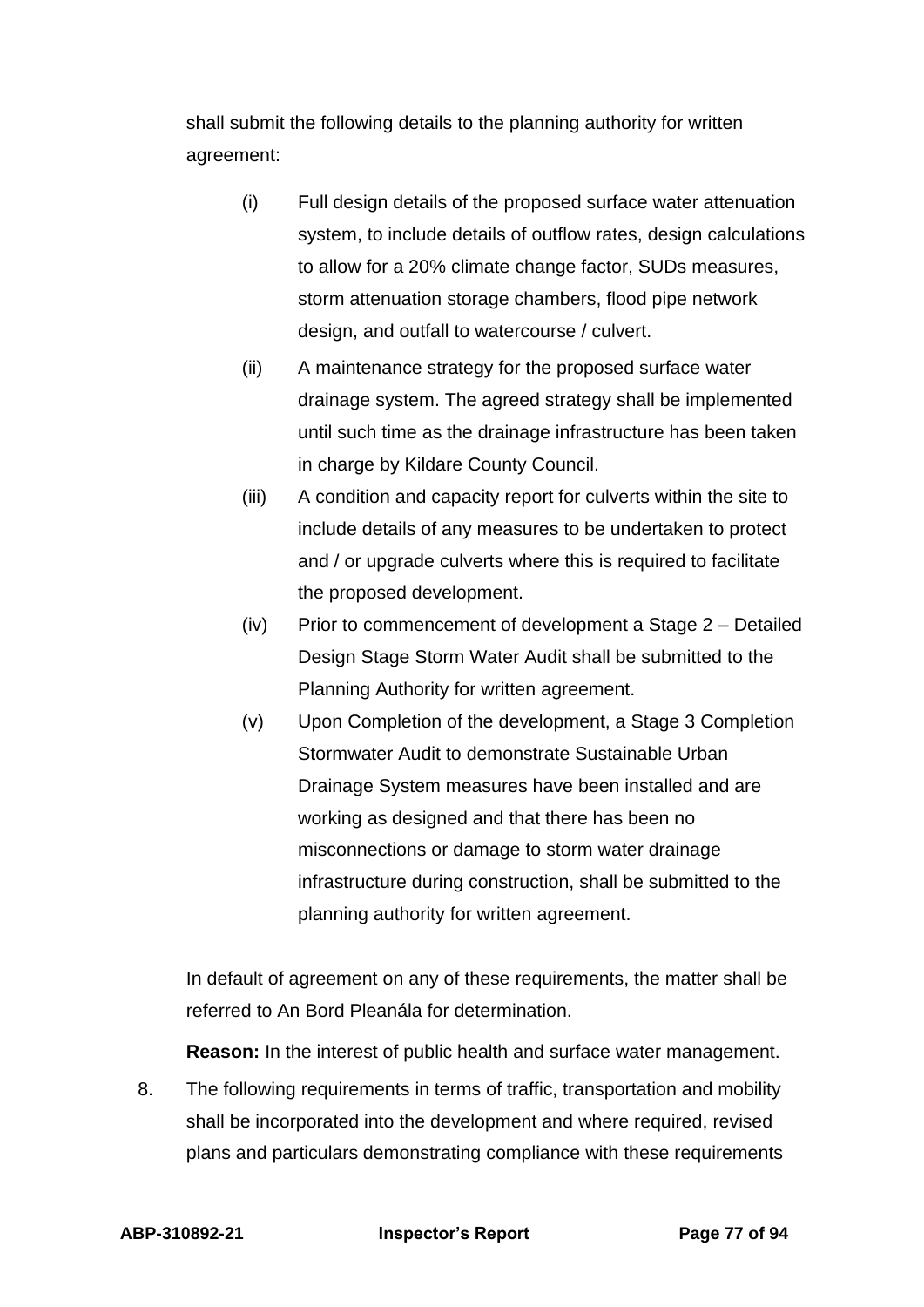shall submit the following details to the planning authority for written agreement:

(i) Full design details of the proposed surface water attenuation system, to include details of outflow rates, design calculations to allow for a 20% climate change factor, SUDs measures, storm attenuation storage chambers, flood pipe network design, and outfall to watercourse / culvert.

(ii) A maintenance strategy for the proposed surface water drainage system. The agreed strategy shall be implemented until such time as the drainage infrastructure has been taken in charge by Kildare County Council.

(iii) A condition and capacity report for culverts within the site to include details of any measures to be undertaken to protect and / or upgrade culverts where this is required to facilitate the proposed development.

(iv) Prior to commencement of development a Stage 2 – Detailed Design Stage Storm Water Audit shall be submitted to the Planning Authority for written agreement.

(v) Upon Completion of the development, a Stage 3 Completion Stormwater Audit to demonstrate Sustainable Urban Drainage System measures have been installed and are working as designed and that there has been no misconnections or damage to storm water drainage infrastructure during construction, shall be submitted to the planning authority for written agreement.

In default of agreement on any of these requirements, the matter shall be referred to An Bord Pleanála for determination.

**Reason:** In the interest of public health and surface water management.

8. The following requirements in terms of traffic, transportation and mobility shall be incorporated into the development and where required, revised plans and particulars demonstrating compliance with these requirements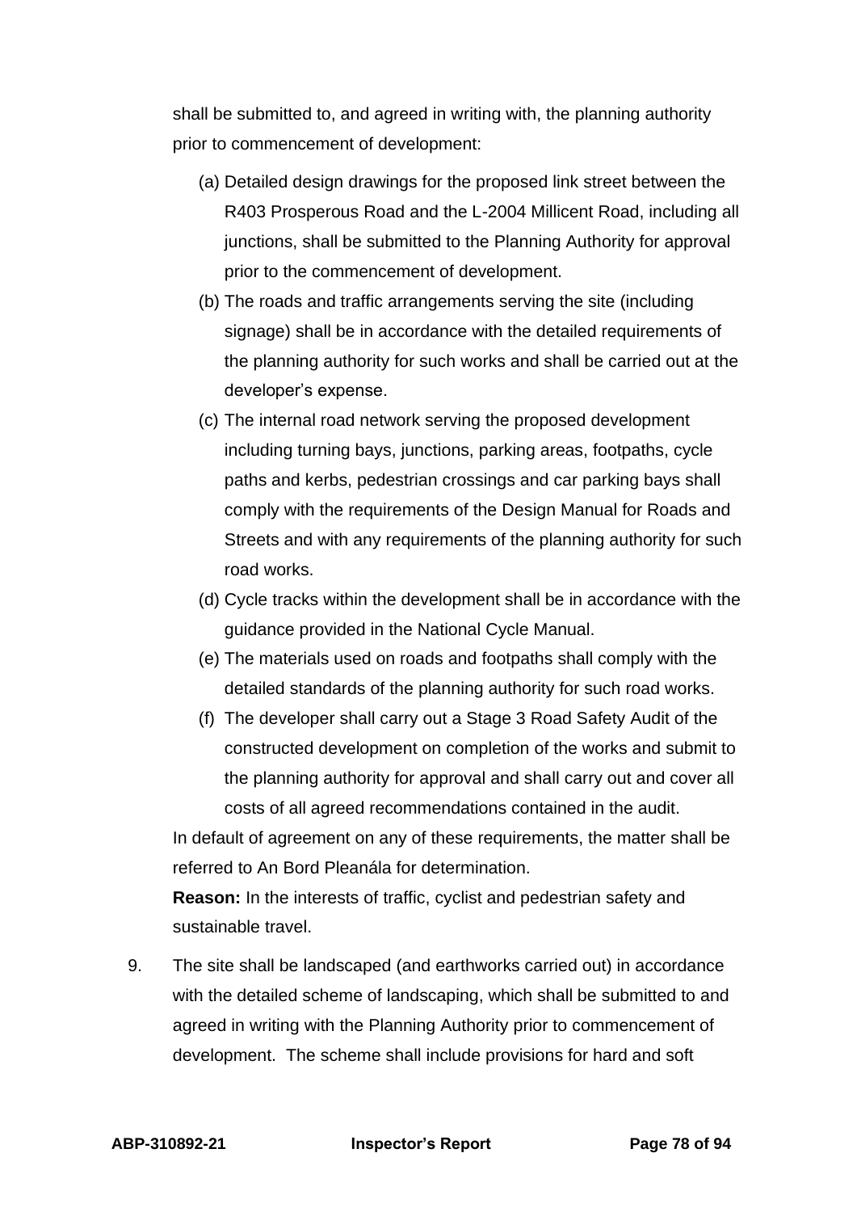shall be submitted to, and agreed in writing with, the planning authority prior to commencement of development:

(a) Detailed design drawings for the proposed link street between the R403 Prosperous Road and the L-2004 Millicent Road, including all junctions, shall be submitted to the Planning Authority for approval prior to the commencement of development.

(b) The roads and traffic arrangements serving the site (including signage) shall be in accordance with the detailed requirements of the planning authority for such works and shall be carried out at the developer's expense.

(c) The internal road network serving the proposed development including turning bays, junctions, parking areas, footpaths, cycle paths and kerbs, pedestrian crossings and car parking bays shall comply with the requirements of the Design Manual for Roads and Streets and with any requirements of the planning authority for such road works.

(d) Cycle tracks within the development shall be in accordance with the guidance provided in the National Cycle Manual.

(e) The materials used on roads and footpaths shall comply with the detailed standards of the planning authority for such road works.

(f) The developer shall carry out a Stage 3 Road Safety Audit of the constructed development on completion of the works and submit to the planning authority for approval and shall carry out and cover all costs of all agreed recommendations contained in the audit.

In default of agreement on any of these requirements, the matter shall be referred to An Bord Pleanála for determination.

**Reason:** In the interests of traffic, cyclist and pedestrian safety and sustainable travel.

9. The site shall be landscaped (and earthworks carried out) in accordance with the detailed scheme of landscaping, which shall be submitted to and agreed in writing with the Planning Authority prior to commencement of development. The scheme shall include provisions for hard and soft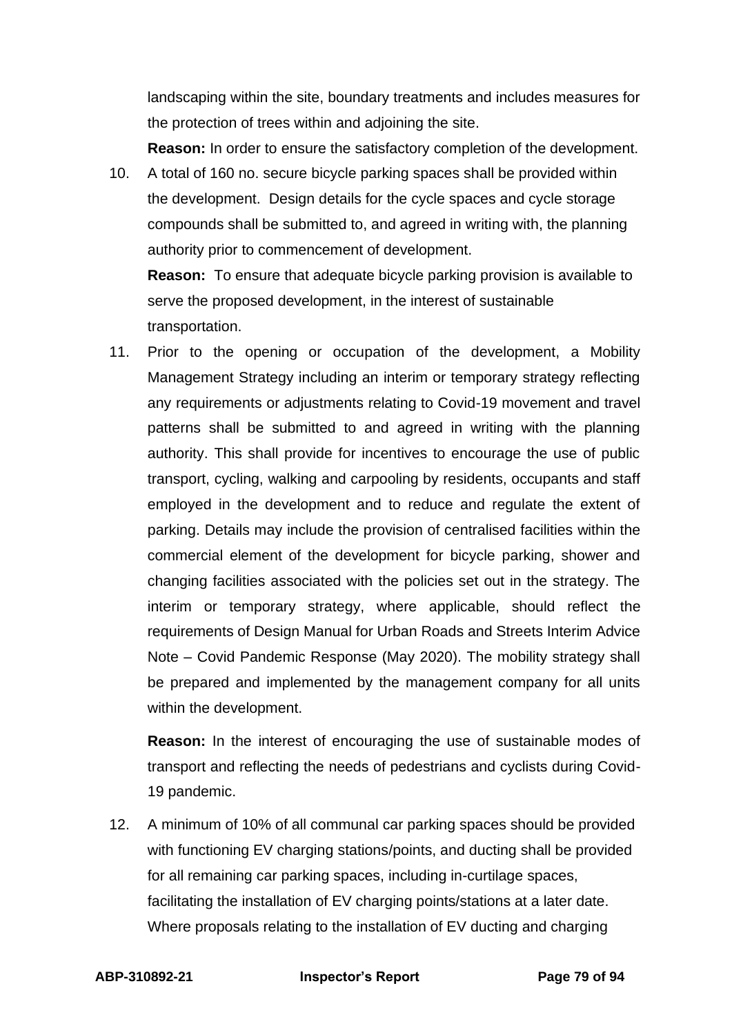landscaping within the site, boundary treatments and includes measures for the protection of trees within and adjoining the site.

**Reason:** In order to ensure the satisfactory completion of the development.

10. A total of 160 no. secure bicycle parking spaces shall be provided within the development. Design details for the cycle spaces and cycle storage compounds shall be submitted to, and agreed in writing with, the planning authority prior to commencement of development.

    **Reason:** To ensure that adequate bicycle parking provision is available to serve the proposed development, in the interest of sustainable transportation.

11. Prior to the opening or occupation of the development, a Mobility Management Strategy including an interim or temporary strategy reflecting any requirements or adjustments relating to Covid-19 movement and travel patterns shall be submitted to and agreed in writing with the planning authority. This shall provide for incentives to encourage the use of public transport, cycling, walking and carpooling by residents, occupants and staff employed in the development and to reduce and regulate the extent of parking. Details may include the provision of centralised facilities within the commercial element of the development for bicycle parking, shower and changing facilities associated with the policies set out in the strategy. The interim or temporary strategy, where applicable, should reflect the requirements of Design Manual for Urban Roads and Streets Interim Advice Note – Covid Pandemic Response (May 2020). The mobility strategy shall be prepared and implemented by the management company for all units within the development.

    **Reason:** In the interest of encouraging the use of sustainable modes of transport and reflecting the needs of pedestrians and cyclists during Covid-19 pandemic.

12. A minimum of 10% of all communal car parking spaces should be provided with functioning EV charging stations/points, and ducting shall be provided for all remaining car parking spaces, including in-curtilage spaces, facilitating the installation of EV charging points/stations at a later date. Where proposals relating to the installation of EV ducting and charging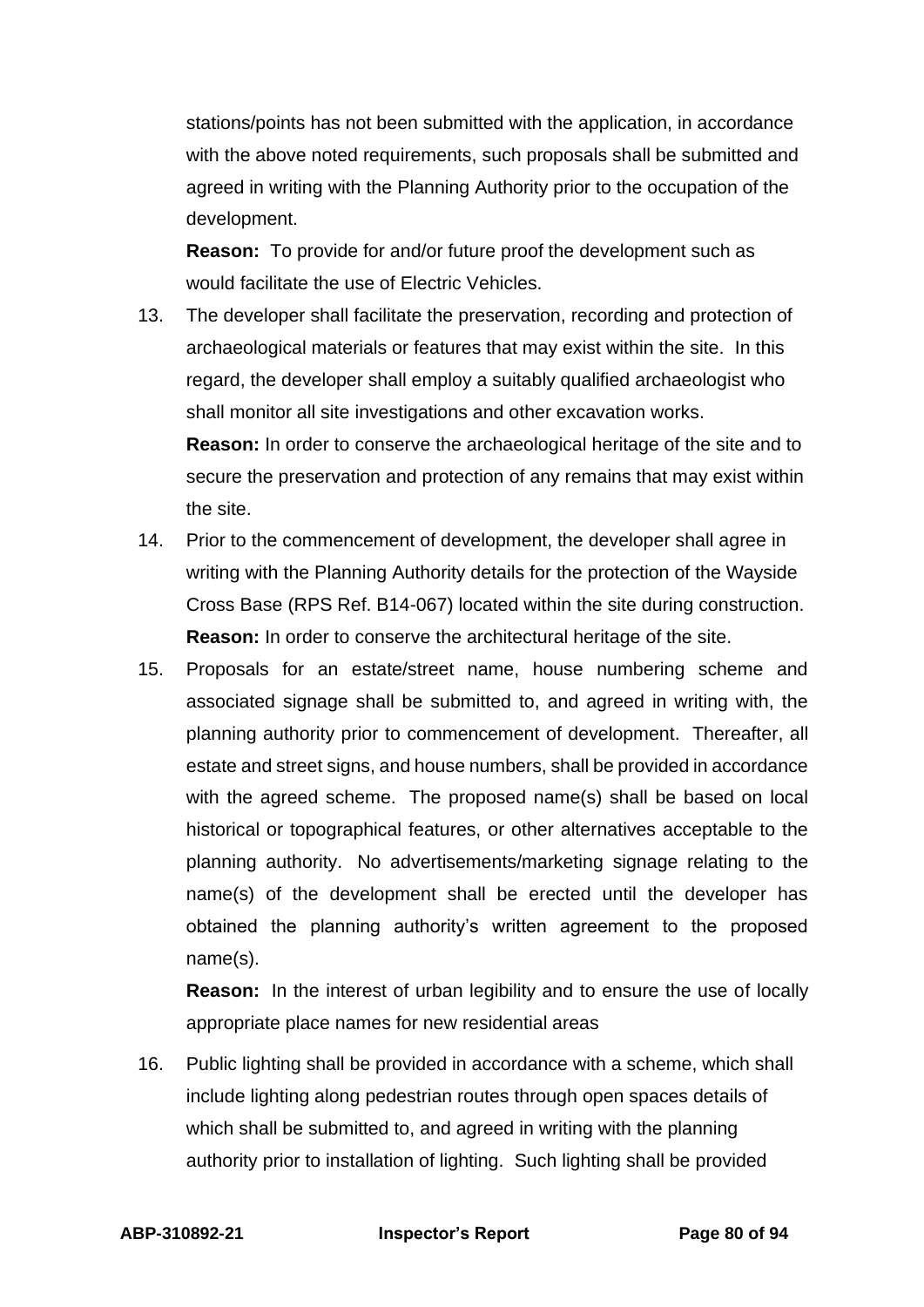stations/points has not been submitted with the application, in accordance with the above noted requirements, such proposals shall be submitted and agreed in writing with the Planning Authority prior to the occupation of the development.

**Reason:** To provide for and/or future proof the development such as would facilitate the use of Electric Vehicles.

13. The developer shall facilitate the preservation, recording and protection of archaeological materials or features that may exist within the site. In this regard, the developer shall employ a suitably qualified archaeologist who shall monitor all site investigations and other excavation works.

    **Reason:** In order to conserve the archaeological heritage of the site and to secure the preservation and protection of any remains that may exist within the site.

14. Prior to the commencement of development, the developer shall agree in writing with the Planning Authority details for the protection of the Wayside Cross Base (RPS Ref. B14-067) located within the site during construction.

    **Reason:** In order to conserve the architectural heritage of the site.

15. Proposals for an estate/street name, house numbering scheme and associated signage shall be submitted to, and agreed in writing with, the planning authority prior to commencement of development. Thereafter, all estate and street signs, and house numbers, shall be provided in accordance with the agreed scheme. The proposed name(s) shall be based on local historical or topographical features, or other alternatives acceptable to the planning authority. No advertisements/marketing signage relating to the name(s) of the development shall be erected until the developer has obtained the planning authority's written agreement to the proposed name(s).

    **Reason:** In the interest of urban legibility and to ensure the use of locally appropriate place names for new residential areas

16. Public lighting shall be provided in accordance with a scheme, which shall include lighting along pedestrian routes through open spaces details of which shall be submitted to, and agreed in writing with the planning authority prior to installation of lighting. Such lighting shall be provided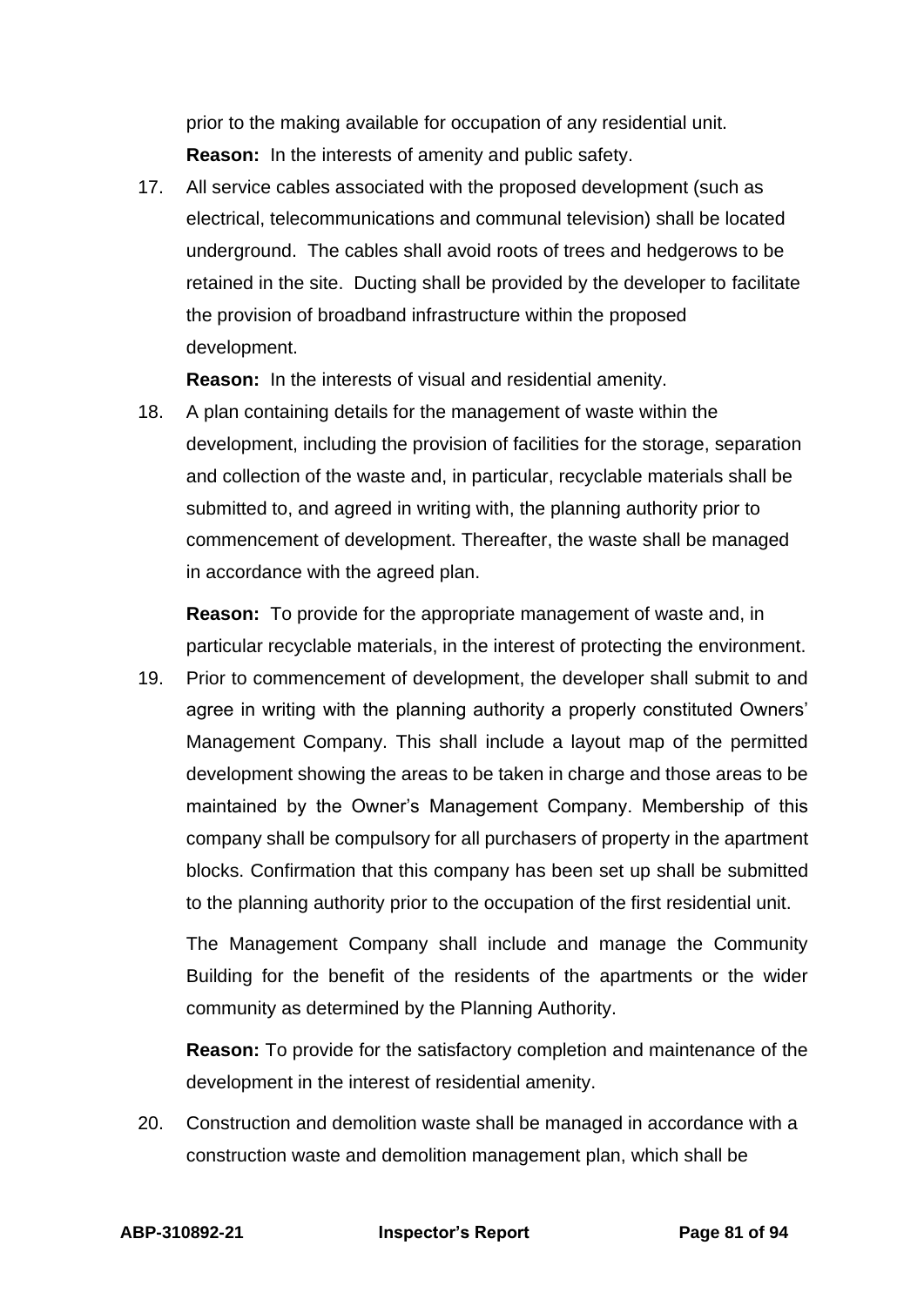prior to the making available for occupation of any residential unit.

**Reason:** In the interests of amenity and public safety.

17. All service cables associated with the proposed development (such as electrical, telecommunications and communal television) shall be located underground. The cables shall avoid roots of trees and hedgerows to be retained in the site. Ducting shall be provided by the developer to facilitate the provision of broadband infrastructure within the proposed development.

    **Reason:** In the interests of visual and residential amenity.

18. A plan containing details for the management of waste within the development, including the provision of facilities for the storage, separation and collection of the waste and, in particular, recyclable materials shall be submitted to, and agreed in writing with, the planning authority prior to commencement of development. Thereafter, the waste shall be managed in accordance with the agreed plan.

    **Reason:** To provide for the appropriate management of waste and, in particular recyclable materials, in the interest of protecting the environment.

19. Prior to commencement of development, the developer shall submit to and agree in writing with the planning authority a properly constituted Owners' Management Company. This shall include a layout map of the permitted development showing the areas to be taken in charge and those areas to be maintained by the Owner's Management Company. Membership of this company shall be compulsory for all purchasers of property in the apartment blocks. Confirmation that this company has been set up shall be submitted to the planning authority prior to the occupation of the first residential unit.

    The Management Company shall include and manage the Community Building for the benefit of the residents of the apartments or the wider community as determined by the Planning Authority.

    **Reason:** To provide for the satisfactory completion and maintenance of the development in the interest of residential amenity.

20. Construction and demolition waste shall be managed in accordance with a construction waste and demolition management plan, which shall be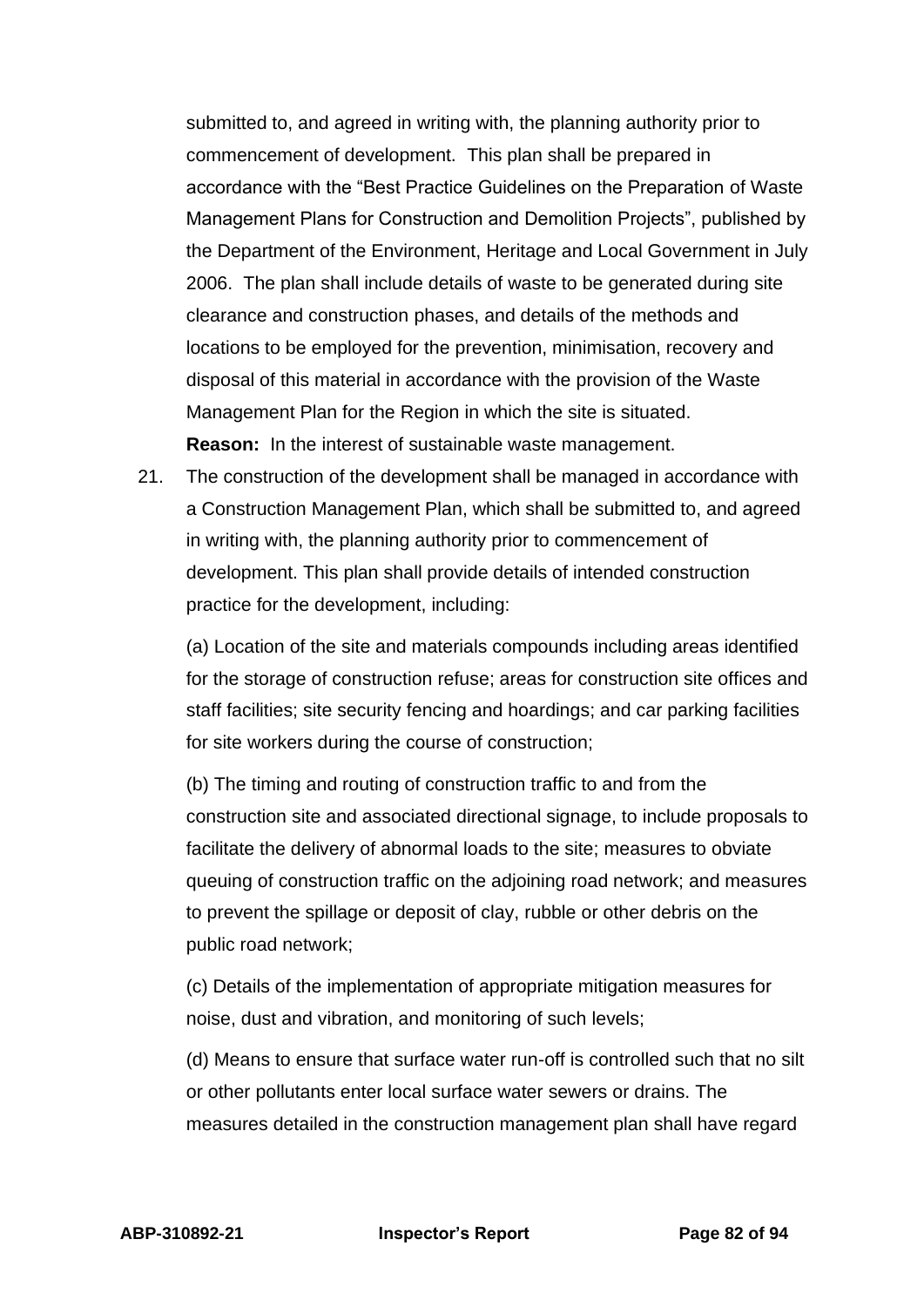submitted to, and agreed in writing with, the planning authority prior to commencement of development. This plan shall be prepared in accordance with the "Best Practice Guidelines on the Preparation of Waste Management Plans for Construction and Demolition Projects", published by the Department of the Environment, Heritage and Local Government in July 2006. The plan shall include details of waste to be generated during site clearance and construction phases, and details of the methods and locations to be employed for the prevention, minimisation, recovery and disposal of this material in accordance with the provision of the Waste Management Plan for the Region in which the site is situated.

**Reason:** In the interest of sustainable waste management.

21. The construction of the development shall be managed in accordance with a Construction Management Plan, which shall be submitted to, and agreed in writing with, the planning authority prior to commencement of development. This plan shall provide details of intended construction practice for the development, including:

    (a) Location of the site and materials compounds including areas identified for the storage of construction refuse; areas for construction site offices and staff facilities; site security fencing and hoardings; and car parking facilities for site workers during the course of construction;

    (b) The timing and routing of construction traffic to and from the construction site and associated directional signage, to include proposals to facilitate the delivery of abnormal loads to the site; measures to obviate queuing of construction traffic on the adjoining road network; and measures to prevent the spillage or deposit of clay, rubble or other debris on the public road network;

    (c) Details of the implementation of appropriate mitigation measures for noise, dust and vibration, and monitoring of such levels;

    (d) Means to ensure that surface water run-off is controlled such that no silt or other pollutants enter local surface water sewers or drains. The measures detailed in the construction management plan shall have regard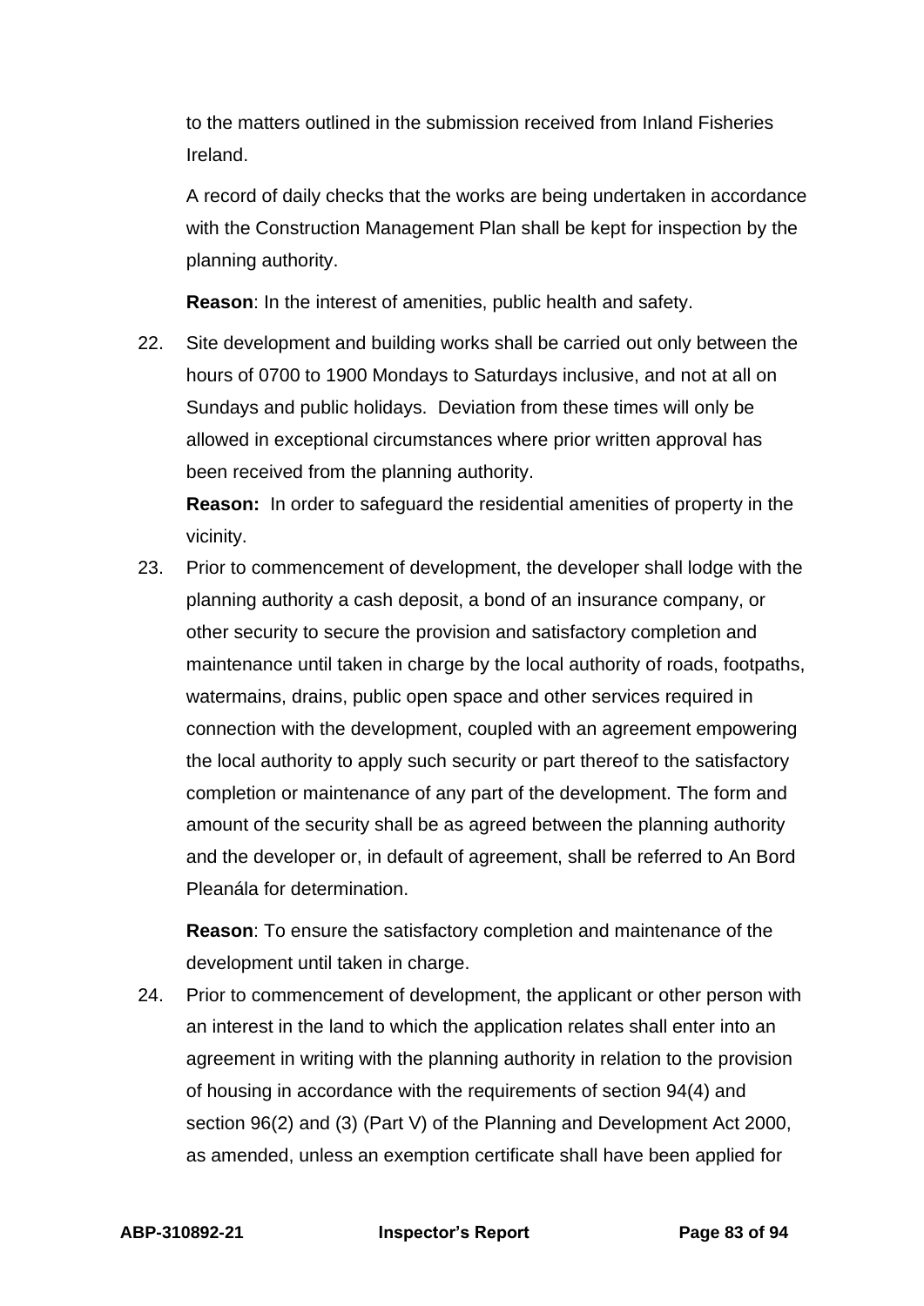to the matters outlined in the submission received from Inland Fisheries Ireland.

A record of daily checks that the works are being undertaken in accordance with the Construction Management Plan shall be kept for inspection by the planning authority.

**Reason**: In the interest of amenities, public health and safety.

22. Site development and building works shall be carried out only between the hours of 0700 to 1900 Mondays to Saturdays inclusive, and not at all on Sundays and public holidays. Deviation from these times will only be allowed in exceptional circumstances where prior written approval has been received from the planning authority.

    **Reason:** In order to safeguard the residential amenities of property in the vicinity.

23. Prior to commencement of development, the developer shall lodge with the planning authority a cash deposit, a bond of an insurance company, or other security to secure the provision and satisfactory completion and maintenance until taken in charge by the local authority of roads, footpaths, watermains, drains, public open space and other services required in connection with the development, coupled with an agreement empowering the local authority to apply such security or part thereof to the satisfactory completion or maintenance of any part of the development. The form and amount of the security shall be as agreed between the planning authority and the developer or, in default of agreement, shall be referred to An Bord Pleanála for determination.

    **Reason**: To ensure the satisfactory completion and maintenance of the development until taken in charge.

24. Prior to commencement of development, the applicant or other person with an interest in the land to which the application relates shall enter into an agreement in writing with the planning authority in relation to the provision of housing in accordance with the requirements of section 94(4) and section 96(2) and (3) (Part V) of the Planning and Development Act 2000, as amended, unless an exemption certificate shall have been applied for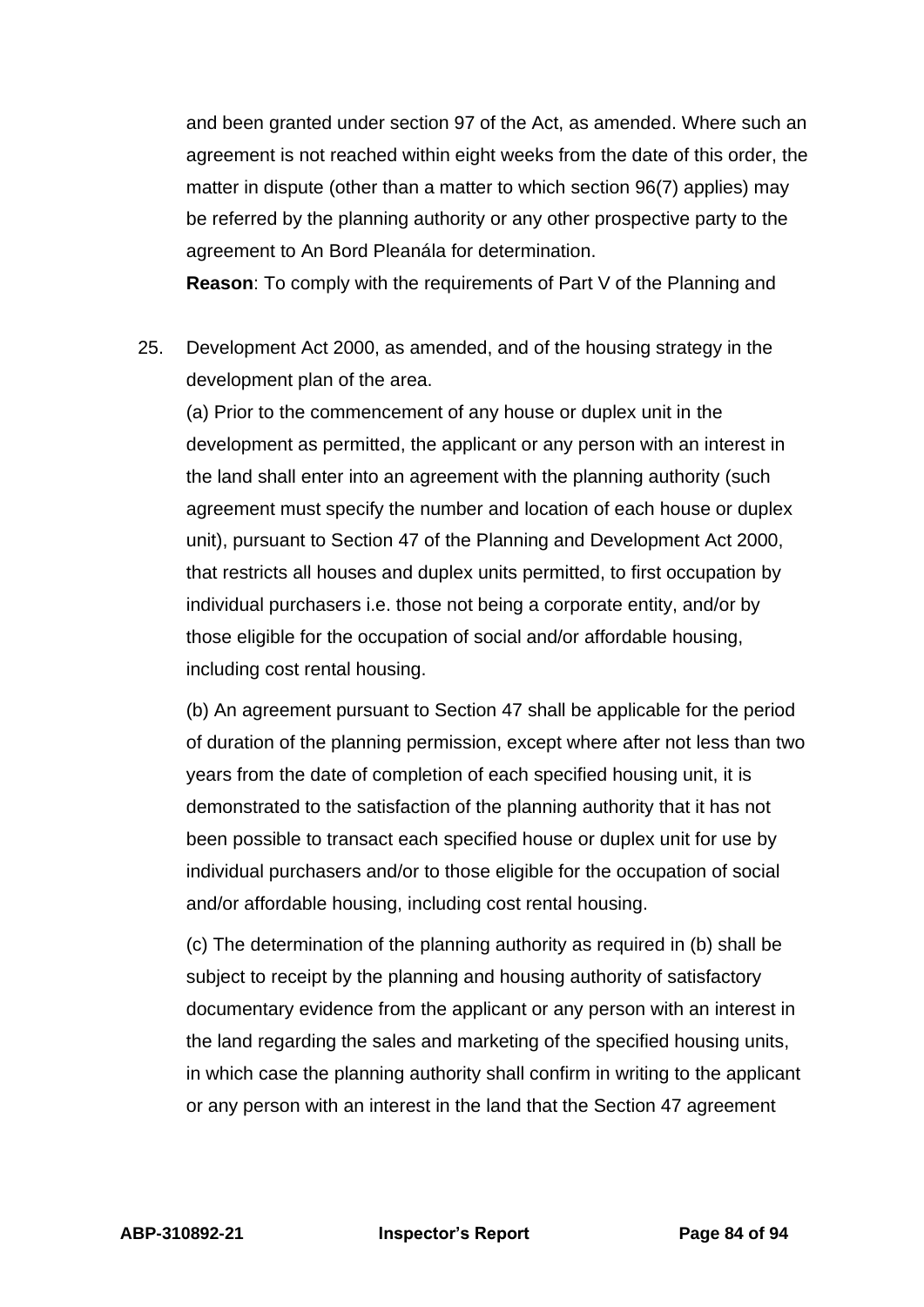and been granted under section 97 of the Act, as amended. Where such an agreement is not reached within eight weeks from the date of this order, the matter in dispute (other than a matter to which section 96(7) applies) may be referred by the planning authority or any other prospective party to the agreement to An Bord Pleanála for determination.

**Reason**: To comply with the requirements of Part V of the Planning and

25. Development Act 2000, as amended, and of the housing strategy in the development plan of the area.

    (a) Prior to the commencement of any house or duplex unit in the development as permitted, the applicant or any person with an interest in the land shall enter into an agreement with the planning authority (such agreement must specify the number and location of each house or duplex unit), pursuant to Section 47 of the Planning and Development Act 2000, that restricts all houses and duplex units permitted, to first occupation by individual purchasers i.e. those not being a corporate entity, and/or by those eligible for the occupation of social and/or affordable housing, including cost rental housing.

    (b) An agreement pursuant to Section 47 shall be applicable for the period of duration of the planning permission, except where after not less than two years from the date of completion of each specified housing unit, it is demonstrated to the satisfaction of the planning authority that it has not been possible to transact each specified house or duplex unit for use by individual purchasers and/or to those eligible for the occupation of social and/or affordable housing, including cost rental housing.

    (c) The determination of the planning authority as required in (b) shall be subject to receipt by the planning and housing authority of satisfactory documentary evidence from the applicant or any person with an interest in the land regarding the sales and marketing of the specified housing units, in which case the planning authority shall confirm in writing to the applicant or any person with an interest in the land that the Section 47 agreement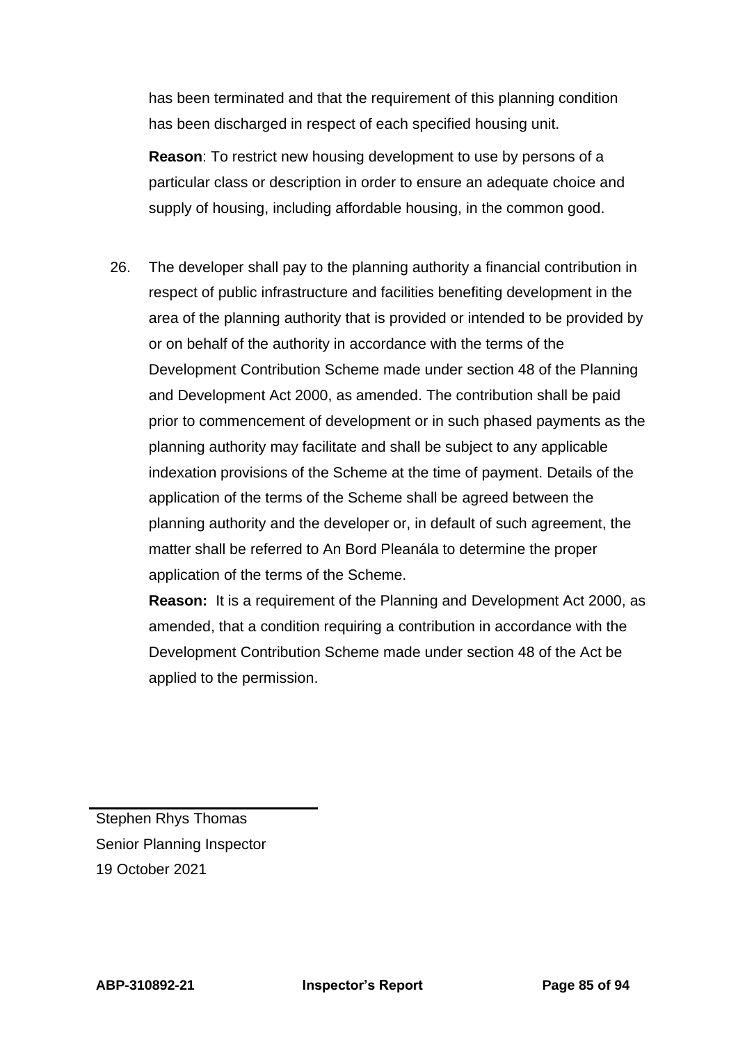has been terminated and that the requirement of this planning condition has been discharged in respect of each specified housing unit.

**Reason**: To restrict new housing development to use by persons of a particular class or description in order to ensure an adequate choice and supply of housing, including affordable housing, in the common good.

26. The developer shall pay to the planning authority a financial contribution in respect of public infrastructure and facilities benefiting development in the area of the planning authority that is provided or intended to be provided by or on behalf of the authority in accordance with the terms of the Development Contribution Scheme made under section 48 of the Planning and Development Act 2000, as amended. The contribution shall be paid prior to commencement of development or in such phased payments as the planning authority may facilitate and shall be subject to any applicable indexation provisions of the Scheme at the time of payment. Details of the application of the terms of the Scheme shall be agreed between the planning authority and the developer or, in default of such agreement, the matter shall be referred to An Bord Pleanála to determine the proper application of the terms of the Scheme.

    **Reason:** It is a requirement of the Planning and Development Act 2000, as amended, that a condition requiring a contribution in accordance with the Development Contribution Scheme made under section 48 of the Act be applied to the permission.

Stephen Rhys Thomas
Senior Planning Inspector
19 October 2021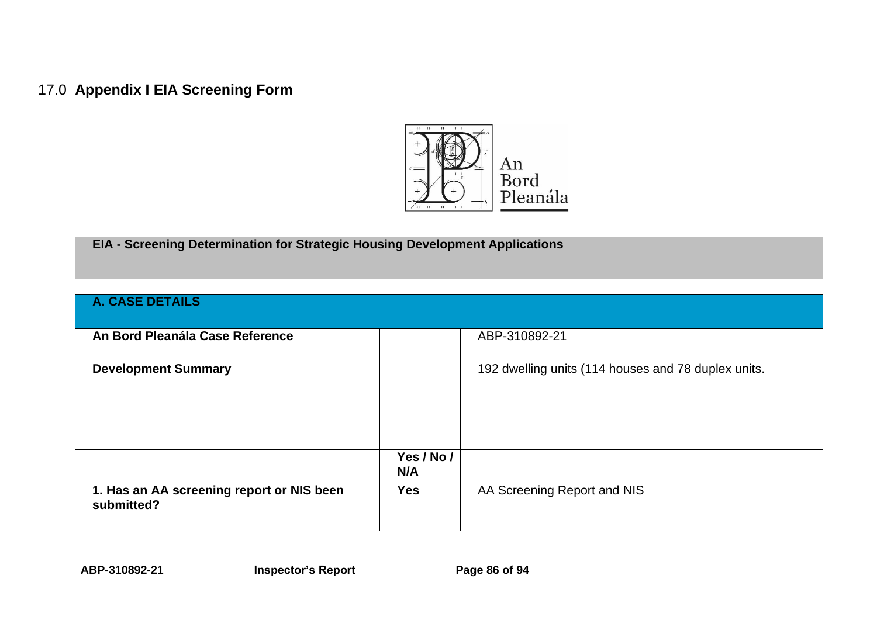# 17.0 **Appendix I EIA Screening Form**

An Bord Pleanála

**EIA - Screening Determination for Strategic Housing Development Applications**

| **A. CASE DETAILS** | | |
|---|---|---|
| **An Bord Pleanála Case Reference** | | ABP-310892-21 |
| **Development Summary** | | 192 dwelling units (114 houses and 78 duplex units. |
| | **Yes / No / N/A** | |
| **1. Has an AA screening report or NIS been submitted?** | **Yes** | AA Screening Report and NIS |
| | | |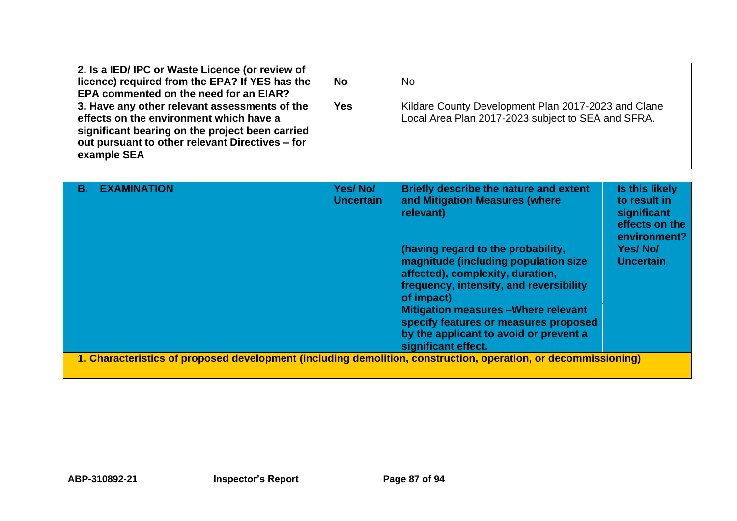| | | |
|---|---|---|
| **2. Is a IED/ IPC or Waste Licence (or review of licence) required from the EPA? If YES has the EPA commented on the need for an EIAR?** | **No** | No |
| **3. Have any other relevant assessments of the effects on the environment which have a significant bearing on the project been carried out pursuant to other relevant Directives – for example SEA** | **Yes** | Kildare County Development Plan 2017-2023 and Clane Local Area Plan 2017-2023 subject to SEA and SFRA. |

| **B. EXAMINATION** | **Yes/ No/ Uncertain** | **Briefly describe the nature and extent and Mitigation Measures (where relevant)**<br><br>**(having regard to the probability, magnitude (including population size affected), complexity, duration, frequency, intensity, and reversibility of impact)**<br>**Mitigation measures –Where relevant specify features or measures proposed by the applicant to avoid or prevent a significant effect.** | **Is this likely to result in significant effects on the environment? Yes/ No/ Uncertain** |
|---|---|---|---|
| **1. Characteristics of proposed development (including demolition, construction, operation, or decommissioning)** | | | |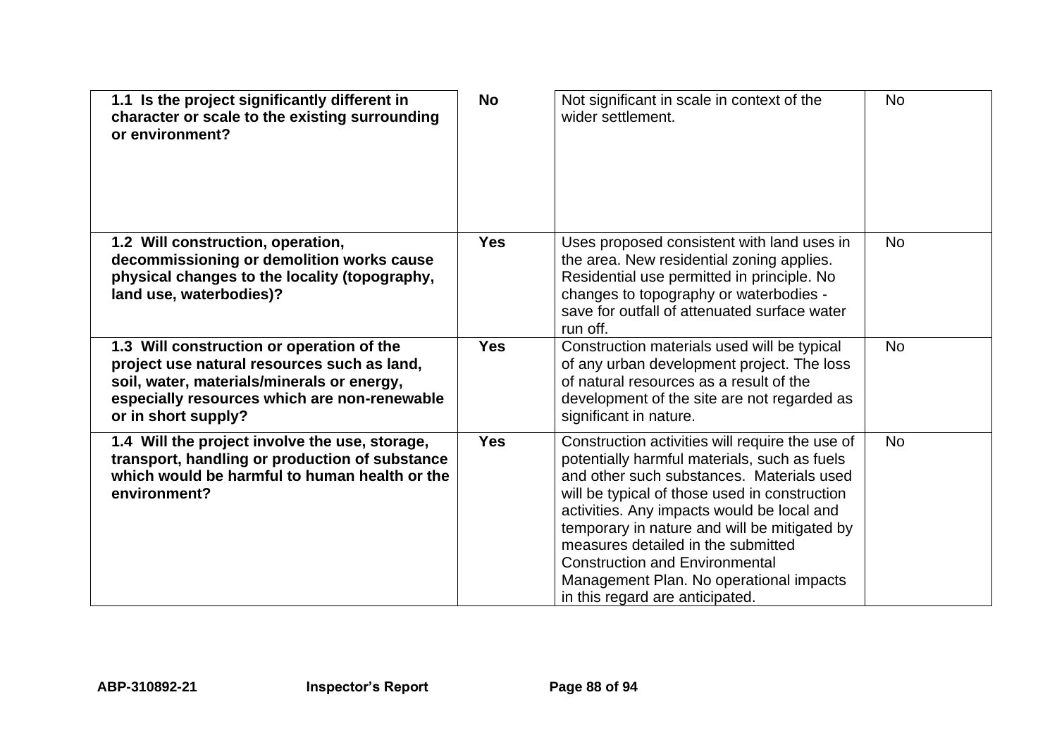| | | | |
|---|---|---|---|
| **1.1 Is the project significantly different in character or scale to the existing surrounding or environment?** | **No** | Not significant in scale in context of the wider settlement. | No |
| **1.2 Will construction, operation, decommissioning or demolition works cause physical changes to the locality (topography, land use, waterbodies)?** | **Yes** | Uses proposed consistent with land uses in the area. New residential zoning applies. Residential use permitted in principle. No changes to topography or waterbodies - save for outfall of attenuated surface water run off. | No |
| **1.3 Will construction or operation of the project use natural resources such as land, soil, water, materials/minerals or energy, especially resources which are non-renewable or in short supply?** | **Yes** | Construction materials used will be typical of any urban development project. The loss of natural resources as a result of the development of the site are not regarded as significant in nature. | No |
| **1.4 Will the project involve the use, storage, transport, handling or production of substance which would be harmful to human health or the environment?** | **Yes** | Construction activities will require the use of potentially harmful materials, such as fuels and other such substances. Materials used will be typical of those used in construction activities. Any impacts would be local and temporary in nature and will be mitigated by measures detailed in the submitted Construction and Environmental Management Plan. No operational impacts in this regard are anticipated. | No |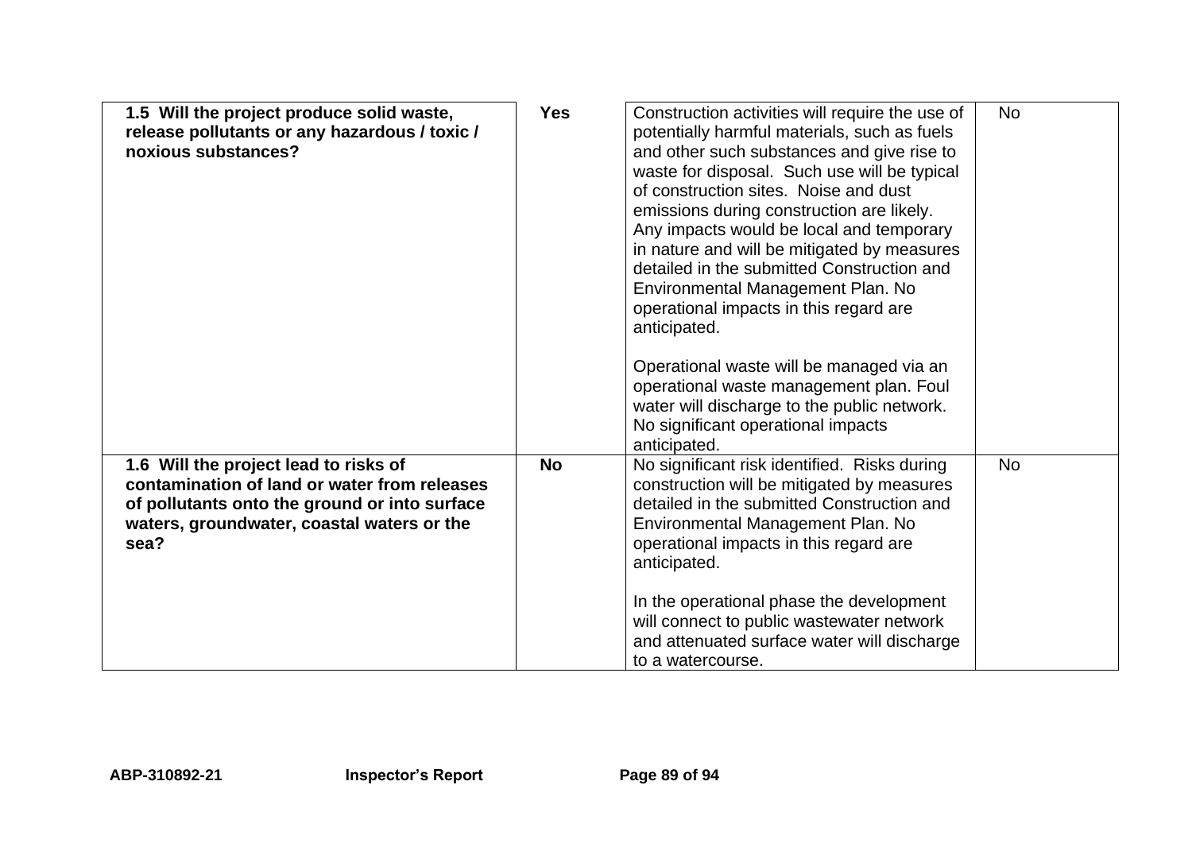| **1.5 Will the project produce solid waste, release pollutants or any hazardous / toxic / noxious substances?** | **Yes** | Construction activities will require the use of potentially harmful materials, such as fuels and other such substances and give rise to waste for disposal. Such use will be typical of construction sites. Noise and dust emissions during construction are likely. Any impacts would be local and temporary in nature and will be mitigated by measures detailed in the submitted Construction and Environmental Management Plan. No operational impacts in this regard are anticipated.<br><br>Operational waste will be managed via an operational waste management plan. Foul water will discharge to the public network. No significant operational impacts anticipated. | No |
|---|---|---|---|
| **1.6 Will the project lead to risks of contamination of land or water from releases of pollutants onto the ground or into surface waters, groundwater, coastal waters or the sea?** | **No** | No significant risk identified. Risks during construction will be mitigated by measures detailed in the submitted Construction and Environmental Management Plan. No operational impacts in this regard are anticipated.<br><br>In the operational phase the development will connect to public wastewater network and attenuated surface water will discharge to a watercourse. | No |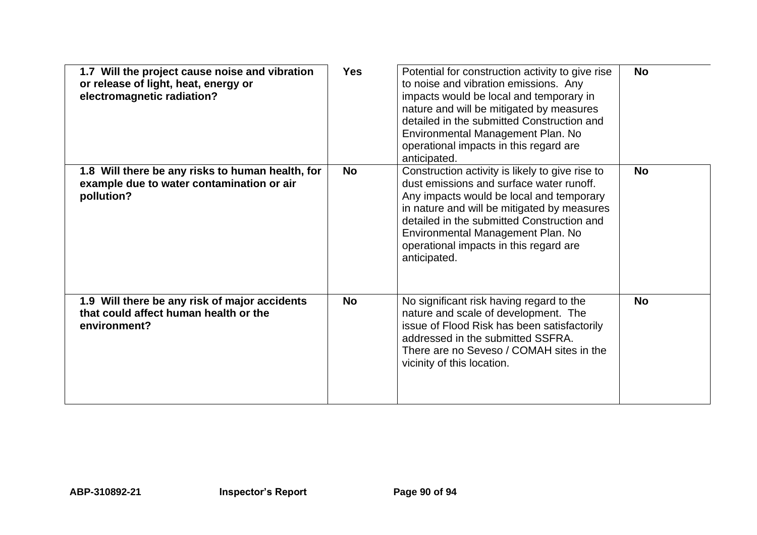| **1.7 Will the project cause noise and vibration or release of light, heat, energy or electromagnetic radiation?** | **Yes** | Potential for construction activity to give rise to noise and vibration emissions. Any impacts would be local and temporary in nature and will be mitigated by measures detailed in the submitted Construction and Environmental Management Plan. No operational impacts in this regard are anticipated. | **No** |
|---|---|---|---|
| **1.8 Will there be any risks to human health, for example due to water contamination or air pollution?** | **No** | Construction activity is likely to give rise to dust emissions and surface water runoff. Any impacts would be local and temporary in nature and will be mitigated by measures detailed in the submitted Construction and Environmental Management Plan. No operational impacts in this regard are anticipated. | **No** |
| **1.9 Will there be any risk of major accidents that could affect human health or the environment?** | **No** | No significant risk having regard to the nature and scale of development. The issue of Flood Risk has been satisfactorily addressed in the submitted SSFRA. There are no Seveso / COMAH sites in the vicinity of this location. | **No** |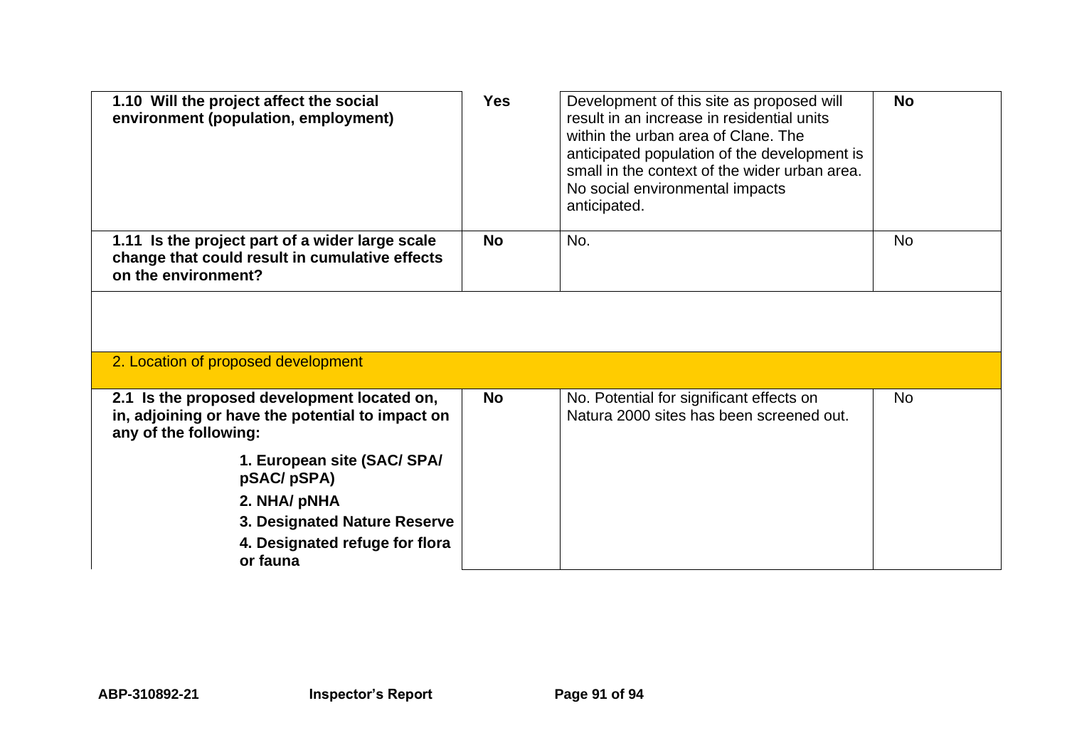| | | | |
|---|---|---|---|
| **1.10 Will the project affect the social environment (population, employment)** | **Yes** | Development of this site as proposed will result in an increase in residential units within the urban area of Clane. The anticipated population of the development is small in the context of the wider urban area. No social environmental impacts anticipated. | **No** |
| **1.11 Is the project part of a wider large scale change that could result in cumulative effects on the environment?** | **No** | No. | No |
| | | | |
| 2. Location of proposed development | | | |
| **2.1 Is the proposed development located on, in, adjoining or have the potential to impact on any of the following:**<br>**1. European site (SAC/ SPA/ pSAC/ pSPA)**<br>**2. NHA/ pNHA**<br>**3. Designated Nature Reserve**<br>**4. Designated refuge for flora or fauna** | **No** | No. Potential for significant effects on Natura 2000 sites has been screened out. | No |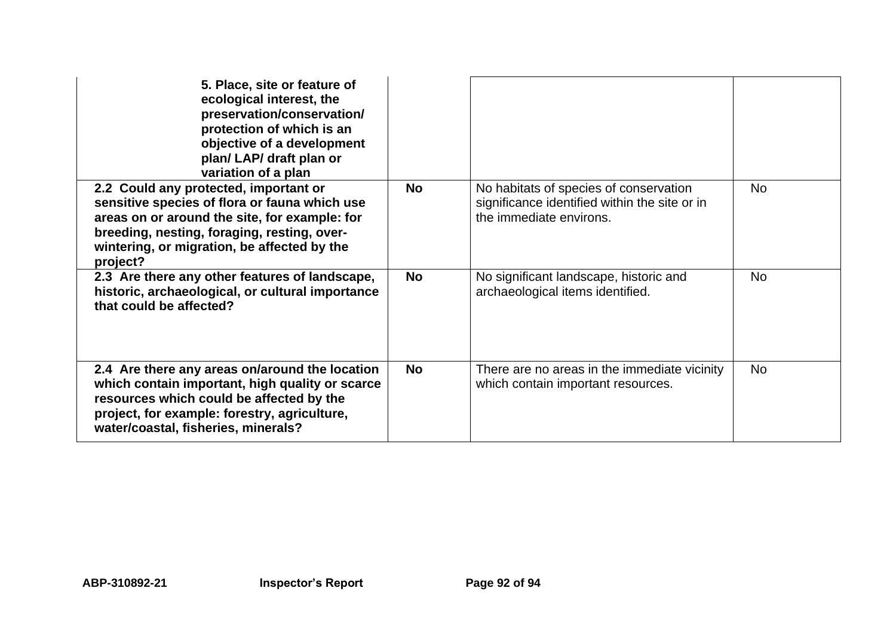| | | | |
|---|---|---|---|
| **5. Place, site or feature of ecological interest, the preservation/conservation/ protection of which is an objective of a development plan/ LAP/ draft plan or variation of a plan** | | | |
| **2.2 Could any protected, important or sensitive species of flora or fauna which use areas on or around the site, for example: for breeding, nesting, foraging, resting, over-wintering, or migration, be affected by the project?** | **No** | No habitats of species of conservation significance identified within the site or in the immediate environs. | No |
| **2.3 Are there any other features of landscape, historic, archaeological, or cultural importance that could be affected?** | **No** | No significant landscape, historic and archaeological items identified. | No |
| **2.4 Are there any areas on/around the location which contain important, high quality or scarce resources which could be affected by the project, for example: forestry, agriculture, water/coastal, fisheries, minerals?** | **No** | There are no areas in the immediate vicinity which contain important resources. | No |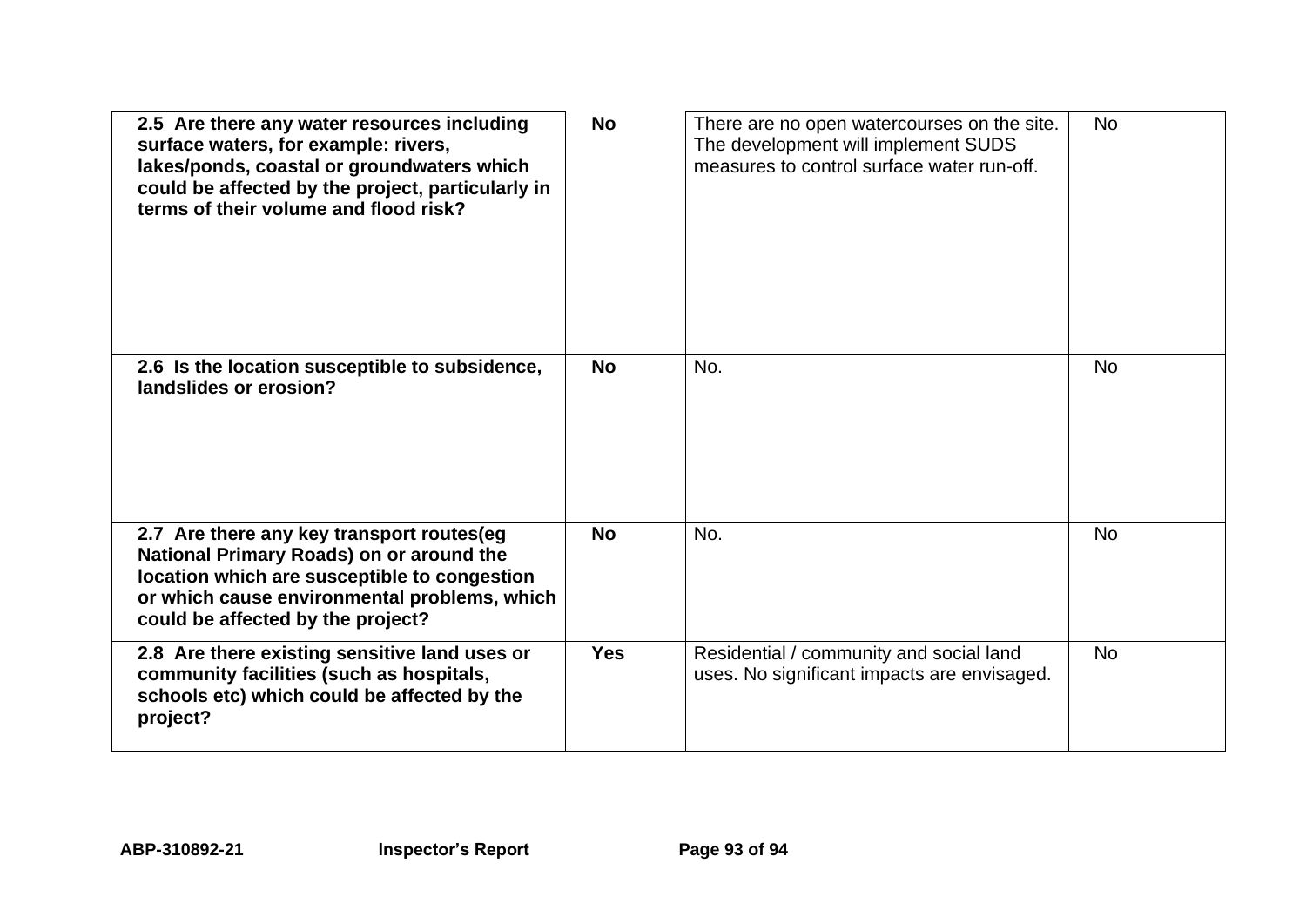| | | | |
|---|---|---|---|
| **2.5 Are there any water resources including surface waters, for example: rivers, lakes/ponds, coastal or groundwaters which could be affected by the project, particularly in terms of their volume and flood risk?** | **No** | There are no open watercourses on the site. The development will implement SUDS measures to control surface water run-off. | No |
| **2.6 Is the location susceptible to subsidence, landslides or erosion?** | **No** | No. | No |
| **2.7 Are there any key transport routes(eg National Primary Roads) on or around the location which are susceptible to congestion or which cause environmental problems, which could be affected by the project?** | **No** | No. | No |
| **2.8 Are there existing sensitive land uses or community facilities (such as hospitals, schools etc) which could be affected by the project?** | **Yes** | Residential / community and social land uses. No significant impacts are envisaged. | No |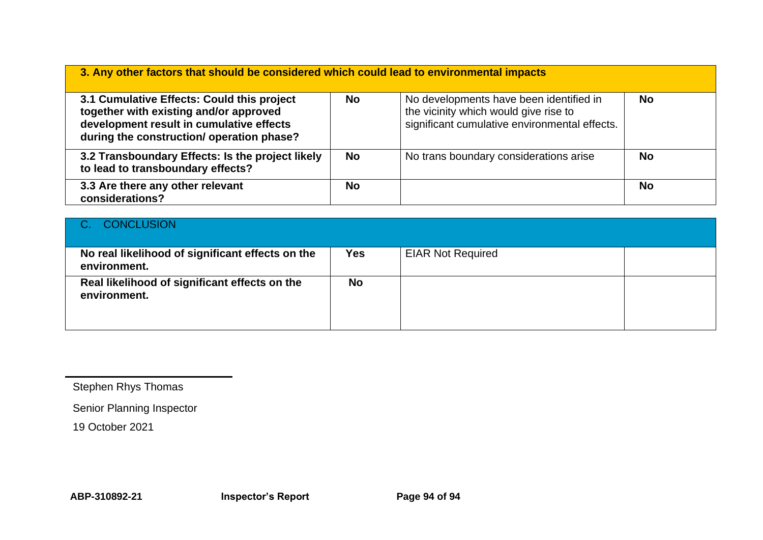| 3. Any other factors that should be considered which could lead to environmental impacts | | | |
|---|---|---|---|
| **3.1 Cumulative Effects: Could this project together with existing and/or approved development result in cumulative effects during the construction/ operation phase?** | **No** | No developments have been identified in the vicinity which would give rise to significant cumulative environmental effects. | **No** |
| **3.2 Transboundary Effects: Is the project likely to lead to transboundary effects?** | **No** | No trans boundary considerations arise | **No** |
| **3.3 Are there any other relevant considerations?** | **No** | | **No** |

| C. CONCLUSION | | | |
|---|---|---|---|
| **No real likelihood of significant effects on the environment.** | **Yes** | EIAR Not Required | |
| **Real likelihood of significant effects on the environment.** | **No** | | |

Stephen Rhys Thomas

Senior Planning Inspector

19 October 2021